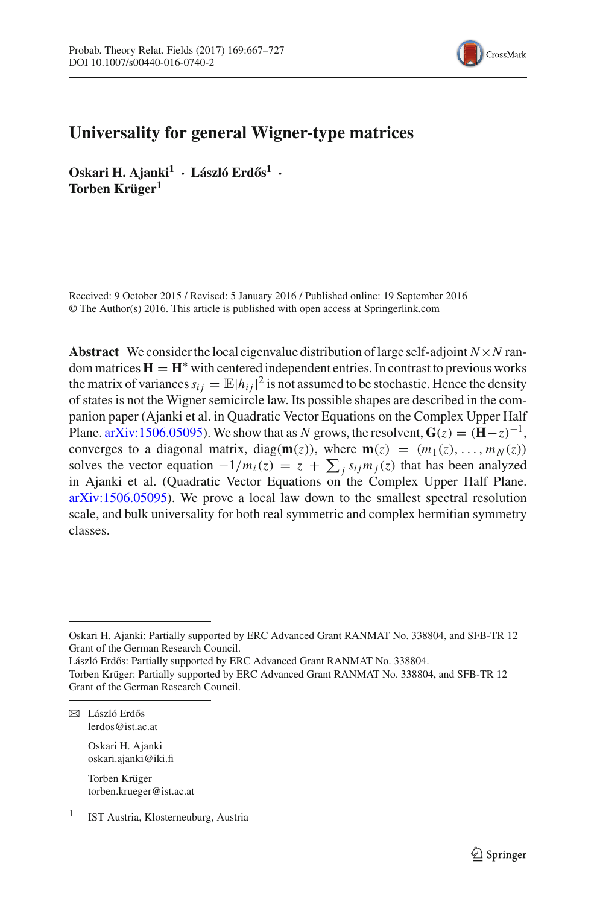# Universality for general Wigner-type matrices

**Oskari H. Ajanki[1] · László Erdős[1] · Torben Krüger[1]**

Received: 9 October 2015 / Revised: 5 January 2016 / Published online: 19 September 2016
© The Author(s) 2016. This article is published with open access at Springerlink.com

**Abstract** We consider the local eigenvalue distribution of large self-adjoint $N \times N$ random matrices $\mathbf{H} = \mathbf{H}^*$ with centered independent entries. In contrast to previous works the matrix of variances $s_{ij} = \mathbb{E}|h_{ij}|^2$ is not assumed to be stochastic. Hence the density of states is not the Wigner semicircle law. Its possible shapes are described in the companion paper (Ajanki et al. in Quadratic Vector Equations on the Complex Upper Half Plane. arXiv:1506.05095). We show that as $N$ grows, the resolvent, $\mathbf{G}(z) = (\mathbf{H} - z)^{-1}$, converges to a diagonal matrix, $\mathrm{diag}(\mathbf{m}(z))$, where $\mathbf{m}(z) = (m_1(z), \ldots, m_N(z))$ solves the vector equation $-1/m_i(z) = z + \sum_j s_{ij} m_j(z)$ that has been analyzed in Ajanki et al. (Quadratic Vector Equations on the Complex Upper Half Plane. arXiv:1506.05095). We prove a local law down to the smallest spectral resolution scale, and bulk universality for both real symmetric and complex hermitian symmetry classes.

---

Oskari H. Ajanki: Partially supported by ERC Advanced Grant RANMAT No. 338804, and SFB-TR 12 Grant of the German Research Council.
László Erdős: Partially supported by ERC Advanced Grant RANMAT No. 338804.
Torben Krüger: Partially supported by ERC Advanced Grant RANMAT No. 338804, and SFB-TR 12 Grant of the German Research Council.

✉ László Erdős
lerdos@ist.ac.at

Oskari H. Ajanki
oskari.ajanki@iki.fi

Torben Krüger
torben.krueger@ist.ac.at

[1] IST Austria, Klosterneuburg, Austria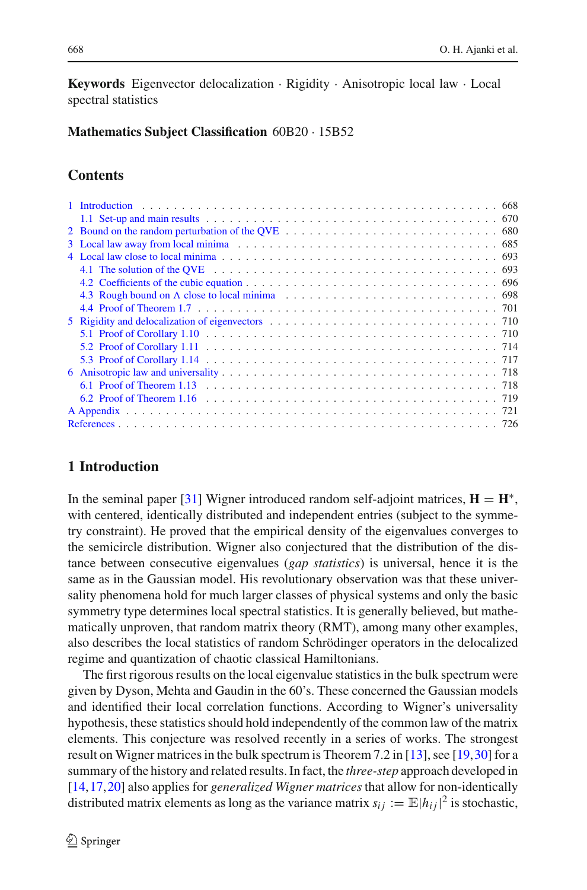**Keywords** Eigenvector delocalization · Rigidity · Anisotropic local law · Local spectral statistics

**Mathematics Subject Classification** 60B20 · 15B52

## Contents

1 Introduction . . . 668
  1.1 Set-up and main results . . . 670
2 Bound on the random perturbation of the QVE . . . 680
3 Local law away from local minima . . . 685
4 Local law close to local minima . . . 693
  4.1 The solution of the QVE . . . 693
  4.2 Coefficients of the cubic equation . . . 696
  4.3 Rough bound on $\Lambda$ close to local minima . . . 698
  4.4 Proof of Theorem 1.7 . . . 701
5 Rigidity and delocalization of eigenvectors . . . 710
  5.1 Proof of Corollary 1.10 . . . 710
  5.2 Proof of Corollary 1.11 . . . 714
  5.3 Proof of Corollary 1.14 . . . 717
6 Anisotropic law and universality . . . 718
  6.1 Proof of Theorem 1.13 . . . 718
  6.2 Proof of Theorem 1.16 . . . 719
A Appendix . . . 721
References . . . 726

## 1 Introduction

In the seminal paper [31] Wigner introduced random self-adjoint matrices, $\mathbf{H} = \mathbf{H}^*$, with centered, identically distributed and independent entries (subject to the symmetry constraint). He proved that the empirical density of the eigenvalues converges to the semicircle distribution. Wigner also conjectured that the distribution of the distance between consecutive eigenvalues (*gap statistics*) is universal, hence it is the same as in the Gaussian model. His revolutionary observation was that these universality phenomena hold for much larger classes of physical systems and only the basic symmetry type determines local spectral statistics. It is generally believed, but mathematically unproven, that random matrix theory (RMT), among many other examples, also describes the local statistics of random Schrödinger operators in the delocalized regime and quantization of chaotic classical Hamiltonians.

The first rigorous results on the local eigenvalue statistics in the bulk spectrum were given by Dyson, Mehta and Gaudin in the 60's. These concerned the Gaussian models and identified their local correlation functions. According to Wigner's universality hypothesis, these statistics should hold independently of the common law of the matrix elements. This conjecture was resolved recently in a series of works. The strongest result on Wigner matrices in the bulk spectrum is Theorem 7.2 in [13], see [19,30] for a summary of the history and related results. In fact, the *three-step* approach developed in [14,17,20] also applies for *generalized Wigner matrices* that allow for non-identically distributed matrix elements as long as the variance matrix $s_{ij} := \mathbb{E}|h_{ij}|^2$ is stochastic,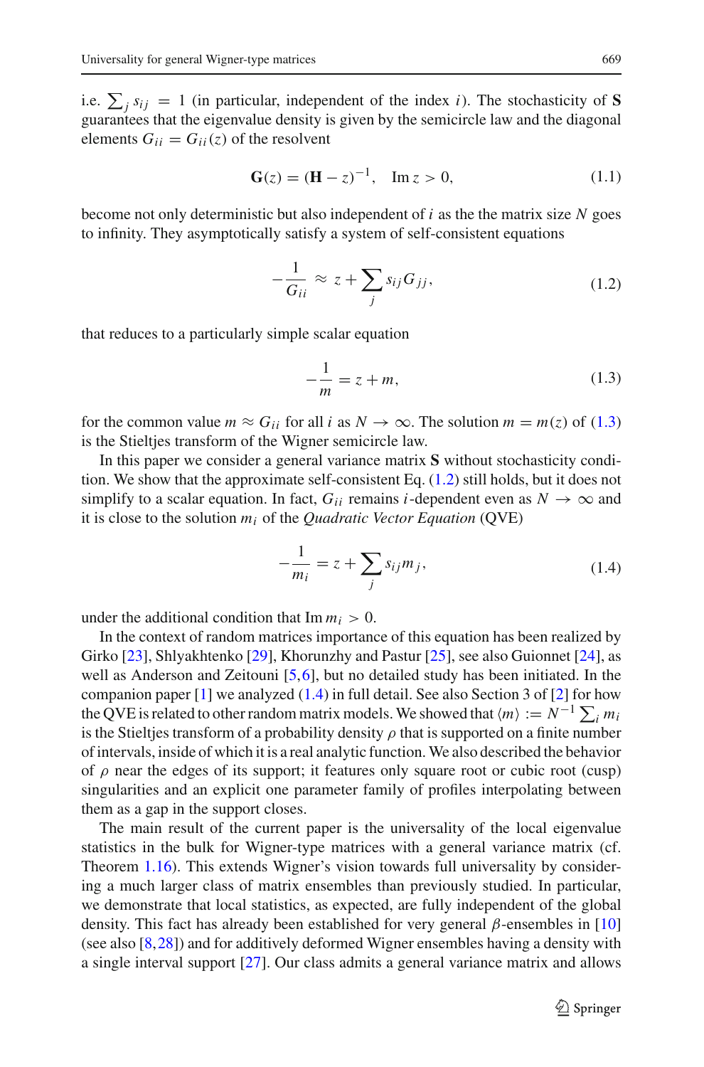i.e. $\sum_j s_{ij} = 1$ (in particular, independent of the index $i$). The stochasticity of $\mathbf{S}$ guarantees that the eigenvalue density is given by the semicircle law and the diagonal elements $G_{ii} = G_{ii}(z)$ of the resolvent

$$\mathbf{G}(z) = (\mathbf{H} - z)^{-1}, \quad \operatorname{Im} z > 0, \tag{1.1}$$

become not only deterministic but also independent of $i$ as the the matrix size $N$ goes to infinity. They asymptotically satisfy a system of self-consistent equations

$$-\frac{1}{G_{ii}} \approx z + \sum_j s_{ij} G_{jj}, \tag{1.2}$$

that reduces to a particularly simple scalar equation

$$-\frac{1}{m} = z + m, \tag{1.3}$$

for the common value $m \approx G_{ii}$ for all $i$ as $N \to \infty$. The solution $m = m(z)$ of (1.3) is the Stieltjes transform of the Wigner semicircle law.

In this paper we consider a general variance matrix $\mathbf{S}$ without stochasticity condition. We show that the approximate self-consistent Eq. (1.2) still holds, but it does not simplify to a scalar equation. In fact, $G_{ii}$ remains $i$-dependent even as $N \to \infty$ and it is close to the solution $m_i$ of the *Quadratic Vector Equation* (QVE)

$$-\frac{1}{m_i} = z + \sum_j s_{ij} m_j, \tag{1.4}$$

under the additional condition that $\operatorname{Im} m_i > 0$.

In the context of random matrices importance of this equation has been realized by Girko [23], Shlyakhtenko [29], Khorunzhy and Pastur [25], see also Guionnet [24], as well as Anderson and Zeitouni [5,6], but no detailed study has been initiated. In the companion paper [1] we analyzed (1.4) in full detail. See also Section 3 of [2] for how the QVE is related to other random matrix models. We showed that $\langle m \rangle := N^{-1} \sum_i m_i$ is the Stieltjes transform of a probability density $\rho$ that is supported on a finite number of intervals, inside of which it is a real analytic function. We also described the behavior of $\rho$ near the edges of its support; it features only square root or cubic root (cusp) singularities and an explicit one parameter family of profiles interpolating between them as a gap in the support closes.

The main result of the current paper is the universality of the local eigenvalue statistics in the bulk for Wigner-type matrices with a general variance matrix (cf. Theorem 1.16). This extends Wigner's vision towards full universality by considering a much larger class of matrix ensembles than previously studied. In particular, we demonstrate that local statistics, as expected, are fully independent of the global density. This fact has already been established for very general $\beta$-ensembles in [10] (see also [8,28]) and for additively deformed Wigner ensembles having a density with a single interval support [27]. Our class admits a general variance matrix and allows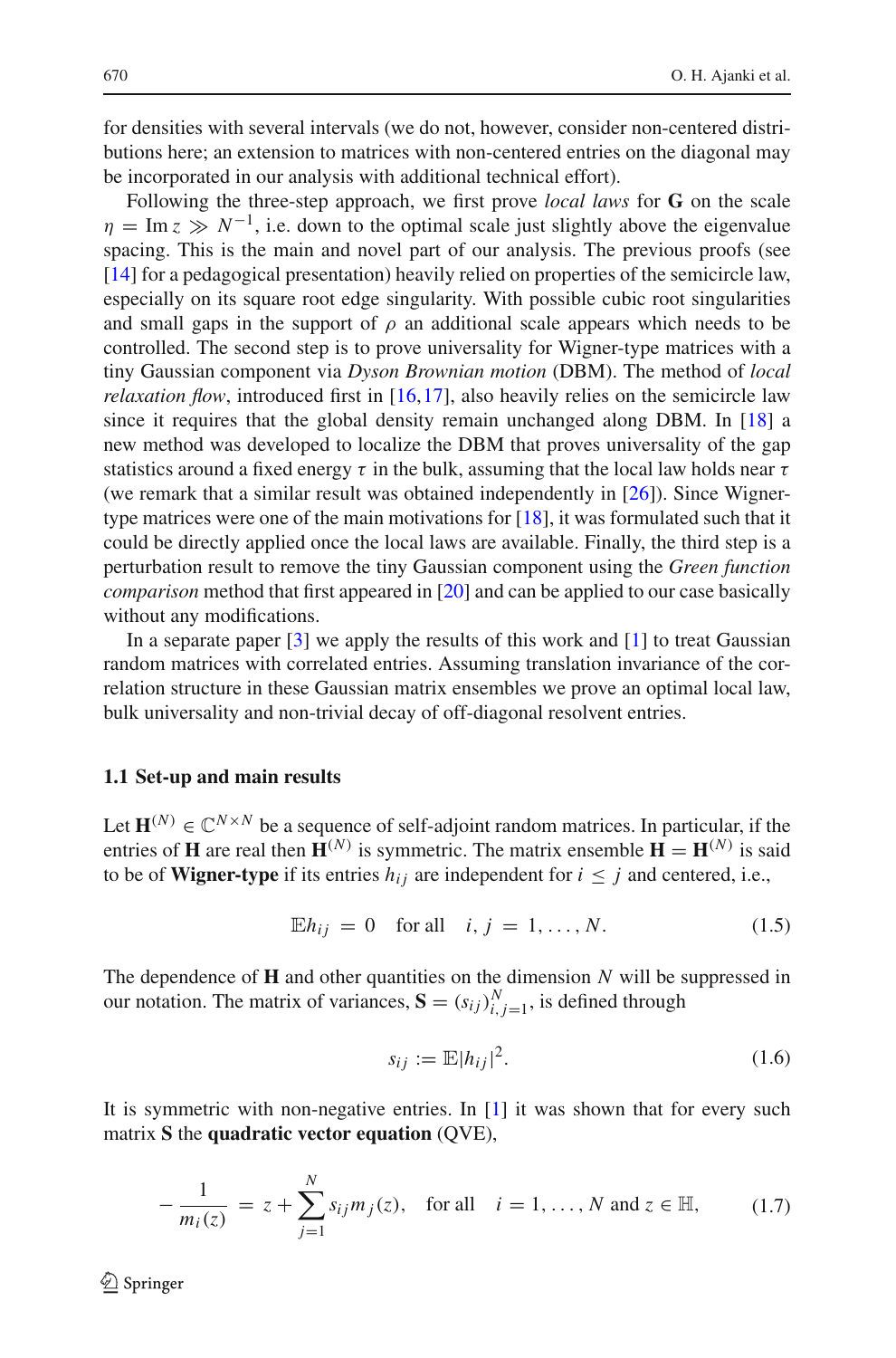for densities with several intervals (we do not, however, consider non-centered distributions here; an extension to matrices with non-centered entries on the diagonal may be incorporated in our analysis with additional technical effort).

Following the three-step approach, we first prove *local laws* for $\mathbf{G}$ on the scale $\eta = \operatorname{Im} z \gg N^{-1}$, i.e. down to the optimal scale just slightly above the eigenvalue spacing. This is the main and novel part of our analysis. The previous proofs (see [14] for a pedagogical presentation) heavily relied on properties of the semicircle law, especially on its square root edge singularity. With possible cubic root singularities and small gaps in the support of $\rho$ an additional scale appears which needs to be controlled. The second step is to prove universality for Wigner-type matrices with a tiny Gaussian component via *Dyson Brownian motion* (DBM). The method of *local relaxation flow*, introduced first in [16,17], also heavily relies on the semicircle law since it requires that the global density remain unchanged along DBM. In [18] a new method was developed to localize the DBM that proves universality of the gap statistics around a fixed energy $\tau$ in the bulk, assuming that the local law holds near $\tau$ (we remark that a similar result was obtained independently in [26]). Since Wigner-type matrices were one of the main motivations for [18], it was formulated such that it could be directly applied once the local laws are available. Finally, the third step is a perturbation result to remove the tiny Gaussian component using the *Green function comparison* method that first appeared in [20] and can be applied to our case basically without any modifications.

In a separate paper [3] we apply the results of this work and [1] to treat Gaussian random matrices with correlated entries. Assuming translation invariance of the correlation structure in these Gaussian matrix ensembles we prove an optimal local law, bulk universality and non-trivial decay of off-diagonal resolvent entries.

### 1.1 Set-up and main results

Let $\mathbf{H}^{(N)} \in \mathbb{C}^{N\times N}$ be a sequence of self-adjoint random matrices. In particular, if the entries of $\mathbf{H}$ are real then $\mathbf{H}^{(N)}$ is symmetric. The matrix ensemble $\mathbf{H} = \mathbf{H}^{(N)}$ is said to be of **Wigner-type** if its entries $h_{ij}$ are independent for $i \le j$ and centered, i.e.,

$$\mathbb{E}h_{ij} = 0 \quad \text{for all} \quad i, j = 1, \ldots, N. \tag{1.5}$$

The dependence of $\mathbf{H}$ and other quantities on the dimension $N$ will be suppressed in our notation. The matrix of variances, $\mathbf{S} = (s_{ij})_{i,j=1}^{N}$, is defined through

$$s_{ij} := \mathbb{E}|h_{ij}|^2. \tag{1.6}$$

It is symmetric with non-negative entries. In [1] it was shown that for every such matrix $\mathbf{S}$ the **quadratic vector equation** (QVE),

$$-\frac{1}{m_i(z)} = z + \sum_{j=1}^{N} s_{ij} m_j(z), \quad \text{for all} \quad i = 1, \ldots, N \text{ and } z \in \mathbb{H}, \tag{1.7}$$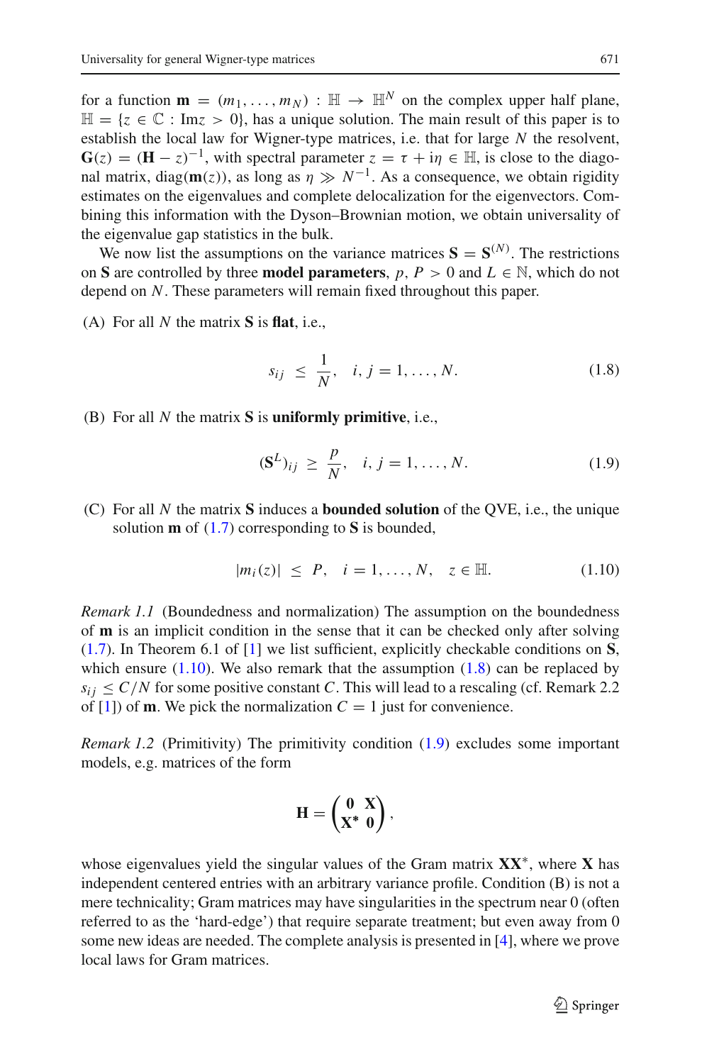for a function $\mathbf{m} = (m_1, \ldots, m_N) : \mathbb{H} \to \mathbb{H}^N$ on the complex upper half plane, $\mathbb{H} = \{z \in \mathbb{C} : \mathrm{Im} z > 0\}$, has a unique solution. The main result of this paper is to establish the local law for Wigner-type matrices, i.e. that for large $N$ the resolvent, $\mathbf{G}(z) = (\mathbf{H} - z)^{-1}$, with spectral parameter $z = \tau + \mathrm{i}\eta \in \mathbb{H}$, is close to the diagonal matrix, $\mathrm{diag}(\mathbf{m}(z))$, as long as $\eta \gg N^{-1}$. As a consequence, we obtain rigidity estimates on the eigenvalues and complete delocalization for the eigenvectors. Combining this information with the Dyson–Brownian motion, we obtain universality of the eigenvalue gap statistics in the bulk.

We now list the assumptions on the variance matrices $\mathbf{S} = \mathbf{S}^{(N)}$. The restrictions on $\mathbf{S}$ are controlled by three **model parameters**, $p, P > 0$ and $L \in \mathbb{N}$, which do not depend on $N$. These parameters will remain fixed throughout this paper.

(A) For all $N$ the matrix $\mathbf{S}$ is **flat**, i.e.,

$$s_{ij} \le \frac{1}{N}, \quad i, j = 1, \ldots, N. \tag{1.8}$$

(B) For all $N$ the matrix $\mathbf{S}$ is **uniformly primitive**, i.e.,

$$(\mathbf{S}^L)_{ij} \ge \frac{p}{N}, \quad i, j = 1, \ldots, N. \tag{1.9}$$

(C) For all $N$ the matrix $\mathbf{S}$ induces a **bounded solution** of the QVE, i.e., the unique solution $\mathbf{m}$ of (1.7) corresponding to $\mathbf{S}$ is bounded,

$$|m_i(z)| \le P, \quad i = 1, \ldots, N, \quad z \in \mathbb{H}. \tag{1.10}$$

*Remark 1.1* (Boundedness and normalization) The assumption on the boundedness of $\mathbf{m}$ is an implicit condition in the sense that it can be checked only after solving (1.7). In Theorem 6.1 of [1] we list sufficient, explicitly checkable conditions on $\mathbf{S}$, which ensure (1.10). We also remark that the assumption (1.8) can be replaced by $s_{ij} \le C/N$ for some positive constant $C$. This will lead to a rescaling (cf. Remark 2.2 of [1]) of $\mathbf{m}$. We pick the normalization $C = 1$ just for convenience.

*Remark 1.2* (Primitivity) The primitivity condition (1.9) excludes some important models, e.g. matrices of the form

$$\mathbf{H} = \begin{pmatrix} \mathbf{0} & \mathbf{X} \\ \mathbf{X}^* & \mathbf{0} \end{pmatrix},$$

whose eigenvalues yield the singular values of the Gram matrix $\mathbf{X}\mathbf{X}^*$, where $\mathbf{X}$ has independent centered entries with an arbitrary variance profile. Condition (B) is not a mere technicality; Gram matrices may have singularities in the spectrum near 0 (often referred to as the 'hard-edge') that require separate treatment; but even away from 0 some new ideas are needed. The complete analysis is presented in [4], where we prove local laws for Gram matrices.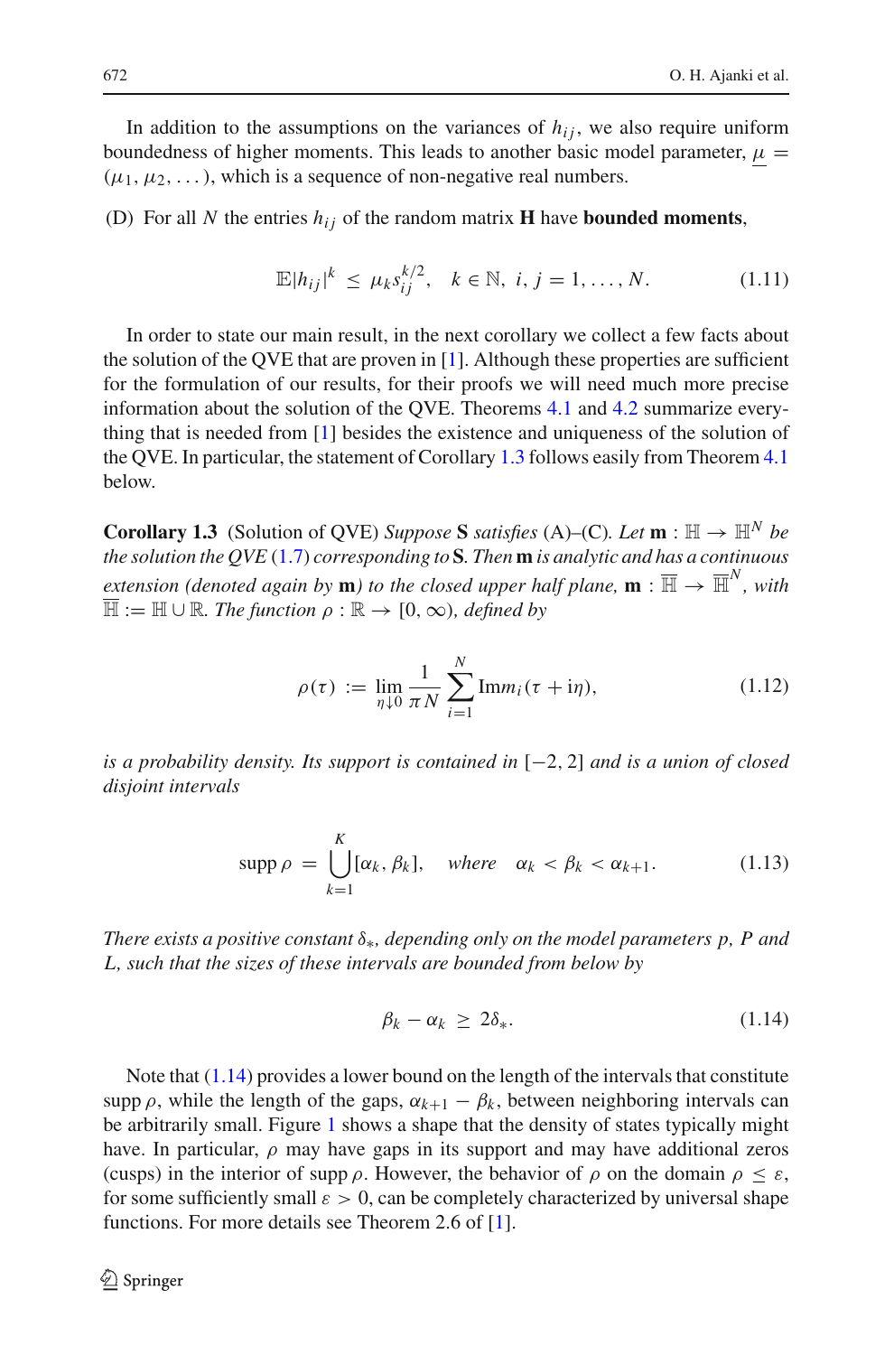In addition to the assumptions on the variances of $h_{ij}$, we also require uniform boundedness of higher moments. This leads to another basic model parameter, $\underline{\mu} = (\mu_1, \mu_2, \dots)$, which is a sequence of non-negative real numbers.

(D) For all $N$ the entries $h_{ij}$ of the random matrix $\mathbf{H}$ have **bounded moments**,

$$\mathbb{E}|h_{ij}|^k \;\leq\; \mu_k s_{ij}^{k/2}, \quad k \in \mathbb{N},\; i, j = 1, \dots, N. \tag{1.11}$$

In order to state our main result, in the next corollary we collect a few facts about the solution of the QVE that are proven in [1]. Although these properties are sufficient for the formulation of our results, for their proofs we will need much more precise information about the solution of the QVE. Theorems 4.1 and 4.2 summarize everything that is needed from [1] besides the existence and uniqueness of the solution of the QVE. In particular, the statement of Corollary 1.3 follows easily from Theorem 4.1 below.

**Corollary 1.3** (Solution of QVE) *Suppose* $\mathbf{S}$ *satisfies* (A)–(C). *Let* $\mathbf{m} : \mathbb{H} \to \mathbb{H}^N$ *be the solution the QVE* (1.7) *corresponding to* $\mathbf{S}$. *Then* $\mathbf{m}$ *is analytic and has a continuous extension (denoted again by* $\mathbf{m}$*) to the closed upper half plane,* $\mathbf{m} : \overline{\mathbb{H}} \to \overline{\mathbb{H}}^N$*, with* $\overline{\mathbb{H}} := \mathbb{H} \cup \mathbb{R}$. *The function* $\rho : \mathbb{R} \to [0, \infty)$*, defined by*

$$\rho(\tau) \;:=\; \lim_{\eta \downarrow 0} \frac{1}{\pi N} \sum_{i=1}^{N} \mathrm{Im}\, m_i(\tau + \mathrm{i}\eta), \tag{1.12}$$

*is a probability density. Its support is contained in* $[-2, 2]$ *and is a union of closed disjoint intervals*

$$\operatorname{supp} \rho \;=\; \bigcup_{k=1}^{K} [\alpha_k, \beta_k], \quad \textit{where} \quad \alpha_k < \beta_k < \alpha_{k+1}. \tag{1.13}$$

*There exists a positive constant* $\delta_*$*, depending only on the model parameters* $p$*,* $P$ *and* $L$*, such that the sizes of these intervals are bounded from below by*

$$\beta_k - \alpha_k \;\geq\; 2\delta_*. \tag{1.14}$$

Note that (1.14) provides a lower bound on the length of the intervals that constitute $\operatorname{supp} \rho$, while the length of the gaps, $\alpha_{k+1} - \beta_k$, between neighboring intervals can be arbitrarily small. Figure 1 shows a shape that the density of states typically might have. In particular, $\rho$ may have gaps in its support and may have additional zeros (cusps) in the interior of $\operatorname{supp} \rho$. However, the behavior of $\rho$ on the domain $\rho \leq \varepsilon$, for some sufficiently small $\varepsilon > 0$, can be completely characterized by universal shape functions. For more details see Theorem 2.6 of [1].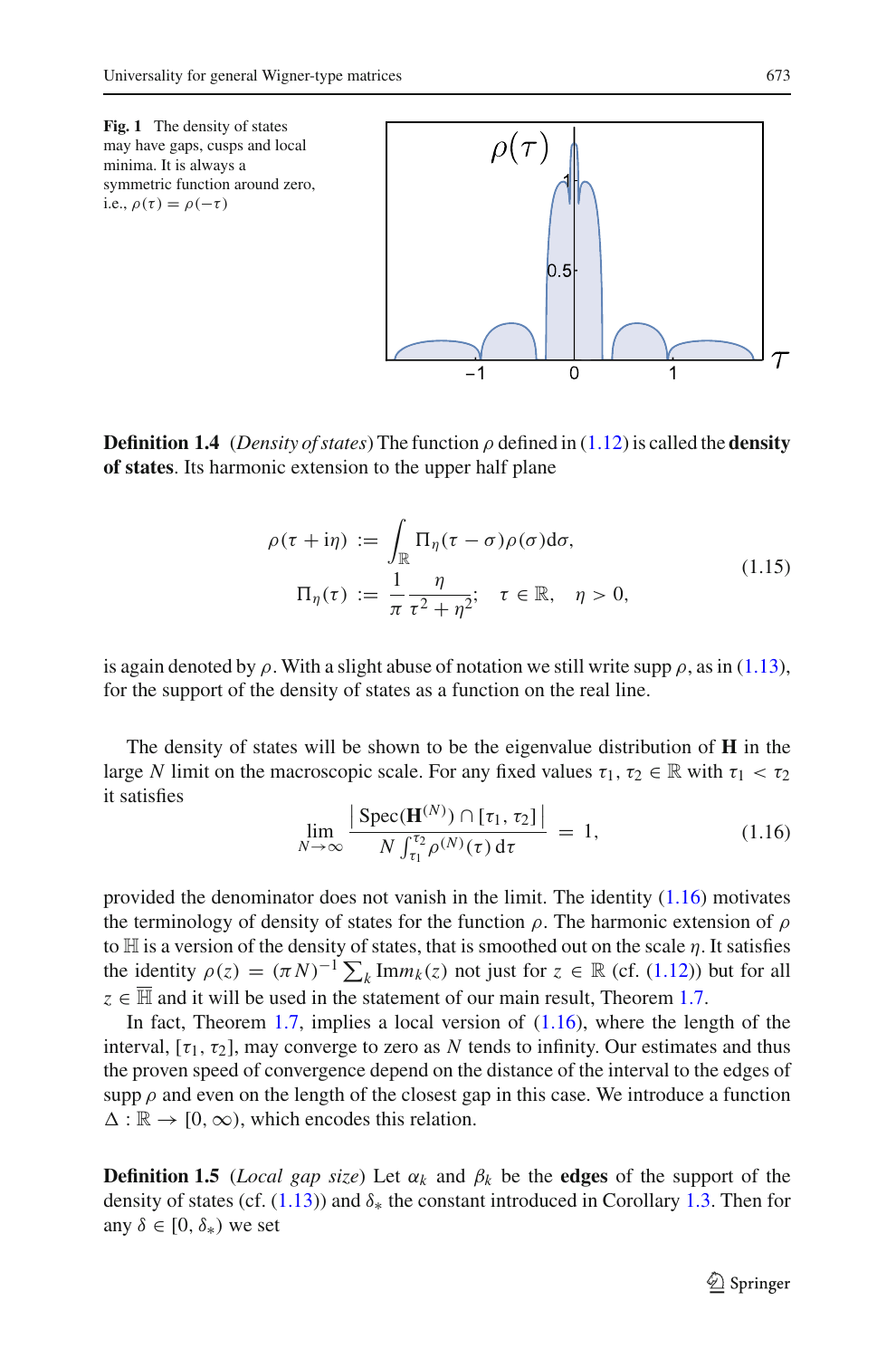**Fig. 1** The density of states may have gaps, cusps and local minima. It is always a symmetric function around zero, i.e., $\rho(\tau) = \rho(-\tau)$

**Definition 1.4** (*Density of states*) The function $\rho$ defined in (1.12) is called the **density of states**. Its harmonic extension to the upper half plane

$$
\begin{aligned}
\rho(\tau + \mathrm{i}\eta) &:= \int_{\mathbb{R}} \Pi_\eta(\tau - \sigma)\rho(\sigma)\mathrm{d}\sigma, \\
\Pi_\eta(\tau) &:= \frac{1}{\pi}\frac{\eta}{\tau^2 + \eta^2}; \quad \tau \in \mathbb{R}, \quad \eta > 0,
\end{aligned}
\tag{1.15}
$$

is again denoted by $\rho$. With a slight abuse of notation we still write $\operatorname{supp}\rho$, as in (1.13), for the support of the density of states as a function on the real line.

The density of states will be shown to be the eigenvalue distribution of $\mathbf{H}$ in the large $N$ limit on the macroscopic scale. For any fixed values $\tau_1, \tau_2 \in \mathbb{R}$ with $\tau_1 < \tau_2$ it satisfies

$$
\lim_{N\to\infty} \frac{\left|\,\operatorname{Spec}(\mathbf{H}^{(N)}) \cap [\tau_1, \tau_2]\,\right|}{N\int_{\tau_1}^{\tau_2}\rho^{(N)}(\tau)\,\mathrm{d}\tau} = 1,
\tag{1.16}
$$

provided the denominator does not vanish in the limit. The identity (1.16) motivates the terminology of density of states for the function $\rho$. The harmonic extension of $\rho$ to $\mathbb{H}$ is a version of the density of states, that is smoothed out on the scale $\eta$. It satisfies the identity $\rho(z) = (\pi N)^{-1}\sum_k \operatorname{Im} m_k(z)$ not just for $z \in \mathbb{R}$ (cf. (1.12)) but for all $z \in \overline{\mathbb{H}}$ and it will be used in the statement of our main result, Theorem 1.7.

In fact, Theorem 1.7, implies a local version of (1.16), where the length of the interval, $[\tau_1, \tau_2]$, may converge to zero as $N$ tends to infinity. Our estimates and thus the proven speed of convergence depend on the distance of the interval to the edges of $\operatorname{supp}\rho$ and even on the length of the closest gap in this case. We introduce a function $\Delta : \mathbb{R} \to [0, \infty)$, which encodes this relation.

**Definition 1.5** (*Local gap size*) Let $\alpha_k$ and $\beta_k$ be the **edges** of the support of the density of states (cf. (1.13)) and $\delta_*$ the constant introduced in Corollary 1.3. Then for any $\delta \in [0, \delta_*)$ we set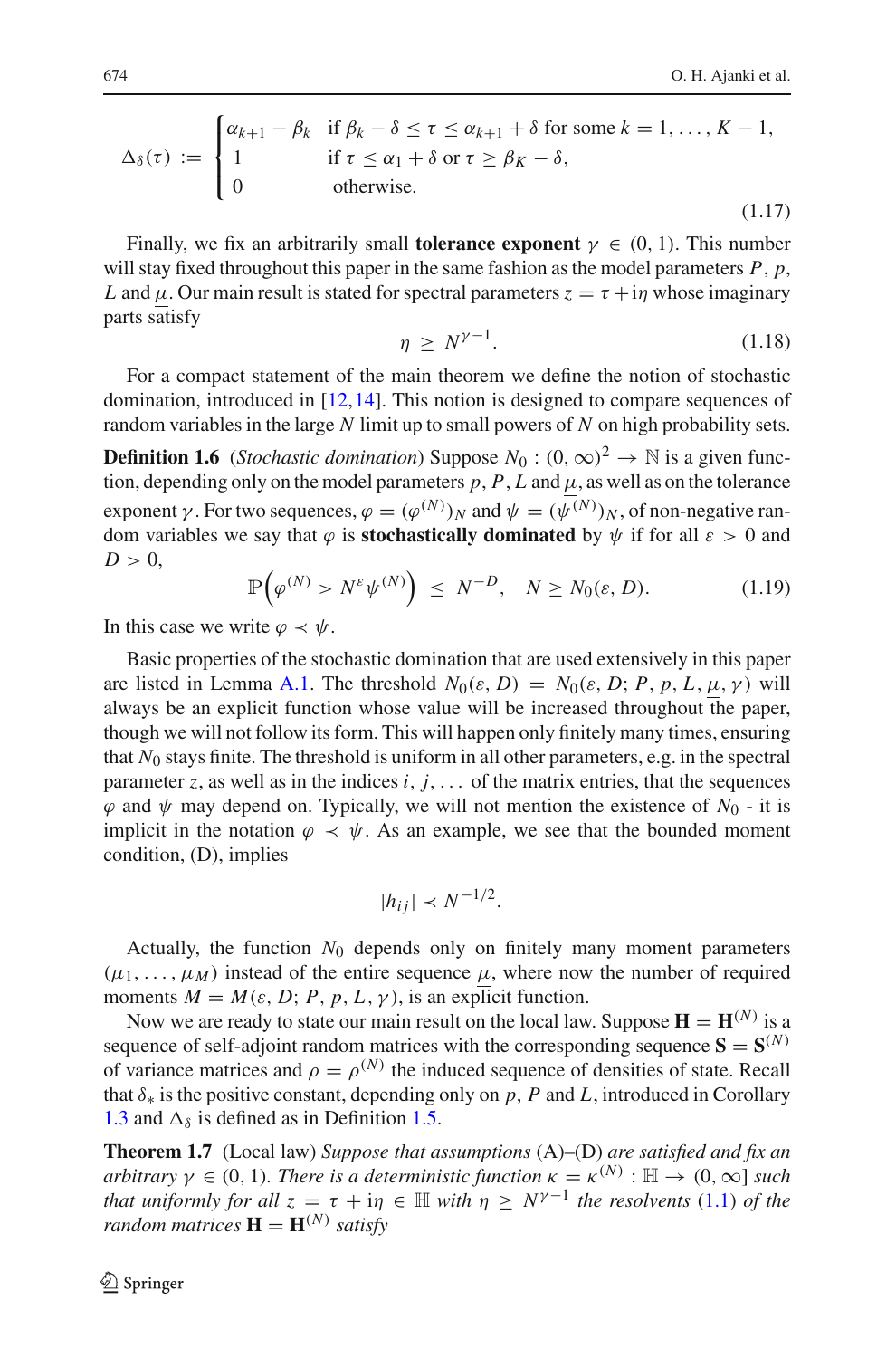$$
\Delta_\delta(\tau) := \begin{cases} \alpha_{k+1} - \beta_k & \text{if } \beta_k - \delta \le \tau \le \alpha_{k+1} + \delta \text{ for some } k = 1, \ldots, K-1, \\ 1 & \text{if } \tau \le \alpha_1 + \delta \text{ or } \tau \ge \beta_K - \delta, \\ 0 & \text{otherwise.} \end{cases} \tag{1.17}
$$

Finally, we fix an arbitrarily small **tolerance exponent** $\gamma \in (0, 1)$. This number will stay fixed throughout this paper in the same fashion as the model parameters $P$, $p$, $L$ and $\underline{\mu}$. Our main result is stated for spectral parameters $z = \tau + \mathrm{i}\eta$ whose imaginary parts satisfy

$$
\eta \ge N^{\gamma - 1}. \tag{1.18}
$$

For a compact statement of the main theorem we define the notion of stochastic domination, introduced in [12,14]. This notion is designed to compare sequences of random variables in the large $N$ limit up to small powers of $N$ on high probability sets.

**Definition 1.6** (*Stochastic domination*) Suppose $N_0 : (0, \infty)^2 \to \mathbb{N}$ is a given function, depending only on the model parameters $p$, $P$, $L$ and $\underline{\mu}$, as well as on the tolerance exponent $\gamma$. For two sequences, $\varphi = (\varphi^{(N)})_N$ and $\psi = (\psi^{(N)})_N$, of non-negative random variables we say that $\varphi$ is **stochastically dominated** by $\psi$ if for all $\varepsilon > 0$ and $D > 0$,

$$
\mathbb{P}\Big(\varphi^{(N)} > N^{\varepsilon}\psi^{(N)}\Big) \le N^{-D}, \quad N \ge N_0(\varepsilon, D). \tag{1.19}
$$

In this case we write $\varphi \prec \psi$.

Basic properties of the stochastic domination that are used extensively in this paper are listed in Lemma A.1. The threshold $N_0(\varepsilon, D) = N_0(\varepsilon, D; P, p, L, \underline{\mu}, \gamma)$ will always be an explicit function whose value will be increased throughout the paper, though we will not follow its form. This will happen only finitely many times, ensuring that $N_0$ stays finite. The threshold is uniform in all other parameters, e.g. in the spectral parameter $z$, as well as in the indices $i, j, \ldots$ of the matrix entries, that the sequences $\varphi$ and $\psi$ may depend on. Typically, we will not mention the existence of $N_0$ - it is implicit in the notation $\varphi \prec \psi$. As an example, we see that the bounded moment condition, (D), implies

$$
|h_{ij}| \prec N^{-1/2}.
$$

Actually, the function $N_0$ depends only on finitely many moment parameters $(\mu_1, \ldots, \mu_M)$ instead of the entire sequence $\underline{\mu}$, where now the number of required moments $M = M(\varepsilon, D; P, p, L, \gamma)$, is an explicit function.

Now we are ready to state our main result on the local law. Suppose $\mathbf{H} = \mathbf{H}^{(N)}$ is a sequence of self-adjoint random matrices with the corresponding sequence $\mathbf{S} = \mathbf{S}^{(N)}$ of variance matrices and $\rho = \rho^{(N)}$ the induced sequence of densities of state. Recall that $\delta_*$ is the positive constant, depending only on $p$, $P$ and $L$, introduced in Corollary 1.3 and $\Delta_\delta$ is defined as in Definition 1.5.

**Theorem 1.7** (Local law) *Suppose that assumptions* (A)–(D) *are satisfied and fix an arbitrary* $\gamma \in (0, 1)$. *There is a deterministic function* $\kappa = \kappa^{(N)} : \mathbb{H} \to (0, \infty]$ *such that uniformly for all* $z = \tau + \mathrm{i}\eta \in \mathbb{H}$ *with* $\eta \ge N^{\gamma-1}$ *the resolvents* (1.1) *of the random matrices* $\mathbf{H} = \mathbf{H}^{(N)}$ *satisfy*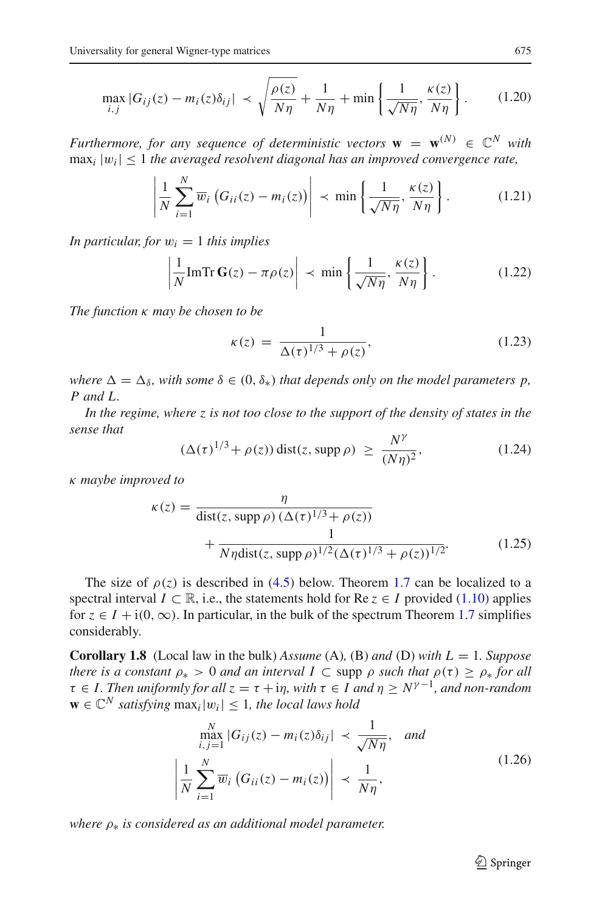$$\max_{i,j} |G_{ij}(z) - m_i(z)\delta_{ij}| \prec \sqrt{\frac{\rho(z)}{N\eta}} + \frac{1}{N\eta} + \min\left\{\frac{1}{\sqrt{N\eta}}, \frac{\kappa(z)}{N\eta}\right\}. \tag{1.20}$$

*Furthermore, for any sequence of deterministic vectors* $\mathbf{w} = \mathbf{w}^{(N)} \in \mathbb{C}^N$ *with* $\max_i |w_i| \leq 1$ *the averaged resolvent diagonal has an improved convergence rate,*

$$\left|\frac{1}{N}\sum_{i=1}^{N} \overline{w}_i \left(G_{ii}(z) - m_i(z)\right)\right| \prec \min\left\{\frac{1}{\sqrt{N\eta}}, \frac{\kappa(z)}{N\eta}\right\}. \tag{1.21}$$

*In particular, for* $w_i = 1$ *this implies*

$$\left|\frac{1}{N}\mathrm{Im}\mathrm{Tr}\,\mathbf{G}(z) - \pi\rho(z)\right| \prec \min\left\{\frac{1}{\sqrt{N\eta}}, \frac{\kappa(z)}{N\eta}\right\}. \tag{1.22}$$

*The function* $\kappa$ *may be chosen to be*

$$\kappa(z) = \frac{1}{\Delta(\tau)^{1/3} + \rho(z)}, \tag{1.23}$$

*where* $\Delta = \Delta_\delta$, *with some* $\delta \in (0, \delta_*)$ *that depends only on the model parameters* $p$, $P$ *and* $L$.

*In the regime, where* $z$ *is not too close to the support of the density of states in the sense that*

$$(\Delta(\tau)^{1/3} + \rho(z))\,\mathrm{dist}(z, \mathrm{supp}\,\rho) \geq \frac{N^\gamma}{(N\eta)^2}, \tag{1.24}$$

$\kappa$ *maybe improved to*

$$\kappa(z) = \frac{\eta}{\mathrm{dist}(z, \mathrm{supp}\,\rho)\,(\Delta(\tau)^{1/3} + \rho(z))} + \frac{1}{N\eta\,\mathrm{dist}(z, \mathrm{supp}\,\rho)^{1/2}(\Delta(\tau)^{1/3} + \rho(z))^{1/2}}. \tag{1.25}$$

The size of $\rho(z)$ is described in (4.5) below. Theorem 1.7 can be localized to a spectral interval $I \subset \mathbb{R}$, i.e., the statements hold for $\mathrm{Re}\, z \in I$ provided (1.10) applies for $z \in I + \mathrm{i}(0, \infty)$. In particular, in the bulk of the spectrum Theorem 1.7 simplifies considerably.

**Corollary 1.8** (Local law in the bulk) *Assume* (A)*,* (B) *and* (D) *with* $L = 1$*. Suppose there is a constant* $\rho_* > 0$ *and an interval* $I \subset \mathrm{supp}\,\rho$ *such that* $\rho(\tau) \geq \rho_*$ *for all* $\tau \in I$*. Then uniformly for all* $z = \tau + \mathrm{i}\eta$*, with* $\tau \in I$ *and* $\eta \geq N^{\gamma-1}$*, and non-random* $\mathbf{w} \in \mathbb{C}^N$ *satisfying* $\max_i |w_i| \leq 1$*, the local laws hold*

$$\max_{i,j=1}^{N} |G_{ij}(z) - m_i(z)\delta_{ij}| \prec \frac{1}{\sqrt{N\eta}}, \quad \text{and}$$
$$\left|\frac{1}{N}\sum_{i=1}^{N} \overline{w}_i \left(G_{ii}(z) - m_i(z)\right)\right| \prec \frac{1}{N\eta}, \tag{1.26}$$

*where* $\rho_*$ *is considered as an additional model parameter.*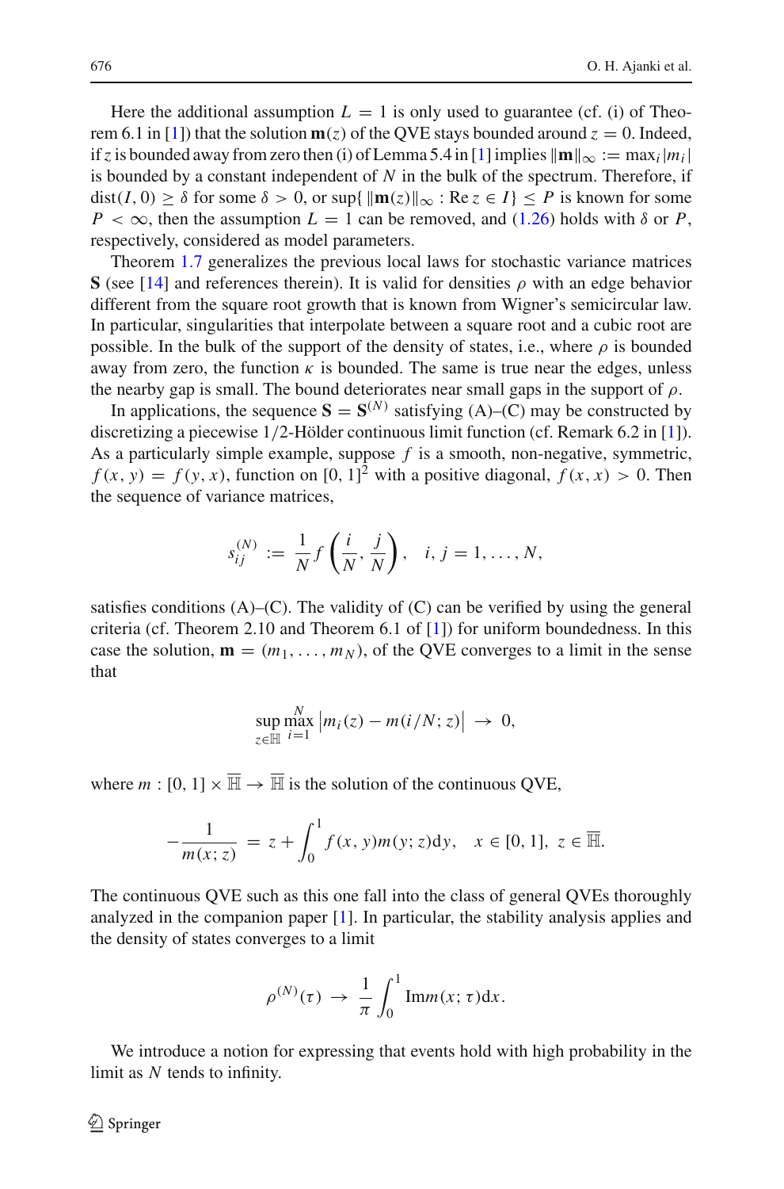Here the additional assumption $L = 1$ is only used to guarantee (cf. (i) of Theorem 6.1 in [1]) that the solution $\mathbf{m}(z)$ of the QVE stays bounded around $z = 0$. Indeed, if $z$ is bounded away from zero then (i) of Lemma 5.4 in [1] implies $\|\mathbf{m}\|_\infty := \max_i |m_i|$ is bounded by a constant independent of $N$ in the bulk of the spectrum. Therefore, if $\mathrm{dist}(I, 0) \geq \delta$ for some $\delta > 0$, or $\sup\{\|\mathbf{m}(z)\|_\infty : \mathrm{Re}\, z \in I\} \leq P$ is known for some $P < \infty$, then the assumption $L = 1$ can be removed, and (1.26) holds with $\delta$ or $P$, respectively, considered as model parameters.

Theorem 1.7 generalizes the previous local laws for stochastic variance matrices $\mathbf{S}$ (see [14] and references therein). It is valid for densities $\rho$ with an edge behavior different from the square root growth that is known from Wigner's semicircular law. In particular, singularities that interpolate between a square root and a cubic root are possible. In the bulk of the support of the density of states, i.e., where $\rho$ is bounded away from zero, the function $\kappa$ is bounded. The same is true near the edges, unless the nearby gap is small. The bound deteriorates near small gaps in the support of $\rho$.

In applications, the sequence $\mathbf{S} = \mathbf{S}^{(N)}$ satisfying (A)–(C) may be constructed by discretizing a piecewise $1/2$-Hölder continuous limit function (cf. Remark 6.2 in [1]). As a particularly simple example, suppose $f$ is a smooth, non-negative, symmetric, $f(x, y) = f(y, x)$, function on $[0, 1]^2$ with a positive diagonal, $f(x, x) > 0$. Then the sequence of variance matrices,

$$s_{ij}^{(N)} := \frac{1}{N} f\left(\frac{i}{N}, \frac{j}{N}\right), \quad i, j = 1, \ldots, N,$$

satisfies conditions (A)–(C). The validity of (C) can be verified by using the general criteria (cf. Theorem 2.10 and Theorem 6.1 of [1]) for uniform boundedness. In this case the solution, $\mathbf{m} = (m_1, \ldots, m_N)$, of the QVE converges to a limit in the sense that

$$\sup_{z \in \mathbb{H}} \max_{i=1}^{N} \left| m_i(z) - m(i/N; z) \right| \to 0,$$

where $m : [0, 1] \times \overline{\mathbb{H}} \to \overline{\mathbb{H}}$ is the solution of the continuous QVE,

$$-\frac{1}{m(x; z)} = z + \int_0^1 f(x, y) m(y; z) \mathrm{d}y, \quad x \in [0, 1], \ z \in \overline{\mathbb{H}}.$$

The continuous QVE such as this one fall into the class of general QVEs thoroughly analyzed in the companion paper [1]. In particular, the stability analysis applies and the density of states converges to a limit

$$\rho^{(N)}(\tau) \to \frac{1}{\pi} \int_0^1 \mathrm{Im}\, m(x; \tau) \mathrm{d}x.$$

We introduce a notion for expressing that events hold with high probability in the limit as $N$ tends to infinity.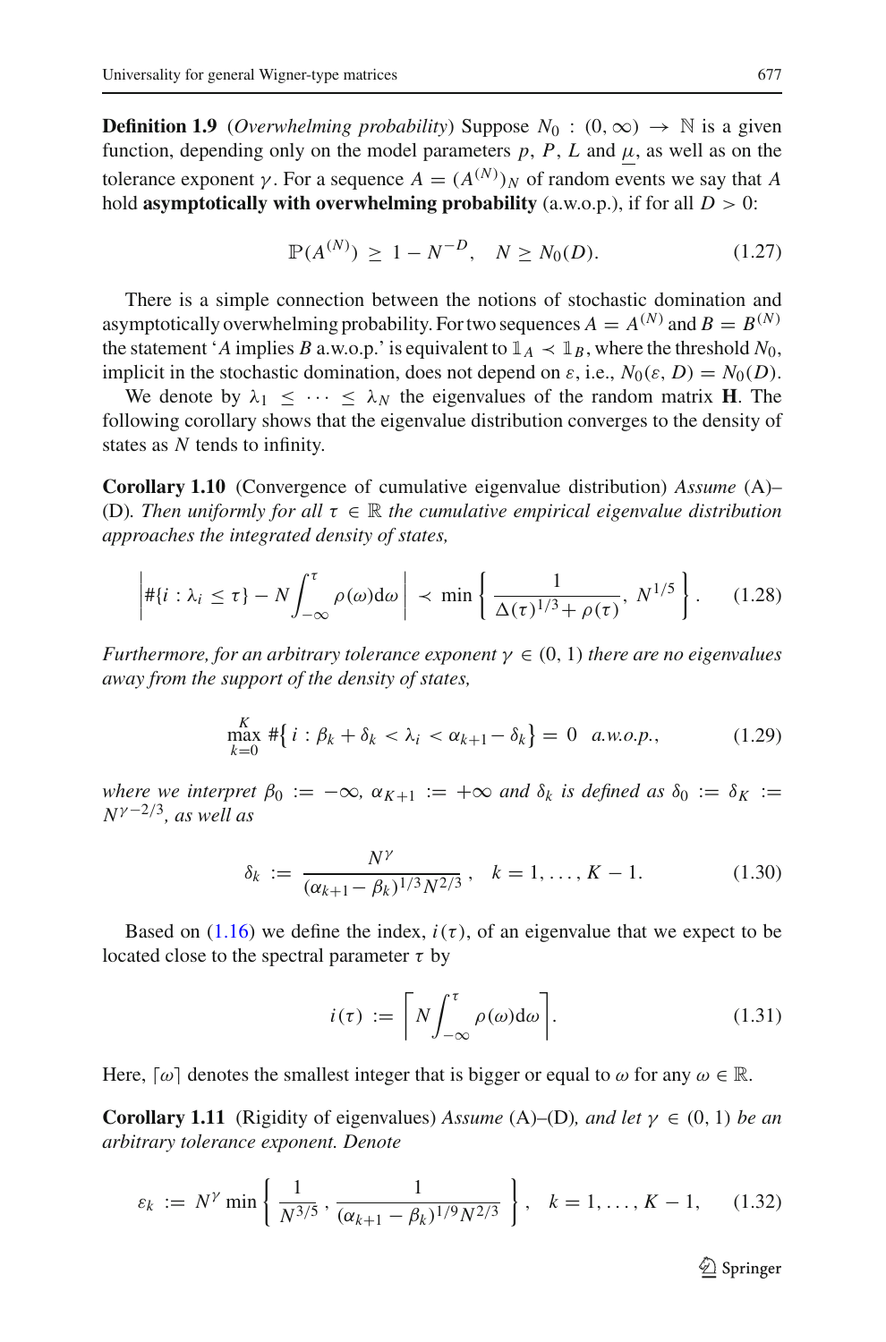**Definition 1.9** (*Overwhelming probability*) Suppose $N_0 : (0, \infty) \to \mathbb{N}$ is a given function, depending only on the model parameters $p$, $P$, $L$ and $\underline{\mu}$, as well as on the tolerance exponent $\gamma$. For a sequence $A = (A^{(N)})_N$ of random events we say that $A$ hold **asymptotically with overwhelming probability** (a.w.o.p.), if for all $D > 0$:

$$\mathbb{P}(A^{(N)}) \geq 1 - N^{-D}, \quad N \geq N_0(D). \tag{1.27}$$

There is a simple connection between the notions of stochastic domination and asymptotically overwhelming probability. For two sequences $A = A^{(N)}$ and $B = B^{(N)}$ the statement '$A$ implies $B$ a.w.o.p.' is equivalent to $\mathbb{1}_A \prec \mathbb{1}_B$, where the threshold $N_0$, implicit in the stochastic domination, does not depend on $\varepsilon$, i.e., $N_0(\varepsilon, D) = N_0(D)$.

We denote by $\lambda_1 \leq \cdots \leq \lambda_N$ the eigenvalues of the random matrix $\mathbf{H}$. The following corollary shows that the eigenvalue distribution converges to the density of states as $N$ tends to infinity.

**Corollary 1.10** (Convergence of cumulative eigenvalue distribution) *Assume* (A)–(D). *Then uniformly for all $\tau \in \mathbb{R}$ the cumulative empirical eigenvalue distribution approaches the integrated density of states,*

$$\left| \#\{i : \lambda_i \leq \tau\} - N \int_{-\infty}^{\tau} \rho(\omega) \mathrm{d}\omega \right| \prec \min \left\{ \frac{1}{\Delta(\tau)^{1/3} + \rho(\tau)},\ N^{1/5} \right\}. \tag{1.28}$$

*Furthermore, for an arbitrary tolerance exponent $\gamma \in (0, 1)$ there are no eigenvalues away from the support of the density of states,*

$$\max_{k=0}^{K} \#\big\{ i : \beta_k + \delta_k < \lambda_i < \alpha_{k+1} - \delta_k \big\} = 0 \quad a.w.o.p., \tag{1.29}$$

*where we interpret $\beta_0 := -\infty$, $\alpha_{K+1} := +\infty$ and $\delta_k$ is defined as $\delta_0 := \delta_K := N^{\gamma - 2/3}$, as well as*

$$\delta_k := \frac{N^{\gamma}}{(\alpha_{k+1} - \beta_k)^{1/3} N^{2/3}}, \quad k = 1, \ldots, K - 1. \tag{1.30}$$

Based on (1.16) we define the index, $i(\tau)$, of an eigenvalue that we expect to be located close to the spectral parameter $\tau$ by

$$i(\tau) := \left\lceil N \int_{-\infty}^{\tau} \rho(\omega) \mathrm{d}\omega \right\rceil. \tag{1.31}$$

Here, $\lceil \omega \rceil$ denotes the smallest integer that is bigger or equal to $\omega$ for any $\omega \in \mathbb{R}$.

**Corollary 1.11** (Rigidity of eigenvalues) *Assume* (A)–(D)*, and let $\gamma \in (0, 1)$ be an arbitrary tolerance exponent. Denote*

$$\varepsilon_k := N^{\gamma} \min \left\{ \frac{1}{N^{3/5}}, \frac{1}{(\alpha_{k+1} - \beta_k)^{1/9} N^{2/3}} \right\}, \quad k = 1, \ldots, K - 1, \tag{1.32}$$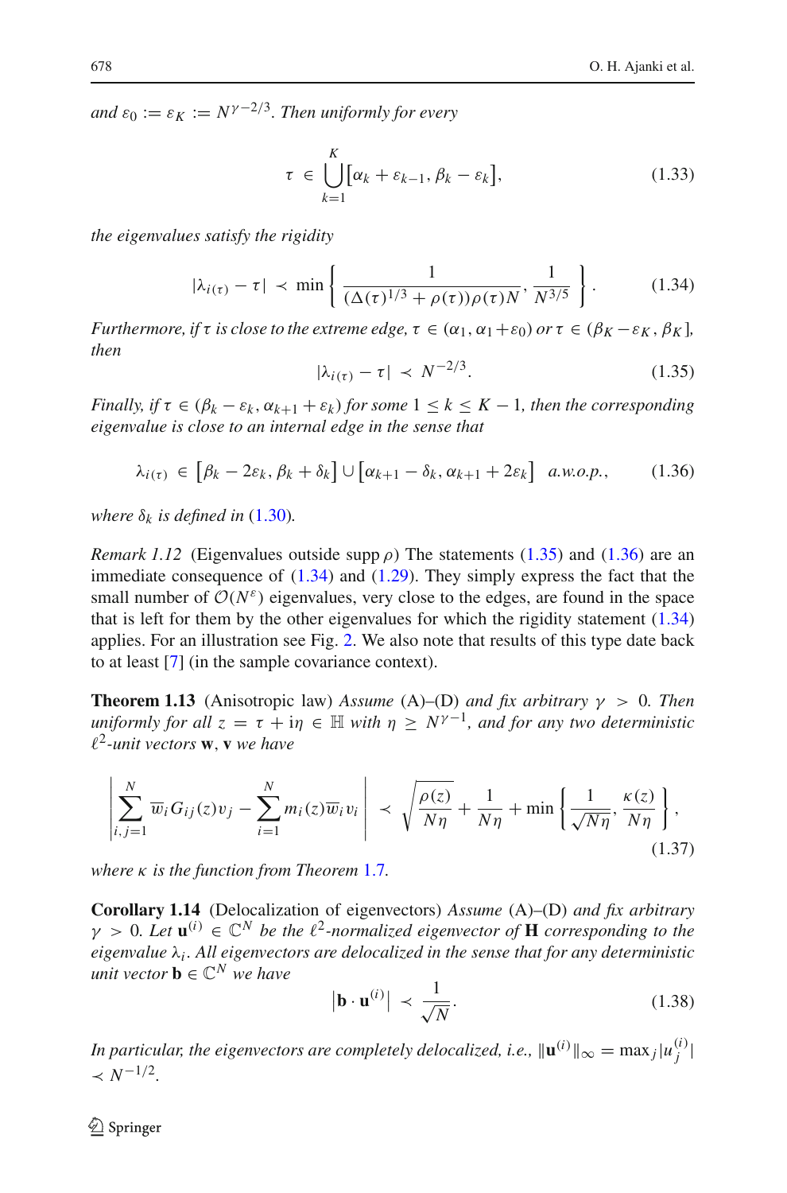*and* $\varepsilon_0 := \varepsilon_K := N^{\gamma-2/3}$. *Then uniformly for every*

$$\tau \;\in\; \bigcup_{k=1}^{K} \big[\alpha_k + \varepsilon_{k-1}, \beta_k - \varepsilon_k\big], \tag{1.33}$$

*the eigenvalues satisfy the rigidity*

$$|\lambda_{i(\tau)} - \tau| \;\prec\; \min\left\{ \frac{1}{(\Delta(\tau))^{1/3} + \rho(\tau))\rho(\tau)N}, \frac{1}{N^{3/5}} \right\}. \tag{1.34}$$

*Furthermore, if* $\tau$ *is close to the extreme edge,* $\tau \in (\alpha_1, \alpha_1 + \varepsilon_0)$ *or* $\tau \in (\beta_K - \varepsilon_K, \beta_K]$*, then*

$$|\lambda_{i(\tau)} - \tau| \;\prec\; N^{-2/3}. \tag{1.35}$$

*Finally, if* $\tau \in (\beta_k - \varepsilon_k, \alpha_{k+1} + \varepsilon_k)$ *for some* $1 \le k \le K-1$*, then the corresponding eigenvalue is close to an internal edge in the sense that*

$$\lambda_{i(\tau)} \;\in\; \big[\beta_k - 2\varepsilon_k, \beta_k + \delta_k\big] \cup \big[\alpha_{k+1} - \delta_k, \alpha_{k+1} + 2\varepsilon_k\big] \quad \text{a.w.o.p.}, \tag{1.36}$$

*where* $\delta_k$ *is defined in* (1.30)*.*

*Remark 1.12* (Eigenvalues outside supp $\rho$) The statements (1.35) and (1.36) are an immediate consequence of (1.34) and (1.29). They simply express the fact that the small number of $\mathcal{O}(N^{\varepsilon})$ eigenvalues, very close to the edges, are found in the space that is left for them by the other eigenvalues for which the rigidity statement (1.34) applies. For an illustration see Fig. 2. We also note that results of this type date back to at least [7] (in the sample covariance context).

**Theorem 1.13** (Anisotropic law) *Assume* (A)–(D) *and fix arbitrary* $\gamma > 0$*. Then uniformly for all* $z = \tau + \mathrm{i}\eta \in \mathbb{H}$ *with* $\eta \ge N^{\gamma-1}$*, and for any two deterministic* $\ell^2$*-unit vectors* $\mathbf{w}, \mathbf{v}$ *we have*

$$\left| \sum_{i,j=1}^{N} \overline{w}_i G_{ij}(z) v_j - \sum_{i=1}^{N} m_i(z) \overline{w}_i v_i \right| \;\prec\; \sqrt{\frac{\rho(z)}{N\eta}} + \frac{1}{N\eta} + \min\left\{ \frac{1}{\sqrt{N\eta}}, \frac{\kappa(z)}{N\eta} \right\}, \tag{1.37}$$

*where* $\kappa$ *is the function from Theorem 1.7.*

**Corollary 1.14** (Delocalization of eigenvectors) *Assume* (A)–(D) *and fix arbitrary* $\gamma > 0$*. Let* $\mathbf{u}^{(i)} \in \mathbb{C}^N$ *be the* $\ell^2$*-normalized eigenvector of* $\mathbf{H}$ *corresponding to the eigenvalue* $\lambda_i$*. All eigenvectors are delocalized in the sense that for any deterministic unit vector* $\mathbf{b} \in \mathbb{C}^N$ *we have*

$$\left| \mathbf{b} \cdot \mathbf{u}^{(i)} \right| \;\prec\; \frac{1}{\sqrt{N}}. \tag{1.38}$$

*In particular, the eigenvectors are completely delocalized, i.e.,* $\|\mathbf{u}^{(i)}\|_\infty = \max_j |u_j^{(i)}| \prec N^{-1/2}$*.*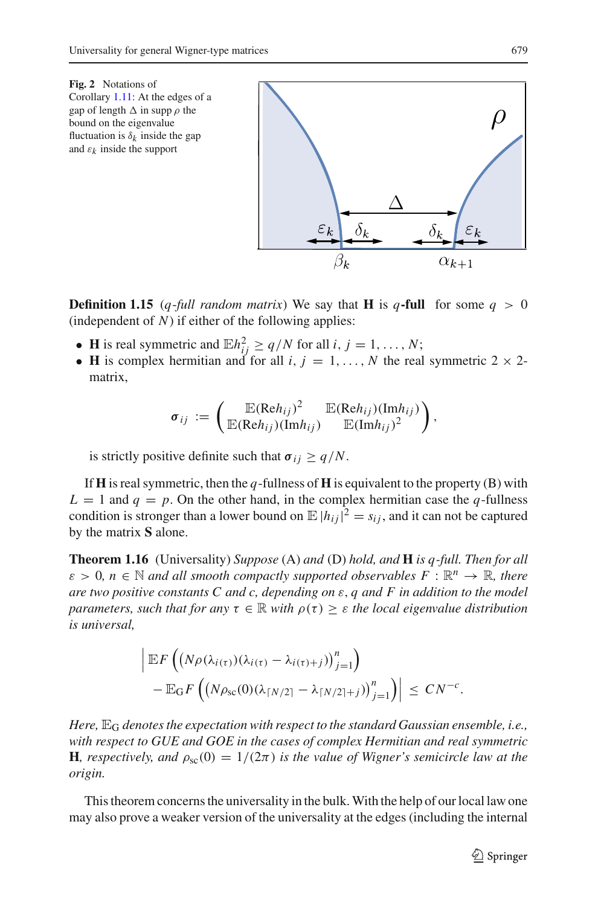**Fig. 2** Notations of Corollary 1.11: At the edges of a gap of length $\Delta$ in supp $\rho$ the bound on the eigenvalue fluctuation is $\delta_k$ inside the gap and $\varepsilon_k$ inside the support

**Definition 1.15** (*q-full random matrix*) We say that $\mathbf{H}$ is $q$**-full** for some $q > 0$ (independent of $N$) if either of the following applies:

- $\mathbf{H}$ is real symmetric and $\mathbb{E}h_{ij}^2 \geq q/N$ for all $i, j = 1, \ldots, N$;
- $\mathbf{H}$ is complex hermitian and for all $i, j = 1, \ldots, N$ the real symmetric $2 \times 2$-matrix,

$$\boldsymbol{\sigma}_{ij} := \begin{pmatrix} \mathbb{E}(\mathrm{Re}h_{ij})^2 & \mathbb{E}(\mathrm{Re}h_{ij})(\mathrm{Im}h_{ij}) \\ \mathbb{E}(\mathrm{Re}h_{ij})(\mathrm{Im}h_{ij}) & \mathbb{E}(\mathrm{Im}h_{ij})^2 \end{pmatrix},$$

  is strictly positive definite such that $\boldsymbol{\sigma}_{ij} \geq q/N$.

If $\mathbf{H}$ is real symmetric, then the $q$-fullness of $\mathbf{H}$ is equivalent to the property (B) with $L = 1$ and $q = p$. On the other hand, in the complex hermitian case the $q$-fullness condition is stronger than a lower bound on $\mathbb{E}\,|h_{ij}|^2 = s_{ij}$, and it can not be captured by the matrix $\mathbf{S}$ alone.

**Theorem 1.16** (Universality) *Suppose* (A) *and* (D) *hold, and* $\mathbf{H}$ *is* $q$*-full. Then for all* $\varepsilon > 0$, $n \in \mathbb{N}$ *and all smooth compactly supported observables* $F : \mathbb{R}^n \to \mathbb{R}$*, there are two positive constants* $C$ *and* $c$*, depending on* $\varepsilon, q$ *and* $F$ *in addition to the model parameters, such that for any* $\tau \in \mathbb{R}$ *with* $\rho(\tau) \geq \varepsilon$ *the local eigenvalue distribution is universal,*

$$\Big| \mathbb{E}F\left(\left(N\rho(\lambda_{i(\tau)})(\lambda_{i(\tau)} - \lambda_{i(\tau)+j})\right)_{j=1}^{n}\right) - \mathbb{E}_{\mathrm{G}}F\left(\left(N\rho_{\mathrm{sc}}(0)(\lambda_{\lceil N/2 \rceil} - \lambda_{\lceil N/2 \rceil + j})\right)_{j=1}^{n}\right)\Big| \leq CN^{-c}.$$

*Here,* $\mathbb{E}_{\mathrm{G}}$ *denotes the expectation with respect to the standard Gaussian ensemble, i.e., with respect to GUE and GOE in the cases of complex Hermitian and real symmetric* $\mathbf{H}$*, respectively, and* $\rho_{\mathrm{sc}}(0) = 1/(2\pi)$ *is the value of Wigner's semicircle law at the origin.*

This theorem concerns the universality in the bulk. With the help of our local law one may also prove a weaker version of the universality at the edges (including the internal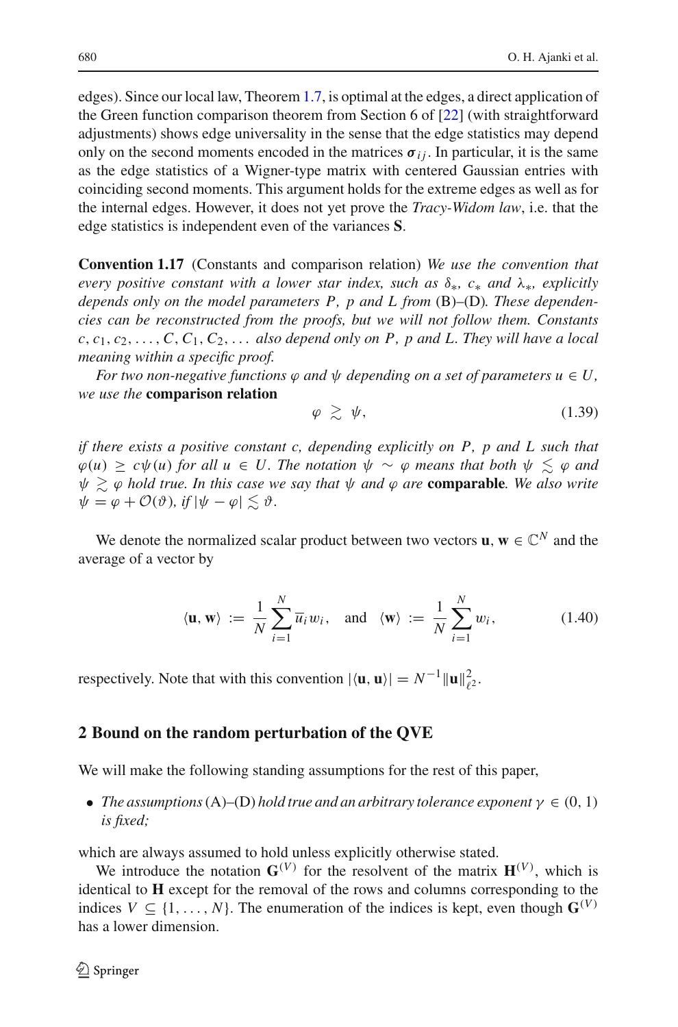edges). Since our local law, Theorem 1.7, is optimal at the edges, a direct application of the Green function comparison theorem from Section 6 of [22] (with straightforward adjustments) shows edge universality in the sense that the edge statistics may depend only on the second moments encoded in the matrices $\boldsymbol{\sigma}_{ij}$. In particular, it is the same as the edge statistics of a Wigner-type matrix with centered Gaussian entries with coinciding second moments. This argument holds for the extreme edges as well as for the internal edges. However, it does not yet prove the *Tracy-Widom law*, i.e. that the edge statistics is independent even of the variances $\mathbf{S}$.

**Convention 1.17** (Constants and comparison relation) *We use the convention that every positive constant with a lower star index, such as $\delta_*$, $c_*$ and $\lambda_*$, explicitly depends only on the model parameters $P$, $p$ and $L$ from* (B)–(D). *These dependencies can be reconstructed from the proofs, but we will not follow them. Constants $c, c_1, c_2, \ldots, C, C_1, C_2, \ldots$ also depend only on $P$, $p$ and $L$. They will have a local meaning within a specific proof.*

*For two non-negative functions $\varphi$ and $\psi$ depending on a set of parameters $u \in U$, we use the* **comparison relation**

$$\varphi \gtrsim \psi, \tag{1.39}$$

*if there exists a positive constant $c$, depending explicitly on $P$, $p$ and $L$ such that $\varphi(u) \geq c\psi(u)$ for all $u \in U$. The notation $\psi \sim \varphi$ means that both $\psi \lesssim \varphi$ and $\psi \gtrsim \varphi$ hold true. In this case we say that $\psi$ and $\varphi$ are* **comparable**. *We also write $\psi = \varphi + \mathcal{O}(\vartheta)$, if $|\psi - \varphi| \lesssim \vartheta$.*

We denote the normalized scalar product between two vectors $\mathbf{u}, \mathbf{w} \in \mathbb{C}^N$ and the average of a vector by

$$\langle \mathbf{u}, \mathbf{w} \rangle := \frac{1}{N} \sum_{i=1}^{N} \overline{u}_i w_i, \quad \text{and} \quad \langle \mathbf{w} \rangle := \frac{1}{N} \sum_{i=1}^{N} w_i, \tag{1.40}$$

respectively. Note that with this convention $|\langle \mathbf{u}, \mathbf{u} \rangle| = N^{-1} \|\mathbf{u}\|_{\ell^2}^2$.

## 2 Bound on the random perturbation of the QVE

We will make the following standing assumptions for the rest of this paper,

- *The assumptions* (A)–(D) *hold true and an arbitrary tolerance exponent $\gamma \in (0, 1)$ is fixed;*

which are always assumed to hold unless explicitly otherwise stated.

We introduce the notation $\mathbf{G}^{(V)}$ for the resolvent of the matrix $\mathbf{H}^{(V)}$, which is identical to $\mathbf{H}$ except for the removal of the rows and columns corresponding to the indices $V \subseteq \{1, \ldots, N\}$. The enumeration of the indices is kept, even though $\mathbf{G}^{(V)}$ has a lower dimension.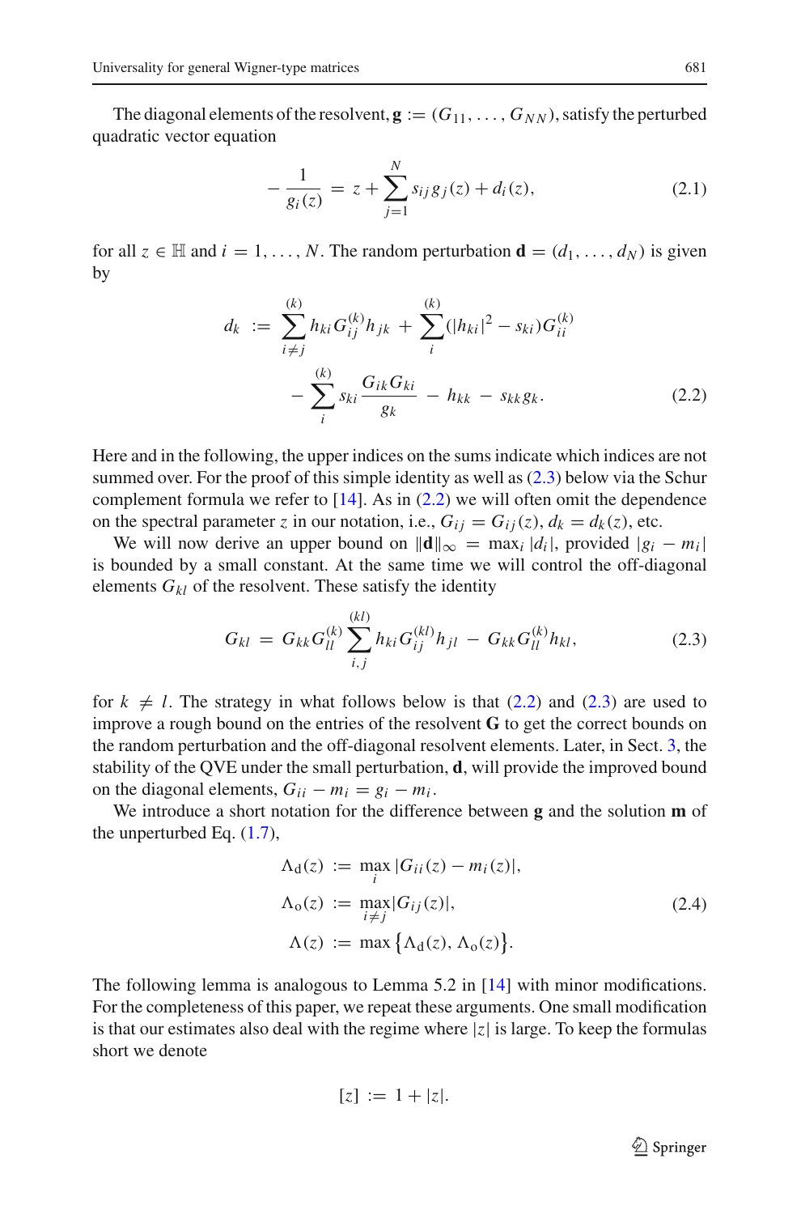The diagonal elements of the resolvent, $\mathbf{g} := (G_{11}, \dots, G_{NN})$, satisfy the perturbed quadratic vector equation

$$
-\frac{1}{g_i(z)} = z + \sum_{j=1}^{N} s_{ij} g_j(z) + d_i(z), \tag{2.1}
$$

for all $z \in \mathbb{H}$ and $i = 1, \dots, N$. The random perturbation $\mathbf{d} = (d_1, \dots, d_N)$ is given by

$$
\begin{aligned}
d_k \;:=\; & \sum_{i \neq j}^{(k)} h_{ki} G_{ij}^{(k)} h_{jk} \;+\; \sum_{i}^{(k)} (|h_{ki}|^2 - s_{ki}) G_{ii}^{(k)} \\
& - \sum_{i}^{(k)} s_{ki} \frac{G_{ik} G_{ki}}{g_k} \;-\; h_{kk} \;-\; s_{kk} g_k.
\end{aligned} \tag{2.2}
$$

Here and in the following, the upper indices on the sums indicate which indices are not summed over. For the proof of this simple identity as well as (2.3) below via the Schur complement formula we refer to [14]. As in (2.2) we will often omit the dependence on the spectral parameter $z$ in our notation, i.e., $G_{ij} = G_{ij}(z)$, $d_k = d_k(z)$, etc.

We will now derive an upper bound on $\|\mathbf{d}\|_\infty = \max_i |d_i|$, provided $|g_i - m_i|$ is bounded by a small constant. At the same time we will control the off-diagonal elements $G_{kl}$ of the resolvent. These satisfy the identity

$$
G_{kl} \;=\; G_{kk} G_{ll}^{(k)} \sum_{i,j}^{(kl)} h_{ki} G_{ij}^{(kl)} h_{jl} \;-\; G_{kk} G_{ll}^{(k)} h_{kl}, \tag{2.3}
$$

for $k \neq l$. The strategy in what follows below is that (2.2) and (2.3) are used to improve a rough bound on the entries of the resolvent $\mathbf{G}$ to get the correct bounds on the random perturbation and the off-diagonal resolvent elements. Later, in Sect. 3, the stability of the QVE under the small perturbation, $\mathbf{d}$, will provide the improved bound on the diagonal elements, $G_{ii} - m_i = g_i - m_i$.

We introduce a short notation for the difference between $\mathbf{g}$ and the solution $\mathbf{m}$ of the unperturbed Eq. (1.7),

$$
\begin{aligned}
\Lambda_{\mathrm{d}}(z) \;&:=\; \max_i |G_{ii}(z) - m_i(z)|, \\
\Lambda_{\mathrm{o}}(z) \;&:=\; \max_{i \neq j} |G_{ij}(z)|, \\
\Lambda(z) \;&:=\; \max\big\{\Lambda_{\mathrm{d}}(z), \Lambda_{\mathrm{o}}(z)\big\}.
\end{aligned} \tag{2.4}
$$

The following lemma is analogous to Lemma 5.2 in [14] with minor modifications. For the completeness of this paper, we repeat these arguments. One small modification is that our estimates also deal with the regime where $|z|$ is large. To keep the formulas short we denote

$$
[z] \;:=\; 1 + |z|.
$$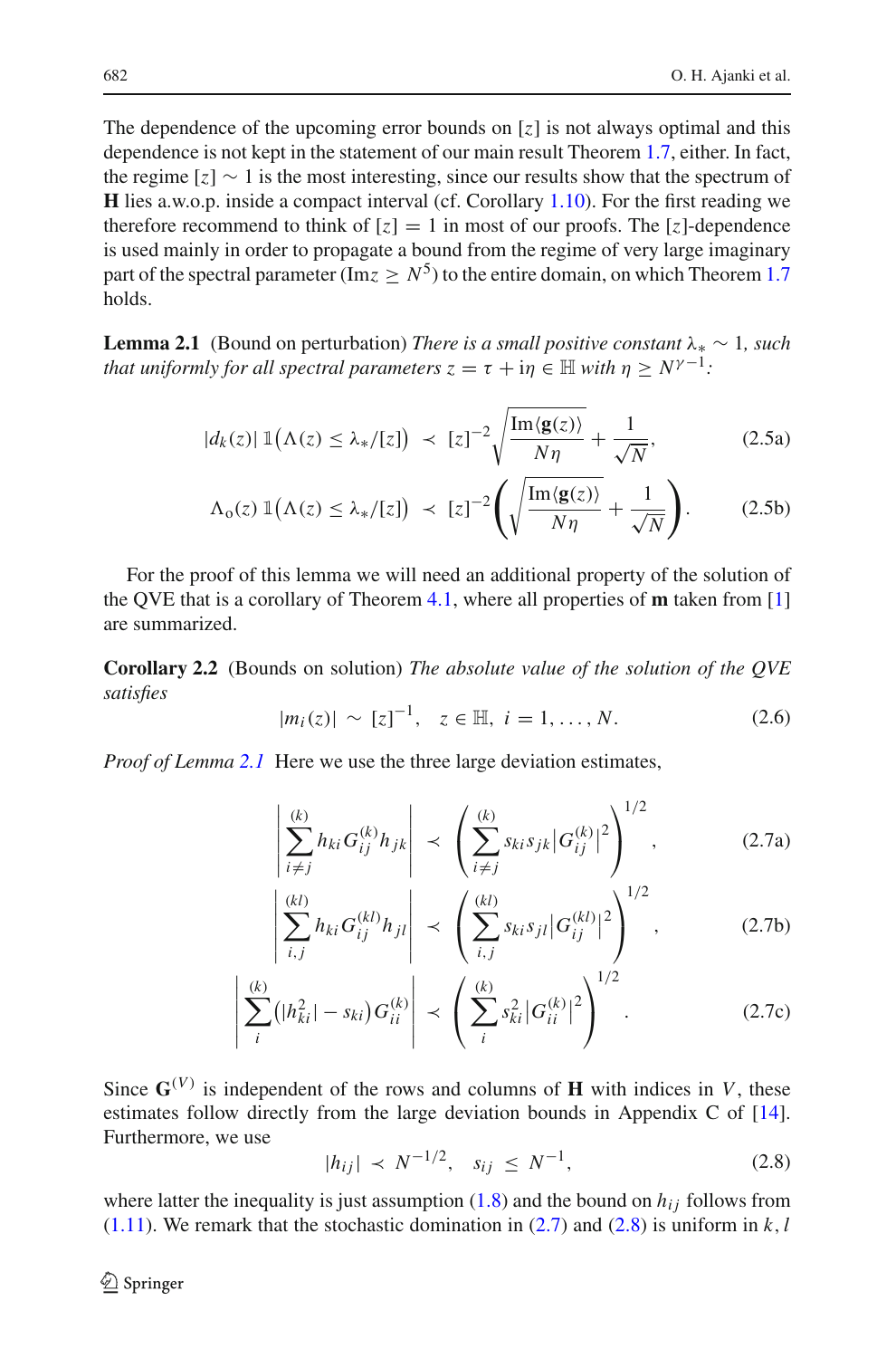The dependence of the upcoming error bounds on $[z]$ is not always optimal and this dependence is not kept in the statement of our main result Theorem 1.7, either. In fact, the regime $[z] \sim 1$ is the most interesting, since our results show that the spectrum of $\mathbf{H}$ lies a.w.o.p. inside a compact interval (cf. Corollary 1.10). For the first reading we therefore recommend to think of $[z] = 1$ in most of our proofs. The $[z]$-dependence is used mainly in order to propagate a bound from the regime of very large imaginary part of the spectral parameter ($\mathrm{Im} z \geq N^5$) to the entire domain, on which Theorem 1.7 holds.

**Lemma 2.1** (Bound on perturbation) *There is a small positive constant $\lambda_* \sim 1$, such that uniformly for all spectral parameters $z = \tau + \mathrm{i}\eta \in \mathbb{H}$ with $\eta \geq N^{\gamma - 1}$:*

$$|d_k(z)| \, \mathbb{1}\big(\Lambda(z) \leq \lambda_*/[z]\big) \;\prec\; [z]^{-2} \sqrt{\frac{\mathrm{Im}\langle \mathbf{g}(z)\rangle}{N\eta}} + \frac{1}{\sqrt{N}}, \tag{2.5a}$$

$$\Lambda_{\mathrm{o}}(z) \, \mathbb{1}\big(\Lambda(z) \leq \lambda_*/[z]\big) \;\prec\; [z]^{-2} \left( \sqrt{\frac{\mathrm{Im}\langle \mathbf{g}(z)\rangle}{N\eta}} + \frac{1}{\sqrt{N}} \right). \tag{2.5b}$$

For the proof of this lemma we will need an additional property of the solution of the QVE that is a corollary of Theorem 4.1, where all properties of $\mathbf{m}$ taken from [1] are summarized.

**Corollary 2.2** (Bounds on solution) *The absolute value of the solution of the QVE satisfies*

$$|m_i(z)| \sim [z]^{-1}, \quad z \in \mathbb{H}, \; i = 1, \ldots, N. \tag{2.6}$$

*Proof of Lemma 2.1* Here we use the three large deviation estimates,

$$\left| \sum_{i \neq j}^{(k)} h_{ki} G_{ij}^{(k)} h_{jk} \right| \;\prec\; \left( \sum_{i \neq j}^{(k)} s_{ki} s_{jk} \big| G_{ij}^{(k)} \big|^2 \right)^{1/2}, \tag{2.7a}$$

$$\left| \sum_{i,j}^{(kl)} h_{ki} G_{ij}^{(kl)} h_{jl} \right| \;\prec\; \left( \sum_{i,j}^{(kl)} s_{ki} s_{jl} \big| G_{ij}^{(kl)} \big|^2 \right)^{1/2}, \tag{2.7b}$$

$$\left| \sum_{i}^{(k)} \big( |h_{ki}^2| - s_{ki} \big) G_{ii}^{(k)} \right| \;\prec\; \left( \sum_{i}^{(k)} s_{ki}^2 \big| G_{ii}^{(k)} \big|^2 \right)^{1/2}. \tag{2.7c}$$

Since $\mathbf{G}^{(V)}$ is independent of the rows and columns of $\mathbf{H}$ with indices in $V$, these estimates follow directly from the large deviation bounds in Appendix C of [14]. Furthermore, we use

$$|h_{ij}| \prec N^{-1/2}, \quad s_{ij} \leq N^{-1}, \tag{2.8}$$

where latter the inequality is just assumption (1.8) and the bound on $h_{ij}$ follows from (1.11). We remark that the stochastic domination in (2.7) and (2.8) is uniform in $k, l$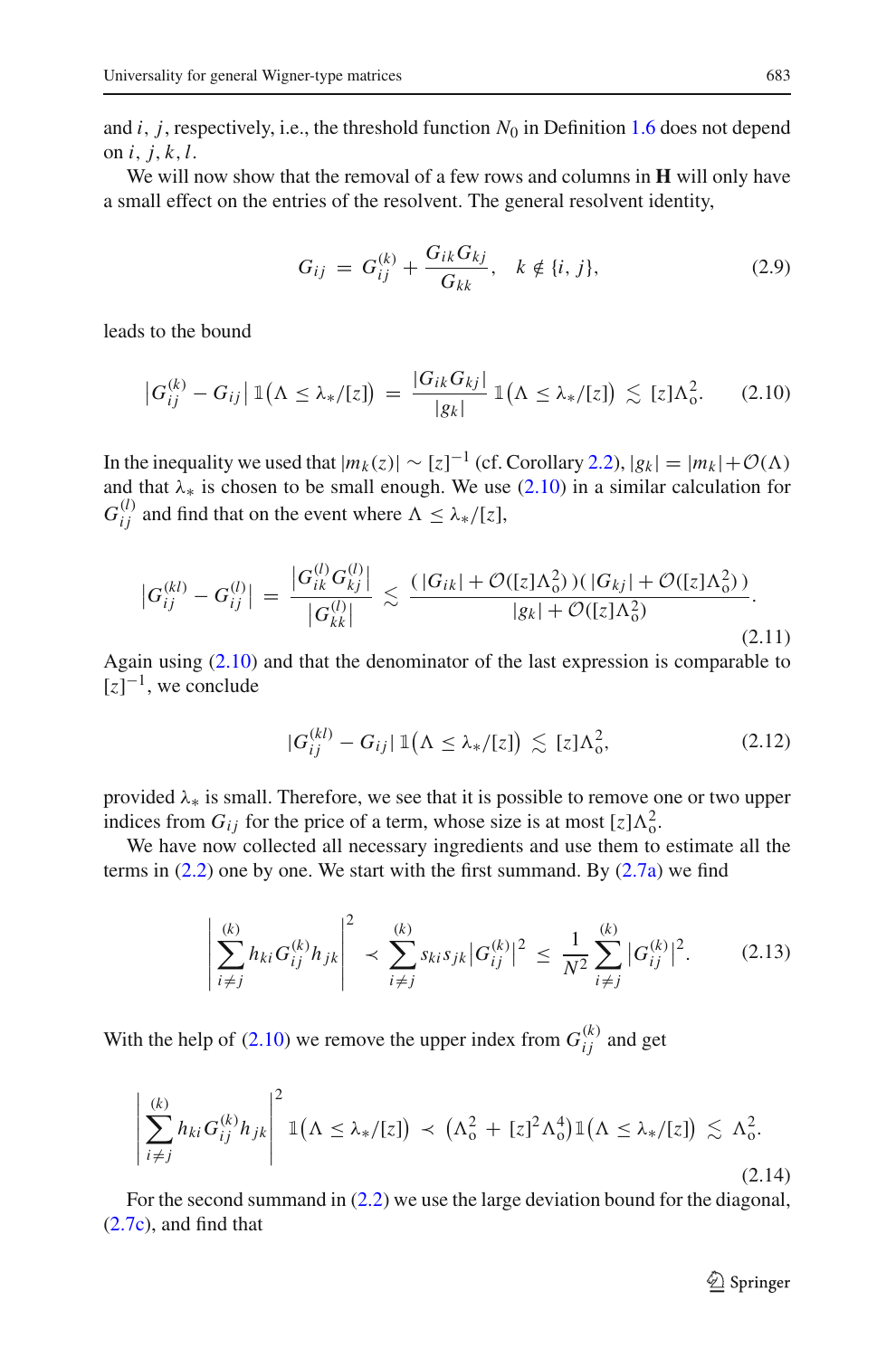and $i$, $j$, respectively, i.e., the threshold function $N_0$ in Definition 1.6 does not depend on $i, j, k, l$.

We will now show that the removal of a few rows and columns in $\mathbf{H}$ will only have a small effect on the entries of the resolvent. The general resolvent identity,

$$G_{ij} \;=\; G^{(k)}_{ij} + \frac{G_{ik}G_{kj}}{G_{kk}}, \quad k \notin \{i, j\}, \tag{2.9}$$

leads to the bound

$$\big|G^{(k)}_{ij} - G_{ij}\big|\,\mathbb{1}\big(\Lambda \le \lambda_*/[z]\big) \;=\; \frac{|G_{ik}G_{kj}|}{|g_k|}\,\mathbb{1}\big(\Lambda \le \lambda_*/[z]\big) \;\lesssim\; [z]\Lambda_{\mathrm{o}}^2. \tag{2.10}$$

In the inequality we used that $|m_k(z)| \sim [z]^{-1}$ (cf. Corollary 2.2), $|g_k| = |m_k| + \mathcal{O}(\Lambda)$ and that $\lambda_*$ is chosen to be small enough. We use (2.10) in a similar calculation for $G^{(l)}_{ij}$ and find that on the event where $\Lambda \le \lambda_*/[z]$,

$$\big|G^{(kl)}_{ij} - G^{(l)}_{ij}\big| \;=\; \frac{\big|G^{(l)}_{ik}G^{(l)}_{kj}\big|}{\big|G^{(l)}_{kk}\big|} \;\lesssim\; \frac{(\,|G_{ik}| + \mathcal{O}([z]\Lambda_{\mathrm{o}}^2)\,)(\,|G_{kj}| + \mathcal{O}([z]\Lambda_{\mathrm{o}}^2)\,)}{|g_k| + \mathcal{O}([z]\Lambda_{\mathrm{o}}^2)}. \tag{2.11}$$

Again using (2.10) and that the denominator of the last expression is comparable to $[z]^{-1}$, we conclude

$$|G^{(kl)}_{ij} - G_{ij}|\,\mathbb{1}\big(\Lambda \le \lambda_*/[z]\big) \;\lesssim\; [z]\Lambda_{\mathrm{o}}^2, \tag{2.12}$$

provided $\lambda_*$ is small. Therefore, we see that it is possible to remove one or two upper indices from $G_{ij}$ for the price of a term, whose size is at most $[z]\Lambda_{\mathrm{o}}^2$.

We have now collected all necessary ingredients and use them to estimate all the terms in (2.2) one by one. We start with the first summand. By (2.7a) we find

$$\Bigg|\sum_{i \neq j}^{(k)} h_{ki}G^{(k)}_{ij}h_{jk}\Bigg|^2 \;\prec\; \sum_{i \neq j}^{(k)} s_{ki}s_{jk}\big|G^{(k)}_{ij}\big|^2 \;\le\; \frac{1}{N^2}\sum_{i \neq j}^{(k)}\big|G^{(k)}_{ij}\big|^2. \tag{2.13}$$

With the help of (2.10) we remove the upper index from $G^{(k)}_{ij}$ and get

$$\Bigg|\sum_{i \neq j}^{(k)} h_{ki}G^{(k)}_{ij}h_{jk}\Bigg|^2 \mathbb{1}\big(\Lambda \le \lambda_*/[z]\big) \;\prec\; \big(\Lambda_{\mathrm{o}}^2 \,+\, [z]^2\Lambda_{\mathrm{o}}^4\big)\mathbb{1}\big(\Lambda \le \lambda_*/[z]\big) \;\lesssim\; \Lambda_{\mathrm{o}}^2. \tag{2.14}$$

For the second summand in (2.2) we use the large deviation bound for the diagonal, (2.7c), and find that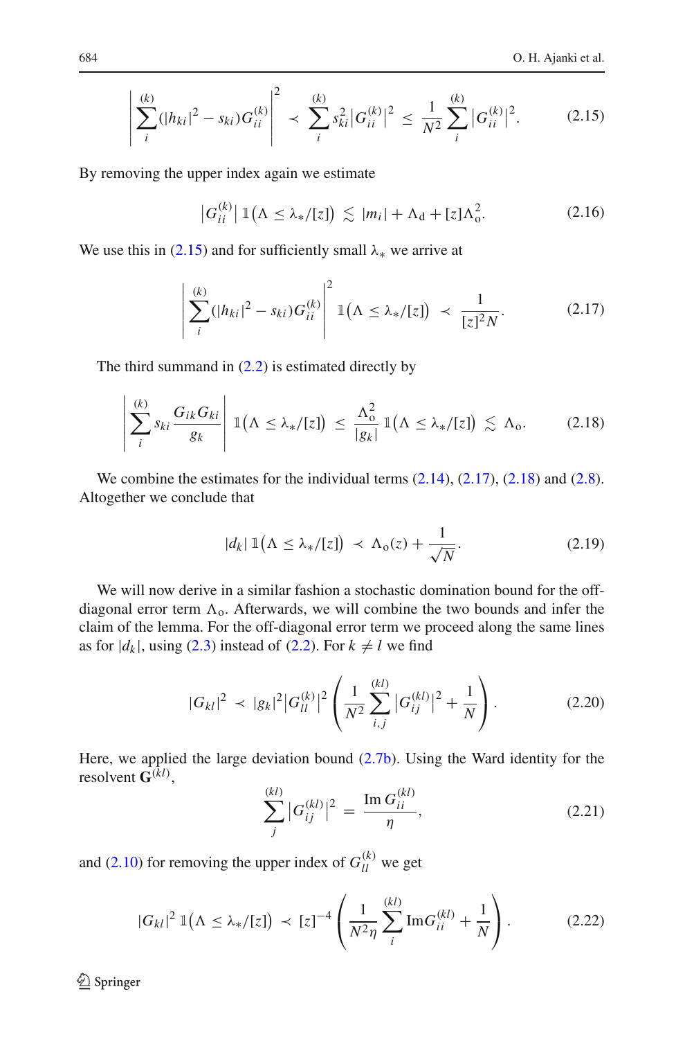$$\left| \sum_i^{(k)} (|h_{ki}|^2 - s_{ki}) G_{ii}^{(k)} \right|^2 \prec \sum_i^{(k)} s_{ki}^2 |G_{ii}^{(k)}|^2 \le \frac{1}{N^2} \sum_i^{(k)} |G_{ii}^{(k)}|^2. \tag{2.15}$$

By removing the upper index again we estimate

$$\left|G_{ii}^{(k)}\right| \mathbb{1}\big(\Lambda \le \lambda_*/[z]\big) \lesssim |m_i| + \Lambda_{\mathrm{d}} + [z]\Lambda_{\mathrm{o}}^2. \tag{2.16}$$

We use this in (2.15) and for sufficiently small $\lambda_*$ we arrive at

$$\left| \sum_i^{(k)} (|h_{ki}|^2 - s_{ki}) G_{ii}^{(k)} \right|^2 \mathbb{1}\big(\Lambda \le \lambda_*/[z]\big) \prec \frac{1}{[z]^2 N}. \tag{2.17}$$

The third summand in (2.2) is estimated directly by

$$\left| \sum_i^{(k)} s_{ki} \frac{G_{ik} G_{ki}}{g_k} \right| \mathbb{1}\big(\Lambda \le \lambda_*/[z]\big) \le \frac{\Lambda_{\mathrm{o}}^2}{|g_k|} \mathbb{1}\big(\Lambda \le \lambda_*/[z]\big) \lesssim \Lambda_{\mathrm{o}}. \tag{2.18}$$

We combine the estimates for the individual terms (2.14), (2.17), (2.18) and (2.8). Altogether we conclude that

$$|d_k| \, \mathbb{1}\big(\Lambda \le \lambda_*/[z]\big) \prec \Lambda_{\mathrm{o}}(z) + \frac{1}{\sqrt{N}}. \tag{2.19}$$

We will now derive in a similar fashion a stochastic domination bound for the off-diagonal error term $\Lambda_{\mathrm{o}}$. Afterwards, we will combine the two bounds and infer the claim of the lemma. For the off-diagonal error term we proceed along the same lines as for $|d_k|$, using (2.3) instead of (2.2). For $k \neq l$ we find

$$|G_{kl}|^2 \prec |g_k|^2 |G_{ll}^{(k)}|^2 \left( \frac{1}{N^2} \sum_{i,j}^{(kl)} |G_{ij}^{(kl)}|^2 + \frac{1}{N} \right). \tag{2.20}$$

Here, we applied the large deviation bound (2.7b). Using the Ward identity for the resolvent $\mathbf{G}^{(kl)}$,

$$\sum_j^{(kl)} |G_{ij}^{(kl)}|^2 = \frac{\operatorname{Im} G_{ii}^{(kl)}}{\eta}, \tag{2.21}$$

and (2.10) for removing the upper index of $G_{ll}^{(k)}$ we get

$$|G_{kl}|^2 \, \mathbb{1}\big(\Lambda \le \lambda_*/[z]\big) \prec [z]^{-4} \left( \frac{1}{N^2 \eta} \sum_i^{(kl)} \operatorname{Im} G_{ii}^{(kl)} + \frac{1}{N} \right). \tag{2.22}$$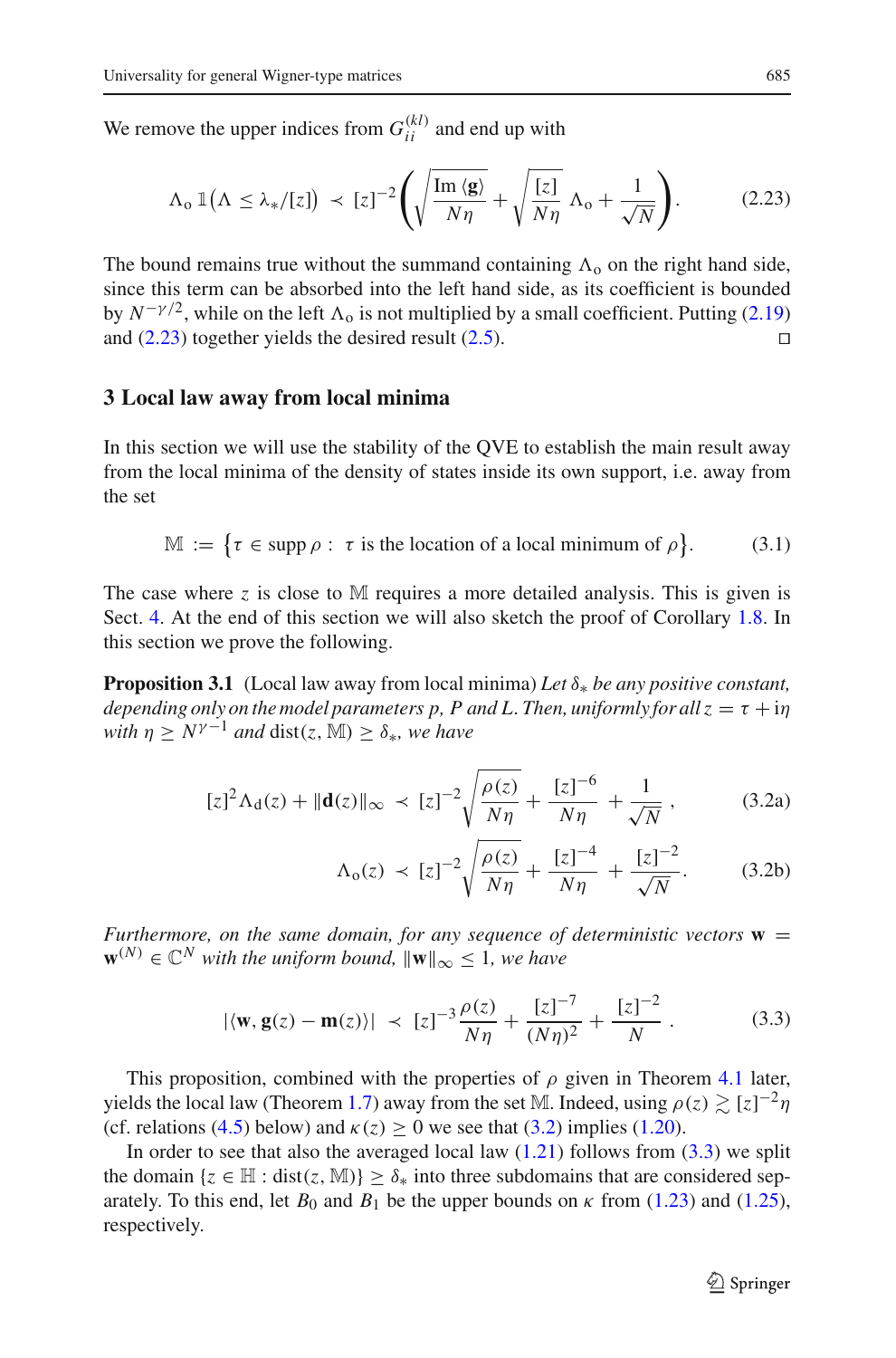We remove the upper indices from $G_{ii}^{(kl)}$ and end up with

$$\Lambda_{\mathrm{o}}\,\mathbb{1}\big(\Lambda \leq \lambda_*/[z]\big) \prec [z]^{-2}\left(\sqrt{\frac{\operatorname{Im}\langle \mathbf{g}\rangle}{N\eta}} + \sqrt{\frac{[z]}{N\eta}}\,\Lambda_{\mathrm{o}} + \frac{1}{\sqrt{N}}\right). \tag{2.23}$$

The bound remains true without the summand containing $\Lambda_{\mathrm{o}}$ on the right hand side, since this term can be absorbed into the left hand side, as its coefficient is bounded by $N^{-\gamma/2}$, while on the left $\Lambda_{\mathrm{o}}$ is not multiplied by a small coefficient. Putting (2.19) and (2.23) together yields the desired result (2.5). □

## 3 Local law away from local minima

In this section we will use the stability of the QVE to establish the main result away from the local minima of the density of states inside its own support, i.e. away from the set

$$\mathbb{M} := \big\{\tau \in \operatorname{supp}\rho : \ \tau \text{ is the location of a local minimum of } \rho\big\}. \tag{3.1}$$

The case where $z$ is close to $\mathbb{M}$ requires a more detailed analysis. This is given is Sect. 4. At the end of this section we will also sketch the proof of Corollary 1.8. In this section we prove the following.

**Proposition 3.1** (Local law away from local minima) *Let $\delta_*$ be any positive constant, depending only on the model parameters $p$, $P$ and $L$. Then, uniformly for all $z = \tau + \mathrm{i}\eta$ with $\eta \geq N^{\gamma-1}$ and $\operatorname{dist}(z, \mathbb{M}) \geq \delta_*$, we have*

$$[z]^2\Lambda_{\mathrm{d}}(z) + \|\mathbf{d}(z)\|_\infty \prec [z]^{-2}\sqrt{\frac{\rho(z)}{N\eta}} + \frac{[z]^{-6}}{N\eta} + \frac{1}{\sqrt{N}}\,, \tag{3.2a}$$

$$\Lambda_{\mathrm{o}}(z) \prec [z]^{-2}\sqrt{\frac{\rho(z)}{N\eta}} + \frac{[z]^{-4}}{N\eta} + \frac{[z]^{-2}}{\sqrt{N}}. \tag{3.2b}$$

*Furthermore, on the same domain, for any sequence of deterministic vectors $\mathbf{w} = \mathbf{w}^{(N)} \in \mathbb{C}^N$ with the uniform bound, $\|\mathbf{w}\|_\infty \leq 1$, we have*

$$|\langle \mathbf{w}, \mathbf{g}(z) - \mathbf{m}(z)\rangle| \prec [z]^{-3}\frac{\rho(z)}{N\eta} + \frac{[z]^{-7}}{(N\eta)^2} + \frac{[z]^{-2}}{N}\,. \tag{3.3}$$

This proposition, combined with the properties of $\rho$ given in Theorem 4.1 later, yields the local law (Theorem 1.7) away from the set $\mathbb{M}$. Indeed, using $\rho(z) \gtrsim [z]^{-2}\eta$ (cf. relations (4.5) below) and $\kappa(z) \geq 0$ we see that (3.2) implies (1.20).

In order to see that also the averaged local law (1.21) follows from (3.3) we split the domain $\{z \in \mathbb{H} : \operatorname{dist}(z, \mathbb{M})\} \geq \delta_*$ into three subdomains that are considered separately. To this end, let $B_0$ and $B_1$ be the upper bounds on $\kappa$ from (1.23) and (1.25), respectively.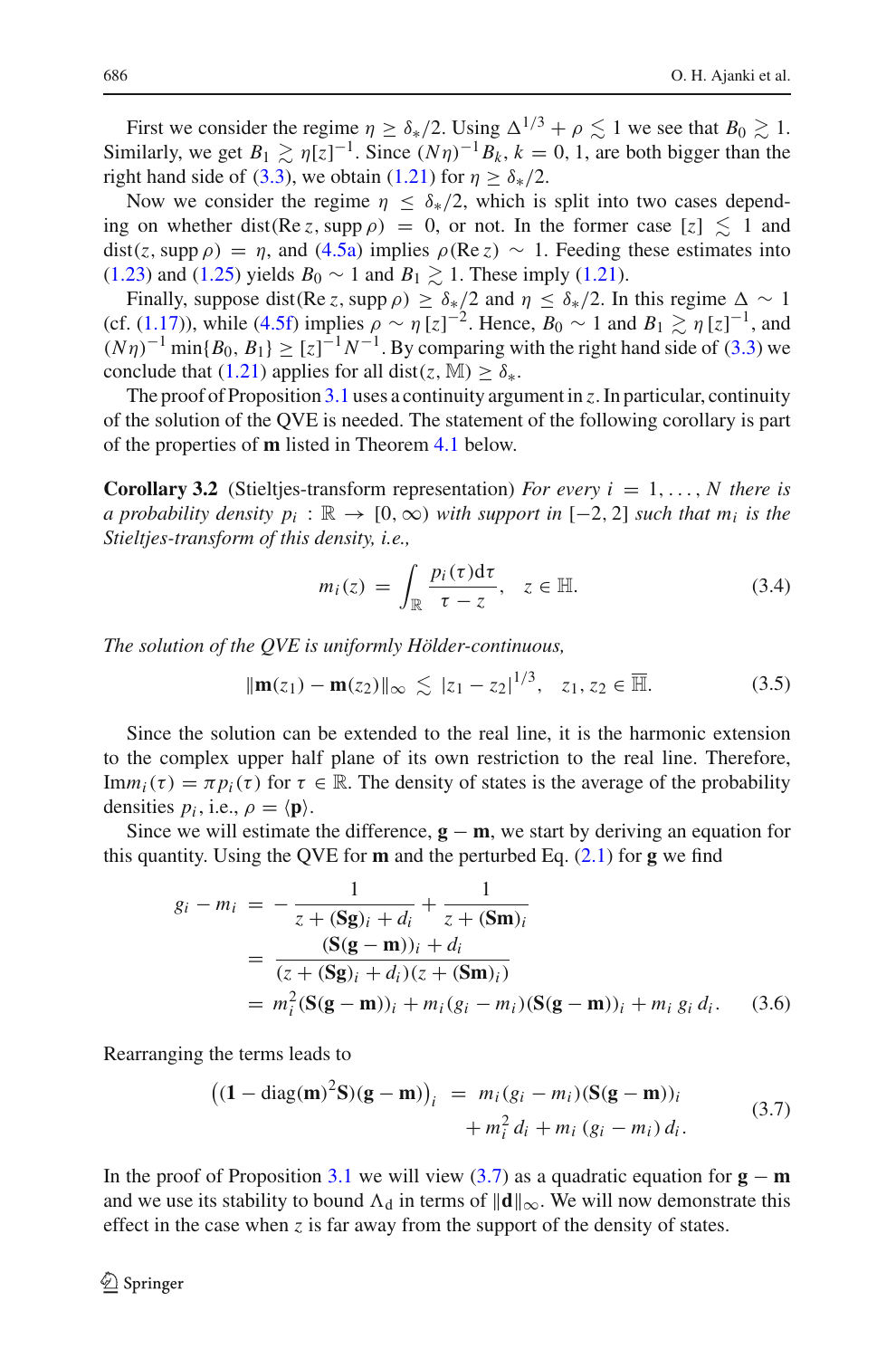First we consider the regime $\eta \geq \delta_*/2$. Using $\Delta^{1/3} + \rho \lesssim 1$ we see that $B_0 \gtrsim 1$. Similarly, we get $B_1 \gtrsim \eta[z]^{-1}$. Since $(N\eta)^{-1}B_k$, $k = 0, 1$, are both bigger than the right hand side of (3.3), we obtain (1.21) for $\eta \geq \delta_*/2$.

Now we consider the regime $\eta \leq \delta_*/2$, which is split into two cases depending on whether $\operatorname{dist}(\operatorname{Re} z, \operatorname{supp} \rho) = 0$, or not. In the former case $[z] \lesssim 1$ and $\operatorname{dist}(z, \operatorname{supp} \rho) = \eta$, and (4.5a) implies $\rho(\operatorname{Re} z) \sim 1$. Feeding these estimates into (1.23) and (1.25) yields $B_0 \sim 1$ and $B_1 \gtrsim 1$. These imply (1.21).

Finally, suppose $\operatorname{dist}(\operatorname{Re} z, \operatorname{supp} \rho) \geq \delta_*/2$ and $\eta \leq \delta_*/2$. In this regime $\Delta \sim 1$ (cf. (1.17)), while (4.5f) implies $\rho \sim \eta\,[z]^{-2}$. Hence, $B_0 \sim 1$ and $B_1 \gtrsim \eta\,[z]^{-1}$, and $(N\eta)^{-1} \min\{B_0, B_1\} \geq [z]^{-1}N^{-1}$. By comparing with the right hand side of (3.3) we conclude that (1.21) applies for all $\operatorname{dist}(z, \mathbb{M}) \geq \delta_*$.

The proof of Proposition 3.1 uses a continuity argument in $z$. In particular, continuity of the solution of the QVE is needed. The statement of the following corollary is part of the properties of $\mathbf{m}$ listed in Theorem 4.1 below.

**Corollary 3.2** (Stieltjes-transform representation) *For every $i = 1, \ldots, N$ there is a probability density $p_i : \mathbb{R} \to [0, \infty)$ with support in $[-2, 2]$ such that $m_i$ is the Stieltjes-transform of this density, i.e.,*

$$
m_i(z) = \int_{\mathbb{R}} \frac{p_i(\tau)\mathrm{d}\tau}{\tau - z}, \quad z \in \mathbb{H}. \tag{3.4}
$$

*The solution of the QVE is uniformly Hölder-continuous,*

$$
\|\mathbf{m}(z_1) - \mathbf{m}(z_2)\|_\infty \lesssim |z_1 - z_2|^{1/3}, \quad z_1, z_2 \in \overline{\mathbb{H}}. \tag{3.5}
$$

Since the solution can be extended to the real line, it is the harmonic extension to the complex upper half plane of its own restriction to the real line. Therefore, $\operatorname{Im} m_i(\tau) = \pi p_i(\tau)$ for $\tau \in \mathbb{R}$. The density of states is the average of the probability densities $p_i$, i.e., $\rho = \langle \mathbf{p} \rangle$.

Since we will estimate the difference, $\mathbf{g} - \mathbf{m}$, we start by deriving an equation for this quantity. Using the QVE for $\mathbf{m}$ and the perturbed Eq. (2.1) for $\mathbf{g}$ we find

$$
\begin{aligned}
g_i - m_i &= -\frac{1}{z + (\mathbf{S}\mathbf{g})_i + d_i} + \frac{1}{z + (\mathbf{S}\mathbf{m})_i} \\
&= \frac{(\mathbf{S}(\mathbf{g} - \mathbf{m}))_i + d_i}{(z + (\mathbf{S}\mathbf{g})_i + d_i)(z + (\mathbf{S}\mathbf{m})_i)} \\
&= m_i^2 (\mathbf{S}(\mathbf{g} - \mathbf{m}))_i + m_i(g_i - m_i)(\mathbf{S}(\mathbf{g} - \mathbf{m}))_i + m_i\, g_i\, d_i.
\end{aligned} \tag{3.6}
$$

Rearranging the terms leads to

$$
\begin{aligned}
\big((\mathbf{1} - \operatorname{diag}(\mathbf{m})^2\mathbf{S})(\mathbf{g} - \mathbf{m})\big)_i &= m_i(g_i - m_i)(\mathbf{S}(\mathbf{g} - \mathbf{m}))_i \\
&\quad + m_i^2\, d_i + m_i\,(g_i - m_i)\, d_i.
\end{aligned} \tag{3.7}
$$

In the proof of Proposition 3.1 we will view (3.7) as a quadratic equation for $\mathbf{g} - \mathbf{m}$ and we use its stability to bound $\Lambda_{\mathrm{d}}$ in terms of $\|\mathbf{d}\|_\infty$. We will now demonstrate this effect in the case when $z$ is far away from the support of the density of states.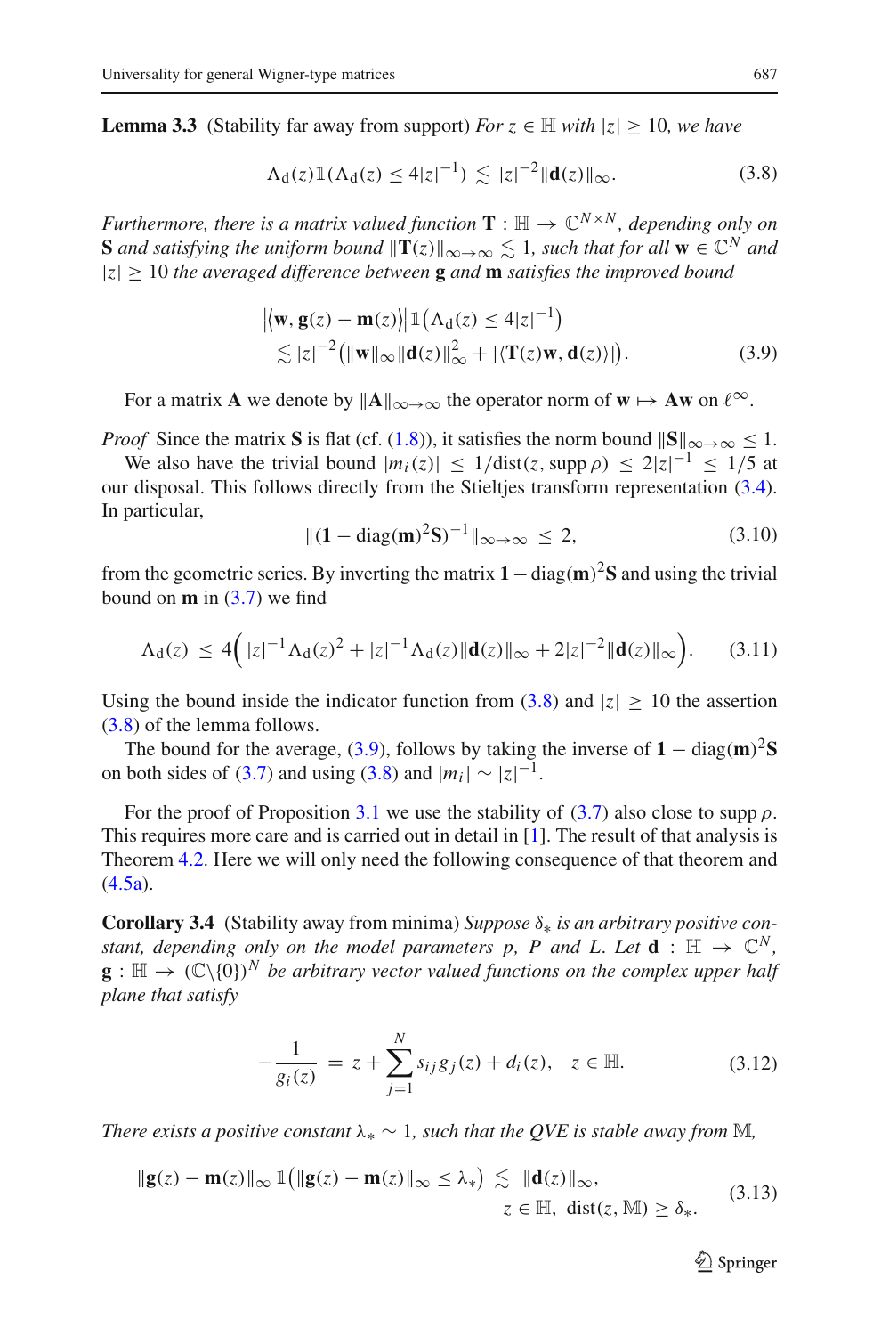**Lemma 3.3** (Stability far away from support) *For $z \in \mathbb{H}$ with $|z| \geq 10$, we have*

$$\Lambda_{\mathrm{d}}(z)\mathbb{1}(\Lambda_{\mathrm{d}}(z) \leq 4|z|^{-1}) \lesssim |z|^{-2}\|\mathbf{d}(z)\|_\infty. \tag{3.8}$$

*Furthermore, there is a matrix valued function $\mathbf{T} : \mathbb{H} \to \mathbb{C}^{N\times N}$, depending only on $\mathbf{S}$ and satisfying the uniform bound $\|\mathbf{T}(z)\|_{\infty\to\infty} \lesssim 1$, such that for all $\mathbf{w} \in \mathbb{C}^N$ and $|z| \geq 10$ the averaged difference between $\mathbf{g}$ and $\mathbf{m}$ satisfies the improved bound*

$$\begin{aligned} &\big|\langle \mathbf{w}, \mathbf{g}(z) - \mathbf{m}(z)\rangle\big|\,\mathbb{1}\big(\Lambda_{\mathrm{d}}(z) \leq 4|z|^{-1}\big) \\ &\quad\lesssim |z|^{-2}\big(\|\mathbf{w}\|_\infty\|\mathbf{d}(z)\|_\infty^2 + |\langle \mathbf{T}(z)\mathbf{w}, \mathbf{d}(z)\rangle|\big). \end{aligned} \tag{3.9}$$

For a matrix $\mathbf{A}$ we denote by $\|\mathbf{A}\|_{\infty\to\infty}$ the operator norm of $\mathbf{w} \mapsto \mathbf{A}\mathbf{w}$ on $\ell^\infty$.

*Proof* Since the matrix $\mathbf{S}$ is flat (cf. (1.8)), it satisfies the norm bound $\|\mathbf{S}\|_{\infty\to\infty} \leq 1$.

We also have the trivial bound $|m_i(z)| \leq 1/\mathrm{dist}(z, \mathrm{supp}\,\rho) \leq 2|z|^{-1} \leq 1/5$ at our disposal. This follows directly from the Stieltjes transform representation (3.4). In particular,

$$\|(\mathbf{1} - \mathrm{diag}(\mathbf{m})^2\mathbf{S})^{-1}\|_{\infty\to\infty} \leq 2, \tag{3.10}$$

from the geometric series. By inverting the matrix $\mathbf{1} - \mathrm{diag}(\mathbf{m})^2\mathbf{S}$ and using the trivial bound on $\mathbf{m}$ in (3.7) we find

$$\Lambda_{\mathrm{d}}(z) \leq 4\Big(|z|^{-1}\Lambda_{\mathrm{d}}(z)^2 + |z|^{-1}\Lambda_{\mathrm{d}}(z)\|\mathbf{d}(z)\|_\infty + 2|z|^{-2}\|\mathbf{d}(z)\|_\infty\Big). \tag{3.11}$$

Using the bound inside the indicator function from (3.8) and $|z| \geq 10$ the assertion (3.8) of the lemma follows.

The bound for the average, (3.9), follows by taking the inverse of $\mathbf{1} - \mathrm{diag}(\mathbf{m})^2\mathbf{S}$ on both sides of (3.7) and using (3.8) and $|m_i| \sim |z|^{-1}$.

For the proof of Proposition 3.1 we use the stability of (3.7) also close to $\mathrm{supp}\,\rho$. This requires more care and is carried out in detail in [1]. The result of that analysis is Theorem 4.2. Here we will only need the following consequence of that theorem and (4.5a).

**Corollary 3.4** (Stability away from minima) *Suppose $\delta_*$ is an arbitrary positive constant, depending only on the model parameters $p$, $P$ and $L$. Let $\mathbf{d} : \mathbb{H} \to \mathbb{C}^N$, $\mathbf{g} : \mathbb{H} \to (\mathbb{C}\backslash\{0\})^N$ be arbitrary vector valued functions on the complex upper half plane that satisfy*

$$-\frac{1}{g_i(z)} = z + \sum_{j=1}^N s_{ij}g_j(z) + d_i(z), \quad z \in \mathbb{H}. \tag{3.12}$$

*There exists a positive constant $\lambda_* \sim 1$, such that the QVE is stable away from $\mathbb{M}$,*

$$\begin{aligned} \|\mathbf{g}(z) - \mathbf{m}(z)\|_\infty\,\mathbb{1}\big(\|\mathbf{g}(z) - \mathbf{m}(z)\|_\infty \leq \lambda_*\big) &\lesssim \|\mathbf{d}(z)\|_\infty, \\ &z \in \mathbb{H},\ \mathrm{dist}(z, \mathbb{M}) \geq \delta_*. \end{aligned} \tag{3.13}$$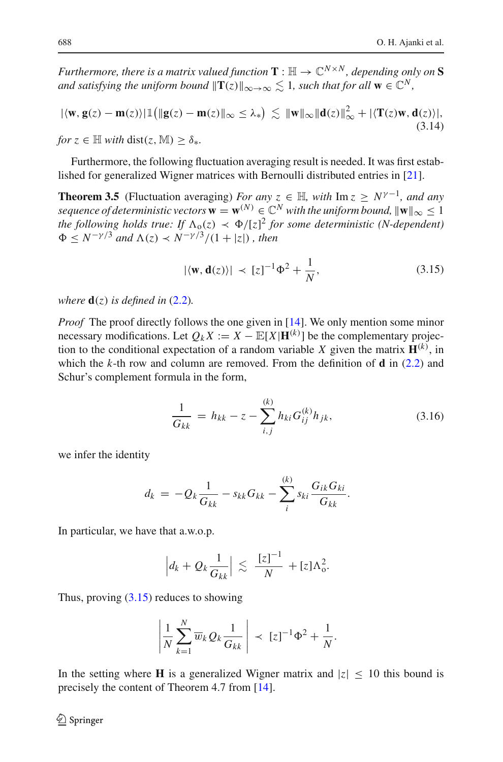*Furthermore, there is a matrix valued function $\mathbf{T} : \mathbb{H} \to \mathbb{C}^{N\times N}$, depending only on $\mathbf{S}$ and satisfying the uniform bound $\|\mathbf{T}(z)\|_{\infty\to\infty} \lesssim 1$, such that for all $\mathbf{w} \in \mathbb{C}^N$,*

$$|\langle \mathbf{w}, \mathbf{g}(z) - \mathbf{m}(z)\rangle| \mathbb{1}\big(\|\mathbf{g}(z) - \mathbf{m}(z)\|_\infty \le \lambda_*\big) \lesssim \|\mathbf{w}\|_\infty \|\mathbf{d}(z)\|_\infty^2 + |\langle \mathbf{T}(z)\mathbf{w}, \mathbf{d}(z)\rangle|, \tag{3.14}$$

*for $z \in \mathbb{H}$ with $\mathrm{dist}(z, \mathbb{M}) \ge \delta_*$.*

Furthermore, the following fluctuation averaging result is needed. It was first established for generalized Wigner matrices with Bernoulli distributed entries in [21].

**Theorem 3.5** (Fluctuation averaging) *For any $z \in \mathbb{H}$, with $\mathrm{Im}\, z \ge N^{\gamma-1}$, and any sequence of deterministic vectors $\mathbf{w} = \mathbf{w}^{(N)} \in \mathbb{C}^N$ with the uniform bound, $\|\mathbf{w}\|_\infty \le 1$ the following holds true: If $\Lambda_{\mathrm{o}}(z) \prec \Phi/[z]^2$ for some deterministic (N-dependent) $\Phi \le N^{-\gamma/3}$ and $\Lambda(z) \prec N^{-\gamma/3}/(1 + |z|)$ , then*

$$|\langle \mathbf{w}, \mathbf{d}(z)\rangle| \prec [z]^{-1}\Phi^2 + \frac{1}{N}, \tag{3.15}$$

*where $\mathbf{d}(z)$ is defined in (2.2).*

*Proof* The proof directly follows the one given in [14]. We only mention some minor necessary modifications. Let $Q_k X := X - \mathbb{E}[X|\mathbf{H}^{(k)}]$ be the complementary projection to the conditional expectation of a random variable $X$ given the matrix $\mathbf{H}^{(k)}$, in which the $k$-th row and column are removed. From the definition of $\mathbf{d}$ in (2.2) and Schur's complement formula in the form,

$$\frac{1}{G_{kk}} = h_{kk} - z - \sum_{i,j}^{(k)} h_{ki} G_{ij}^{(k)} h_{jk}, \tag{3.16}$$

we infer the identity

$$d_k = -Q_k \frac{1}{G_{kk}} - s_{kk} G_{kk} - \sum_{i}^{(k)} s_{ki} \frac{G_{ik} G_{ki}}{G_{kk}}.$$

In particular, we have that a.w.o.p.

$$\Big| d_k + Q_k \frac{1}{G_{kk}} \Big| \lesssim \frac{[z]^{-1}}{N} + [z]\Lambda_{\mathrm{o}}^2.$$

Thus, proving (3.15) reduces to showing

$$\left| \frac{1}{N} \sum_{k=1}^{N} \overline{w}_k Q_k \frac{1}{G_{kk}} \right| \prec [z]^{-1}\Phi^2 + \frac{1}{N}.$$

In the setting where $\mathbf{H}$ is a generalized Wigner matrix and $|z| \le 10$ this bound is precisely the content of Theorem 4.7 from [14].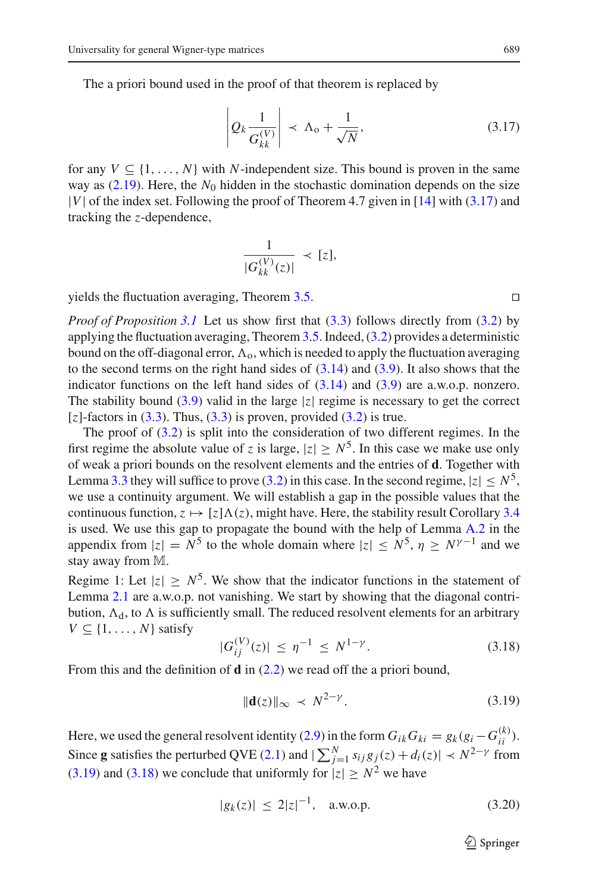The a priori bound used in the proof of that theorem is replaced by

$$\left| Q_k \frac{1}{G^{(V)}_{kk}} \right| \prec \Lambda_{\mathrm{o}} + \frac{1}{\sqrt{N}}, \tag{3.17}$$

for any $V \subseteq \{1, \ldots, N\}$ with $N$-independent size. This bound is proven in the same way as (2.19). Here, the $N_0$ hidden in the stochastic domination depends on the size $|V|$ of the index set. Following the proof of Theorem 4.7 given in [14] with (3.17) and tracking the $z$-dependence,

$$\frac{1}{|G^{(V)}_{kk}(z)|} \prec [z],$$

yields the fluctuation averaging, Theorem 3.5. □

*Proof of Proposition 3.1* Let us show first that (3.3) follows directly from (3.2) by applying the fluctuation averaging, Theorem 3.5. Indeed, (3.2) provides a deterministic bound on the off-diagonal error, $\Lambda_{\mathrm{o}}$, which is needed to apply the fluctuation averaging to the second terms on the right hand sides of (3.14) and (3.9). It also shows that the indicator functions on the left hand sides of (3.14) and (3.9) are a.w.o.p. nonzero. The stability bound (3.9) valid in the large $|z|$ regime is necessary to get the correct $[z]$-factors in (3.3). Thus, (3.3) is proven, provided (3.2) is true.

The proof of (3.2) is split into the consideration of two different regimes. In the first regime the absolute value of $z$ is large, $|z| \geq N^5$. In this case we make use only of weak a priori bounds on the resolvent elements and the entries of $\mathbf{d}$. Together with Lemma 3.3 they will suffice to prove (3.2) in this case. In the second regime, $|z| \leq N^5$, we use a continuity argument. We will establish a gap in the possible values that the continuous function, $z \mapsto [z]\Lambda(z)$, might have. Here, the stability result Corollary 3.4 is used. We use this gap to propagate the bound with the help of Lemma A.2 in the appendix from $|z| = N^5$ to the whole domain where $|z| \leq N^5$, $\eta \geq N^{\gamma-1}$ and we stay away from $\mathbb{M}$.

Regime 1: Let $|z| \geq N^5$. We show that the indicator functions in the statement of Lemma 2.1 are a.w.o.p. not vanishing. We start by showing that the diagonal contribution, $\Lambda_{\mathrm{d}}$, to $\Lambda$ is sufficiently small. The reduced resolvent elements for an arbitrary $V \subseteq \{1, \ldots, N\}$ satisfy

$$|G^{(V)}_{ij}(z)| \leq \eta^{-1} \leq N^{1-\gamma}. \tag{3.18}$$

From this and the definition of $\mathbf{d}$ in (2.2) we read off the a priori bound,

$$\|\mathbf{d}(z)\|_\infty \prec N^{2-\gamma}. \tag{3.19}$$

Here, we used the general resolvent identity (2.9) in the form $G_{ik}G_{ki} = g_k(g_i - G^{(k)}_{ii})$. Since $\mathbf{g}$ satisfies the perturbed QVE (2.1) and $|\sum_{j=1}^N s_{ij} g_j(z) + d_i(z)| \prec N^{2-\gamma}$ from (3.19) and (3.18) we conclude that uniformly for $|z| \geq N^2$ we have

$$|g_k(z)| \leq 2|z|^{-1}, \quad \text{a.w.o.p.} \tag{3.20}$$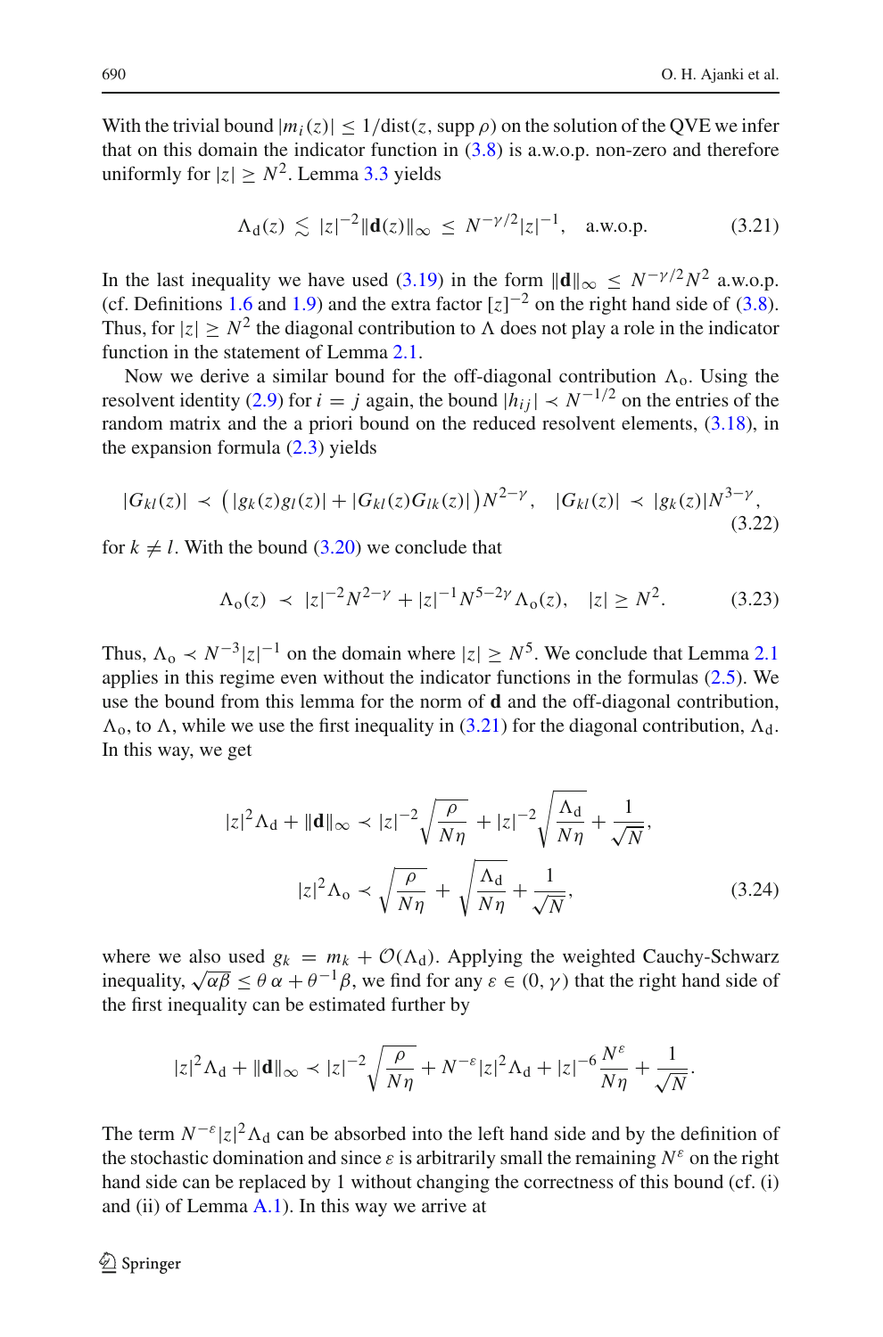With the trivial bound $|m_i(z)| \leq 1/\mathrm{dist}(z, \mathrm{supp}\,\rho)$ on the solution of the QVE we infer that on this domain the indicator function in (3.8) is a.w.o.p. non-zero and therefore uniformly for $|z| \geq N^2$. Lemma 3.3 yields

$$\Lambda_{\mathrm{d}}(z) \lesssim |z|^{-2}\|\mathbf{d}(z)\|_\infty \leq N^{-\gamma/2}|z|^{-1}, \quad \text{a.w.o.p.} \tag{3.21}$$

In the last inequality we have used (3.19) in the form $\|\mathbf{d}\|_\infty \leq N^{-\gamma/2}N^2$ a.w.o.p. (cf. Definitions 1.6 and 1.9) and the extra factor $[z]^{-2}$ on the right hand side of (3.8). Thus, for $|z| \geq N^2$ the diagonal contribution to $\Lambda$ does not play a role in the indicator function in the statement of Lemma 2.1.

Now we derive a similar bound for the off-diagonal contribution $\Lambda_{\mathrm{o}}$. Using the resolvent identity (2.9) for $i = j$ again, the bound $|h_{ij}| \prec N^{-1/2}$ on the entries of the random matrix and the a priori bound on the reduced resolvent elements, (3.18), in the expansion formula (2.3) yields

$$|G_{kl}(z)| \prec \big(|g_k(z)g_l(z)| + |G_{kl}(z)G_{lk}(z)|\big)N^{2-\gamma}, \quad |G_{kl}(z)| \prec |g_k(z)|N^{3-\gamma}, \tag{3.22}$$

for $k \neq l$. With the bound (3.20) we conclude that

$$\Lambda_{\mathrm{o}}(z) \prec |z|^{-2}N^{2-\gamma} + |z|^{-1}N^{5-2\gamma}\Lambda_{\mathrm{o}}(z), \quad |z| \geq N^2. \tag{3.23}$$

Thus, $\Lambda_{\mathrm{o}} \prec N^{-3}|z|^{-1}$ on the domain where $|z| \geq N^5$. We conclude that Lemma 2.1 applies in this regime even without the indicator functions in the formulas (2.5). We use the bound from this lemma for the norm of $\mathbf{d}$ and the off-diagonal contribution, $\Lambda_{\mathrm{o}}$, to $\Lambda$, while we use the first inequality in (3.21) for the diagonal contribution, $\Lambda_{\mathrm{d}}$. In this way, we get

$$\begin{aligned} |z|^2\Lambda_{\mathrm{d}} + \|\mathbf{d}\|_\infty &\prec |z|^{-2}\sqrt{\frac{\rho}{N\eta}} + |z|^{-2}\sqrt{\frac{\Lambda_{\mathrm{d}}}{N\eta}} + \frac{1}{\sqrt{N}}, \\ |z|^2\Lambda_{\mathrm{o}} &\prec \sqrt{\frac{\rho}{N\eta}} + \sqrt{\frac{\Lambda_{\mathrm{d}}}{N\eta}} + \frac{1}{\sqrt{N}}, \end{aligned} \tag{3.24}$$

where we also used $g_k = m_k + \mathcal{O}(\Lambda_{\mathrm{d}})$. Applying the weighted Cauchy-Schwarz inequality, $\sqrt{\alpha\beta} \leq \theta\,\alpha + \theta^{-1}\beta$, we find for any $\varepsilon \in (0, \gamma)$ that the right hand side of the first inequality can be estimated further by

$$|z|^2\Lambda_{\mathrm{d}} + \|\mathbf{d}\|_\infty \prec |z|^{-2}\sqrt{\frac{\rho}{N\eta}} + N^{-\varepsilon}|z|^2\Lambda_{\mathrm{d}} + |z|^{-6}\frac{N^\varepsilon}{N\eta} + \frac{1}{\sqrt{N}}.$$

The term $N^{-\varepsilon}|z|^2\Lambda_{\mathrm{d}}$ can be absorbed into the left hand side and by the definition of the stochastic domination and since $\varepsilon$ is arbitrarily small the remaining $N^\varepsilon$ on the right hand side can be replaced by 1 without changing the correctness of this bound (cf. (i) and (ii) of Lemma A.1). In this way we arrive at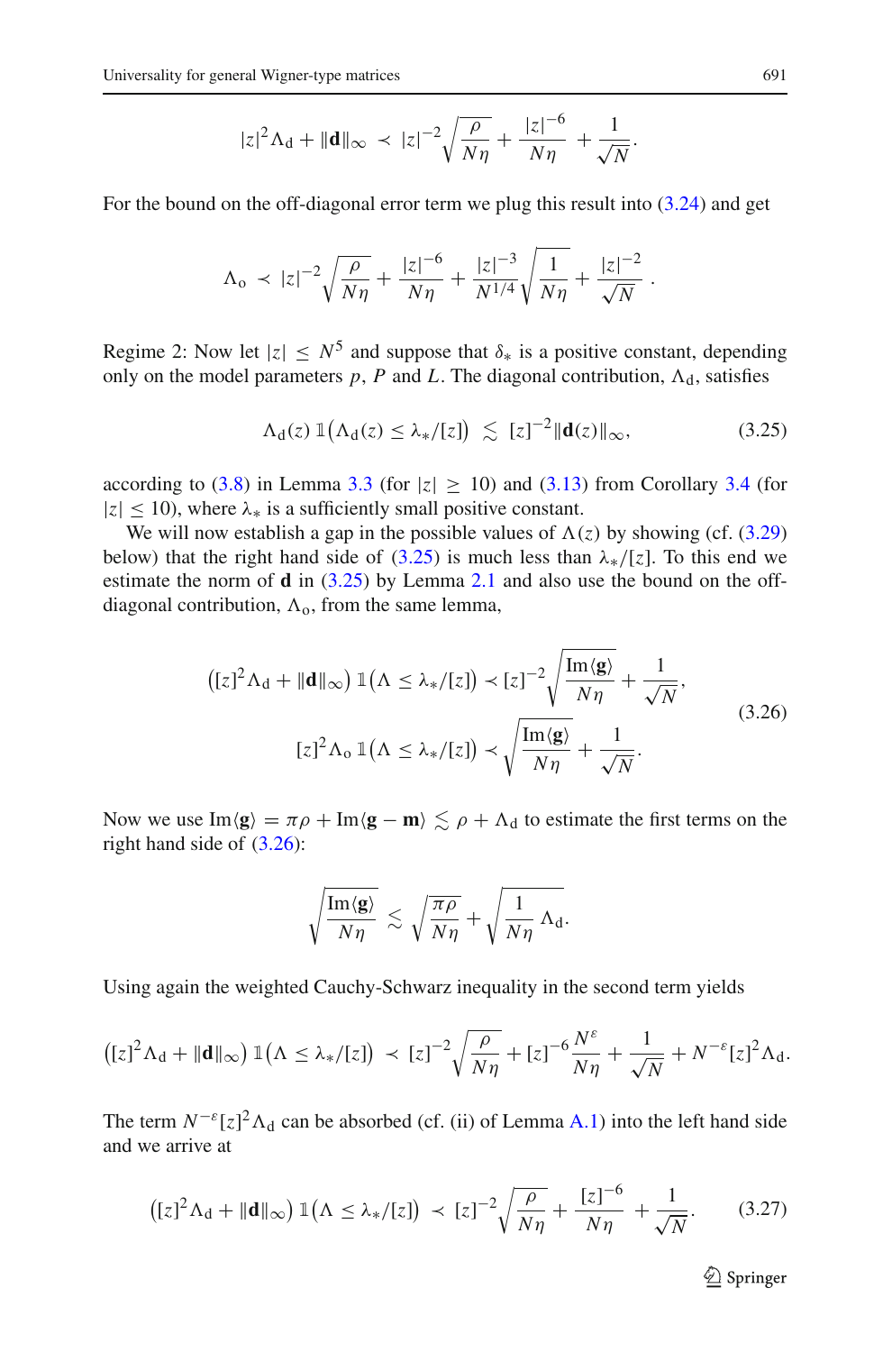$$|z|^2 \Lambda_{\rm d} + \|\mathbf{d}\|_\infty \prec |z|^{-2}\sqrt{\frac{\rho}{N\eta}} + \frac{|z|^{-6}}{N\eta} + \frac{1}{\sqrt{N}}.$$

For the bound on the off-diagonal error term we plug this result into (3.24) and get

$$\Lambda_{\rm o} \prec |z|^{-2}\sqrt{\frac{\rho}{N\eta}} + \frac{|z|^{-6}}{N\eta} + \frac{|z|^{-3}}{N^{1/4}}\sqrt{\frac{1}{N\eta}} + \frac{|z|^{-2}}{\sqrt{N}} .$$

Regime 2: Now let $|z| \le N^5$ and suppose that $\delta_*$ is a positive constant, depending only on the model parameters $p$, $P$ and $L$. The diagonal contribution, $\Lambda_{\rm d}$, satisfies

$$\Lambda_{\rm d}(z)\,\mathbb{1}\big(\Lambda_{\rm d}(z) \le \lambda_*/[z]\big) \lesssim [z]^{-2}\|\mathbf{d}(z)\|_\infty, \tag{3.25}$$

according to (3.8) in Lemma 3.3 (for $|z| \ge 10$) and (3.13) from Corollary 3.4 (for $|z| \le 10$), where $\lambda_*$ is a sufficiently small positive constant.

We will now establish a gap in the possible values of $\Lambda(z)$ by showing (cf. (3.29) below) that the right hand side of (3.25) is much less than $\lambda_*/[z]$. To this end we estimate the norm of $\mathbf{d}$ in (3.25) by Lemma 2.1 and also use the bound on the off-diagonal contribution, $\Lambda_{\rm o}$, from the same lemma,

$$\begin{aligned} \big([z]^2\Lambda_{\rm d} + \|\mathbf{d}\|_\infty\big)\,\mathbb{1}\big(\Lambda \le \lambda_*/[z]\big) &\prec [z]^{-2}\sqrt{\frac{\operatorname{Im}\langle \mathbf{g}\rangle}{N\eta}} + \frac{1}{\sqrt{N}}, \\ [z]^2\Lambda_{\rm o}\,\mathbb{1}\big(\Lambda \le \lambda_*/[z]\big) &\prec \sqrt{\frac{\operatorname{Im}\langle \mathbf{g}\rangle}{N\eta}} + \frac{1}{\sqrt{N}}. \end{aligned} \tag{3.26}$$

Now we use $\operatorname{Im}\langle \mathbf{g}\rangle = \pi\rho + \operatorname{Im}\langle \mathbf{g}-\mathbf{m}\rangle \lesssim \rho + \Lambda_{\rm d}$ to estimate the first terms on the right hand side of (3.26):

$$\sqrt{\frac{\operatorname{Im}\langle \mathbf{g}\rangle}{N\eta}} \lesssim \sqrt{\frac{\pi\rho}{N\eta}} + \sqrt{\frac{1}{N\eta}\,\Lambda_{\rm d}}.$$

Using again the weighted Cauchy-Schwarz inequality in the second term yields

$$\big([z]^2\Lambda_{\rm d} + \|\mathbf{d}\|_\infty\big)\,\mathbb{1}\big(\Lambda \le \lambda_*/[z]\big) \prec [z]^{-2}\sqrt{\frac{\rho}{N\eta}} + [z]^{-6}\frac{N^{\varepsilon}}{N\eta} + \frac{1}{\sqrt{N}} + N^{-\varepsilon}[z]^2\Lambda_{\rm d}.$$

The term $N^{-\varepsilon}[z]^2\Lambda_{\rm d}$ can be absorbed (cf. (ii) of Lemma A.1) into the left hand side and we arrive at

$$\big([z]^2\Lambda_{\rm d} + \|\mathbf{d}\|_\infty\big)\,\mathbb{1}\big(\Lambda \le \lambda_*/[z]\big) \prec [z]^{-2}\sqrt{\frac{\rho}{N\eta}} + \frac{[z]^{-6}}{N\eta} + \frac{1}{\sqrt{N}}. \tag{3.27}$$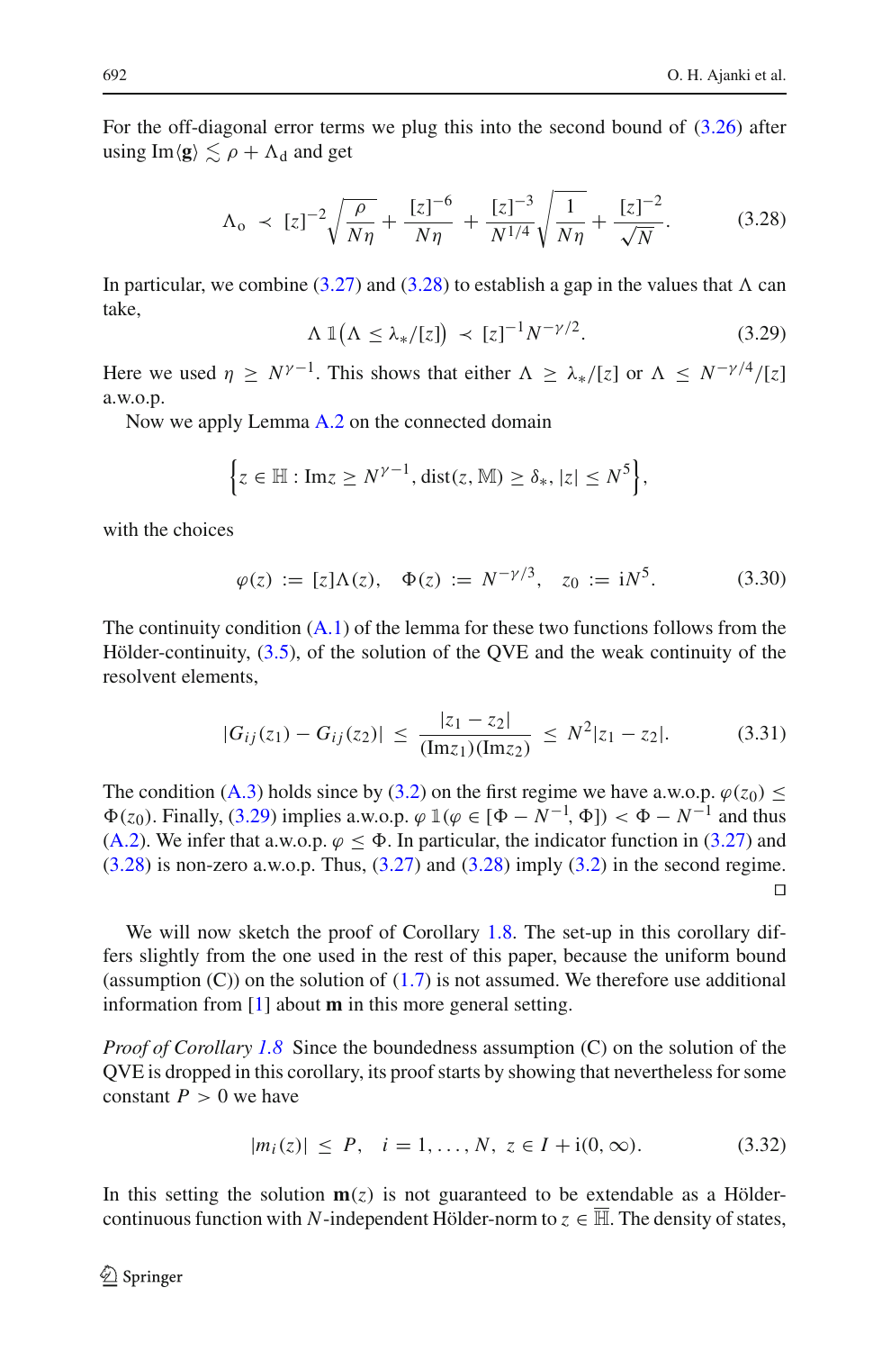For the off-diagonal error terms we plug this into the second bound of (3.26) after using $\mathrm{Im}\langle \mathbf{g}\rangle \lesssim \rho + \Lambda_{\mathrm{d}}$ and get

$$\Lambda_{\mathrm{o}} \;\prec\; [z]^{-2}\sqrt{\frac{\rho}{N\eta}} + \frac{[z]^{-6}}{N\eta} + \frac{[z]^{-3}}{N^{1/4}}\sqrt{\frac{1}{N\eta}} + \frac{[z]^{-2}}{\sqrt{N}}. \tag{3.28}$$

In particular, we combine (3.27) and (3.28) to establish a gap in the values that $\Lambda$ can take,

$$\Lambda\, \mathbb{1}\big(\Lambda \le \lambda_*/[z]\big) \;\prec\; [z]^{-1}N^{-\gamma/2}. \tag{3.29}$$

Here we used $\eta \ge N^{\gamma-1}$. This shows that either $\Lambda \ge \lambda_*/[z]$ or $\Lambda \le N^{-\gamma/4}/[z]$ a.w.o.p.

Now we apply Lemma A.2 on the connected domain

$$\Big\{ z \in \mathbb{H} : \mathrm{Im} z \ge N^{\gamma-1}, \mathrm{dist}(z, \mathbb{M}) \ge \delta_*, |z| \le N^5 \Big\},$$

with the choices

$$\varphi(z) := [z]\Lambda(z), \quad \Phi(z) := N^{-\gamma/3}, \quad z_0 := \mathrm{i}N^5. \tag{3.30}$$

The continuity condition (A.1) of the lemma for these two functions follows from the Hölder-continuity, (3.5), of the solution of the QVE and the weak continuity of the resolvent elements,

$$|G_{ij}(z_1) - G_{ij}(z_2)| \le \frac{|z_1 - z_2|}{(\mathrm{Im} z_1)(\mathrm{Im} z_2)} \le N^2 |z_1 - z_2|. \tag{3.31}$$

The condition (A.3) holds since by (3.2) on the first regime we have a.w.o.p. $\varphi(z_0) \le \Phi(z_0)$. Finally, (3.29) implies a.w.o.p. $\varphi\, \mathbb{1}(\varphi \in [\Phi - N^{-1}, \Phi]) < \Phi - N^{-1}$ and thus (A.2). We infer that a.w.o.p. $\varphi \le \Phi$. In particular, the indicator function in (3.27) and (3.28) is non-zero a.w.o.p. Thus, (3.27) and (3.28) imply (3.2) in the second regime. □

We will now sketch the proof of Corollary 1.8. The set-up in this corollary differs slightly from the one used in the rest of this paper, because the uniform bound (assumption (C)) on the solution of (1.7) is not assumed. We therefore use additional information from [1] about $\mathbf{m}$ in this more general setting.

*Proof of Corollary 1.8* Since the boundedness assumption (C) on the solution of the QVE is dropped in this corollary, its proof starts by showing that nevertheless for some constant $P > 0$ we have

$$|m_i(z)| \le P, \quad i = 1, \ldots, N, \; z \in I + \mathrm{i}(0, \infty). \tag{3.32}$$

In this setting the solution $\mathbf{m}(z)$ is not guaranteed to be extendable as a Hölder-continuous function with $N$-independent Hölder-norm to $z \in \overline{\mathbb{H}}$. The density of states,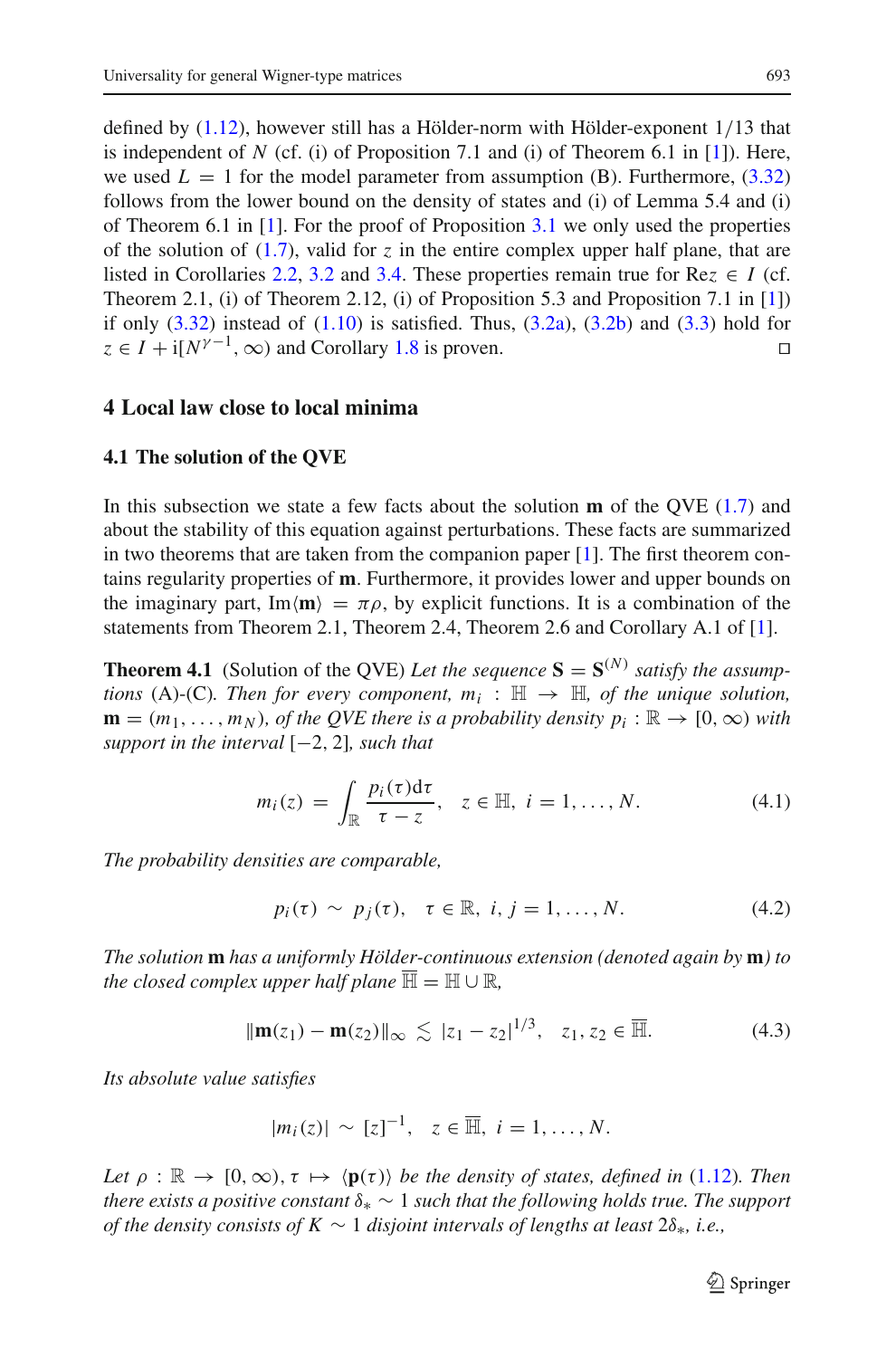defined by (1.12), however still has a Hölder-norm with Hölder-exponent $1/13$ that is independent of $N$ (cf. (i) of Proposition 7.1 and (i) of Theorem 6.1 in [1]). Here, we used $L = 1$ for the model parameter from assumption (B). Furthermore, (3.32) follows from the lower bound on the density of states and (i) of Lemma 5.4 and (i) of Theorem 6.1 in [1]. For the proof of Proposition 3.1 we only used the properties of the solution of (1.7), valid for $z$ in the entire complex upper half plane, that are listed in Corollaries 2.2, 3.2 and 3.4. These properties remain true for $\mathrm{Re}\, z \in I$ (cf. Theorem 2.1, (i) of Theorem 2.12, (i) of Proposition 5.3 and Proposition 7.1 in [1]) if only (3.32) instead of (1.10) is satisfied. Thus, (3.2a), (3.2b) and (3.3) hold for $z \in I + \mathrm{i}[N^{\gamma-1}, \infty)$ and Corollary 1.8 is proven. □

## 4 Local law close to local minima

### 4.1 The solution of the QVE

In this subsection we state a few facts about the solution $\mathbf{m}$ of the QVE (1.7) and about the stability of this equation against perturbations. These facts are summarized in two theorems that are taken from the companion paper [1]. The first theorem contains regularity properties of $\mathbf{m}$. Furthermore, it provides lower and upper bounds on the imaginary part, $\mathrm{Im}\langle \mathbf{m} \rangle = \pi\rho$, by explicit functions. It is a combination of the statements from Theorem 2.1, Theorem 2.4, Theorem 2.6 and Corollary A.1 of [1].

**Theorem 4.1** (Solution of the QVE) *Let the sequence $\mathbf{S} = \mathbf{S}^{(N)}$ satisfy the assumptions* (A)-(C)*. Then for every component, $m_i : \mathbb{H} \to \mathbb{H}$, of the unique solution, $\mathbf{m} = (m_1, \ldots, m_N)$, of the QVE there is a probability density $p_i : \mathbb{R} \to [0, \infty)$ with support in the interval $[-2, 2]$, such that*

$$m_i(z) = \int_{\mathbb{R}} \frac{p_i(\tau)\mathrm{d}\tau}{\tau - z}, \quad z \in \mathbb{H}, \; i = 1, \ldots, N. \tag{4.1}$$

*The probability densities are comparable,*

$$p_i(\tau) \sim p_j(\tau), \quad \tau \in \mathbb{R}, \; i, j = 1, \ldots, N. \tag{4.2}$$

*The solution $\mathbf{m}$ has a uniformly Hölder-continuous extension (denoted again by $\mathbf{m}$) to the closed complex upper half plane $\overline{\mathbb{H}} = \mathbb{H} \cup \mathbb{R}$,*

$$\|\mathbf{m}(z_1) - \mathbf{m}(z_2)\|_\infty \lesssim |z_1 - z_2|^{1/3}, \quad z_1, z_2 \in \overline{\mathbb{H}}. \tag{4.3}$$

*Its absolute value satisfies*

$$|m_i(z)| \sim [z]^{-1}, \quad z \in \overline{\mathbb{H}}, \; i = 1, \ldots, N.$$

*Let $\rho : \mathbb{R} \to [0, \infty), \tau \mapsto \langle \mathbf{p}(\tau) \rangle$ be the density of states, defined in* (1.12)*. Then there exists a positive constant $\delta_* \sim 1$ such that the following holds true. The support of the density consists of $K \sim 1$ disjoint intervals of lengths at least $2\delta_*$, i.e.,*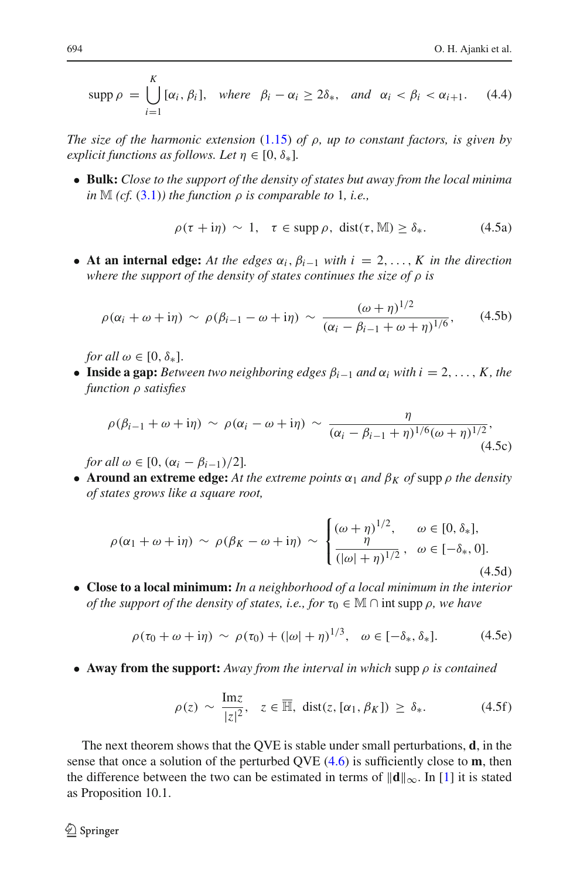$$\operatorname{supp} \rho = \bigcup_{i=1}^{K} [\alpha_i, \beta_i], \quad \textit{where} \quad \beta_i - \alpha_i \geq 2\delta_*, \quad \textit{and} \quad \alpha_i < \beta_i < \alpha_{i+1}. \tag{4.4}$$

*The size of the harmonic extension (1.15) of $\rho$, up to constant factors, is given by explicit functions as follows. Let $\eta \in [0, \delta_*]$.*

- **Bulk:** *Close to the support of the density of states but away from the local minima in $\mathbb{M}$ (cf. (3.1)) the function $\rho$ is comparable to* 1, *i.e.,*

$$\rho(\tau + \mathrm{i}\eta) \sim 1, \quad \tau \in \operatorname{supp} \rho, \ \operatorname{dist}(\tau, \mathbb{M}) \geq \delta_*. \tag{4.5a}$$

- **At an internal edge:** *At the edges $\alpha_i, \beta_{i-1}$ with $i = 2, \ldots, K$ in the direction where the support of the density of states continues the size of $\rho$ is*

$$\rho(\alpha_i + \omega + \mathrm{i}\eta) \sim \rho(\beta_{i-1} - \omega + \mathrm{i}\eta) \sim \frac{(\omega + \eta)^{1/2}}{(\alpha_i - \beta_{i-1} + \omega + \eta)^{1/6}}, \tag{4.5b}$$

*for all $\omega \in [0, \delta_*]$.*

- **Inside a gap:** *Between two neighboring edges $\beta_{i-1}$ and $\alpha_i$ with $i = 2, \ldots, K$, the function $\rho$ satisfies*

$$\rho(\beta_{i-1} + \omega + \mathrm{i}\eta) \sim \rho(\alpha_i - \omega + \mathrm{i}\eta) \sim \frac{\eta}{(\alpha_i - \beta_{i-1} + \eta)^{1/6}(\omega + \eta)^{1/2}}, \tag{4.5c}$$

*for all $\omega \in [0, (\alpha_i - \beta_{i-1})/2]$.*

- **Around an extreme edge:** *At the extreme points $\alpha_1$ and $\beta_K$ of* supp $\rho$ *the density of states grows like a square root,*

$$\rho(\alpha_1 + \omega + \mathrm{i}\eta) \sim \rho(\beta_K - \omega + \mathrm{i}\eta) \sim \begin{cases} (\omega + \eta)^{1/2}, & \omega \in [0, \delta_*], \\ \dfrac{\eta}{(|\omega| + \eta)^{1/2}}, & \omega \in [-\delta_*, 0]. \end{cases} \tag{4.5d}$$

- **Close to a local minimum:** *In a neighborhood of a local minimum in the interior of the support of the density of states, i.e., for $\tau_0 \in \mathbb{M} \cap \operatorname{int} \operatorname{supp} \rho$, we have*

$$\rho(\tau_0 + \omega + \mathrm{i}\eta) \sim \rho(\tau_0) + (|\omega| + \eta)^{1/3}, \quad \omega \in [-\delta_*, \delta_*]. \tag{4.5e}$$

- **Away from the support:** *Away from the interval in which* supp $\rho$ *is contained*

$$\rho(z) \sim \frac{\operatorname{Im} z}{|z|^2}, \quad z \in \overline{\mathbb{H}}, \ \operatorname{dist}(z, [\alpha_1, \beta_K]) \geq \delta_*. \tag{4.5f}$$

The next theorem shows that the QVE is stable under small perturbations, $\mathbf{d}$, in the sense that once a solution of the perturbed QVE (4.6) is sufficiently close to $\mathbf{m}$, then the difference between the two can be estimated in terms of $\|\mathbf{d}\|_\infty$. In [1] it is stated as Proposition 10.1.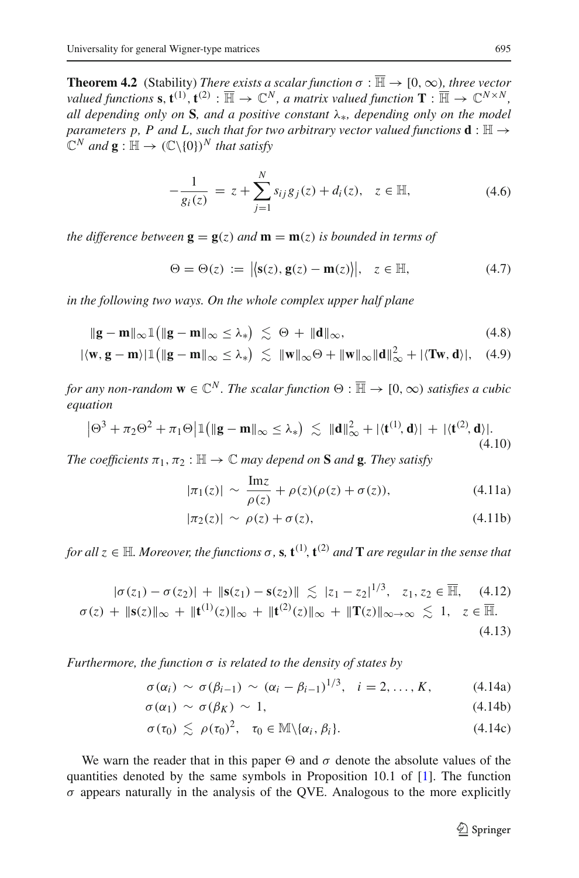**Theorem 4.2** (Stability) *There exists a scalar function $\sigma : \overline{\mathbb{H}} \to [0, \infty)$, three vector valued functions $\mathbf{s}, \mathbf{t}^{(1)}, \mathbf{t}^{(2)} : \overline{\mathbb{H}} \to \mathbb{C}^N$, a matrix valued function $\mathbf{T} : \overline{\mathbb{H}} \to \mathbb{C}^{N\times N}$, all depending only on $\mathbf{S}$, and a positive constant $\lambda_*$, depending only on the model parameters $p$, $P$ and $L$, such that for two arbitrary vector valued functions $\mathbf{d} : \mathbb{H} \to \mathbb{C}^N$ and $\mathbf{g} : \mathbb{H} \to (\mathbb{C}\backslash\{0\})^N$ that satisfy*

$$-\frac{1}{g_i(z)} \;=\; z + \sum_{j=1}^{N} s_{ij} g_j(z) + d_i(z), \quad z \in \mathbb{H}, \tag{4.6}$$

*the difference between $\mathbf{g} = \mathbf{g}(z)$ and $\mathbf{m} = \mathbf{m}(z)$ is bounded in terms of*

$$\Theta = \Theta(z) \;:=\; \left|\langle \mathbf{s}(z), \mathbf{g}(z) - \mathbf{m}(z)\rangle\right|, \quad z \in \mathbb{H}, \tag{4.7}$$

*in the following two ways. On the whole complex upper half plane*

$$\|\mathbf{g} - \mathbf{m}\|_\infty \mathbb{1}\big(\|\mathbf{g} - \mathbf{m}\|_\infty \le \lambda_*\big) \;\lesssim\; \Theta \;+\; \|\mathbf{d}\|_\infty, \tag{4.8}$$

$$|\langle \mathbf{w}, \mathbf{g} - \mathbf{m}\rangle| \mathbb{1}\big(\|\mathbf{g} - \mathbf{m}\|_\infty \le \lambda_*\big) \;\lesssim\; \|\mathbf{w}\|_\infty \Theta + \|\mathbf{w}\|_\infty \|\mathbf{d}\|_\infty^2 + |\langle \mathbf{T}\mathbf{w}, \mathbf{d}\rangle|, \tag{4.9}$$

*for any non-random $\mathbf{w} \in \mathbb{C}^N$. The scalar function $\Theta : \overline{\mathbb{H}} \to [0, \infty)$ satisfies a cubic equation*

$$\big|\Theta^3 + \pi_2 \Theta^2 + \pi_1 \Theta\big| \mathbb{1}\big(\|\mathbf{g} - \mathbf{m}\|_\infty \le \lambda_*\big) \;\lesssim\; \|\mathbf{d}\|_\infty^2 + |\langle \mathbf{t}^{(1)}, \mathbf{d}\rangle| \;+\; |\langle \mathbf{t}^{(2)}, \mathbf{d}\rangle|. \tag{4.10}$$

*The coefficients $\pi_1, \pi_2 : \mathbb{H} \to \mathbb{C}$ may depend on $\mathbf{S}$ and $\mathbf{g}$. They satisfy*

$$|\pi_1(z)| \;\sim\; \frac{\mathrm{Im} z}{\rho(z)} + \rho(z)(\rho(z) + \sigma(z)), \tag{4.11a}$$

$$|\pi_2(z)| \;\sim\; \rho(z) + \sigma(z), \tag{4.11b}$$

*for all $z \in \mathbb{H}$. Moreover, the functions $\sigma$, $\mathbf{s}$, $\mathbf{t}^{(1)}, \mathbf{t}^{(2)}$ and $\mathbf{T}$ are regular in the sense that*

$$|\sigma(z_1) - \sigma(z_2)| \;+\; \|\mathbf{s}(z_1) - \mathbf{s}(z_2)\| \;\lesssim\; |z_1 - z_2|^{1/3}, \quad z_1, z_2 \in \overline{\mathbb{H}}, \tag{4.12}$$

$$\sigma(z) \;+\; \|\mathbf{s}(z)\|_\infty \;+\; \|\mathbf{t}^{(1)}(z)\|_\infty \;+\; \|\mathbf{t}^{(2)}(z)\|_\infty \;+\; \|\mathbf{T}(z)\|_{\infty\to\infty} \;\lesssim\; 1, \quad z \in \overline{\mathbb{H}}. \tag{4.13}$$

*Furthermore, the function $\sigma$ is related to the density of states by*

$$\sigma(\alpha_i) \;\sim\; \sigma(\beta_{i-1}) \;\sim\; (\alpha_i - \beta_{i-1})^{1/3}, \quad i = 2, \ldots, K, \tag{4.14a}$$

$$\sigma(\alpha_1) \;\sim\; \sigma(\beta_K) \;\sim\; 1, \tag{4.14b}$$

$$\sigma(\tau_0) \;\lesssim\; \rho(\tau_0)^2, \quad \tau_0 \in \mathbb{M}\backslash\{\alpha_i, \beta_i\}. \tag{4.14c}$$

We warn the reader that in this paper $\Theta$ and $\sigma$ denote the absolute values of the quantities denoted by the same symbols in Proposition 10.1 of [1]. The function $\sigma$ appears naturally in the analysis of the QVE. Analogous to the more explicitly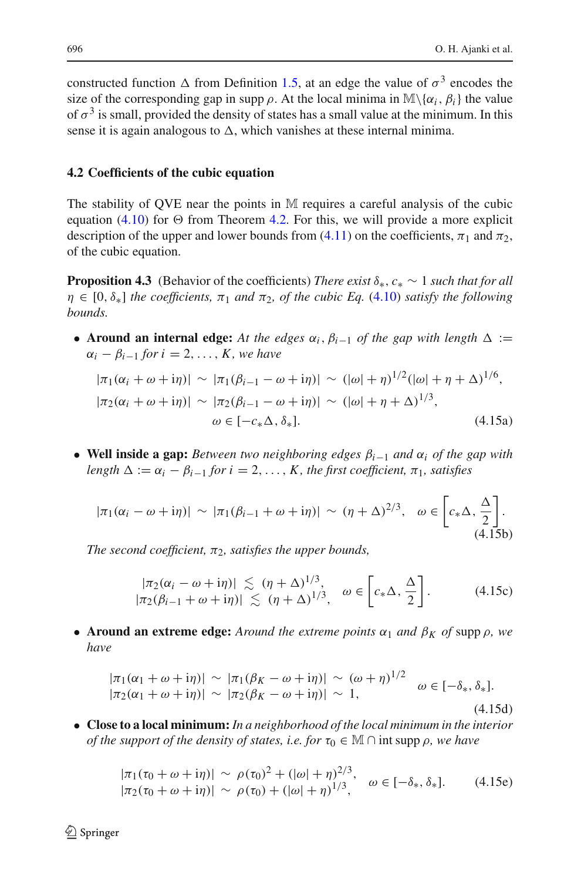constructed function $\Delta$ from Definition 1.5, at an edge the value of $\sigma^3$ encodes the size of the corresponding gap in supp $\rho$. At the local minima in $\mathbb{M}\backslash\{\alpha_i, \beta_i\}$ the value of $\sigma^3$ is small, provided the density of states has a small value at the minimum. In this sense it is again analogous to $\Delta$, which vanishes at these internal minima.

### 4.2 Coefficients of the cubic equation

The stability of QVE near the points in $\mathbb{M}$ requires a careful analysis of the cubic equation (4.10) for $\Theta$ from Theorem 4.2. For this, we will provide a more explicit description of the upper and lower bounds from (4.11) on the coefficients, $\pi_1$ and $\pi_2$, of the cubic equation.

**Proposition 4.3** (Behavior of the coefficients) *There exist $\delta_*, c_* \sim 1$ such that for all $\eta \in [0, \delta_*]$ the coefficients, $\pi_1$ and $\pi_2$, of the cubic Eq. (4.10) satisfy the following bounds.*

- **Around an internal edge:** *At the edges $\alpha_i, \beta_{i-1}$ of the gap with length $\Delta := \alpha_i - \beta_{i-1}$ for $i = 2, \ldots, K$, we have*

$$
\begin{aligned}
|\pi_1(\alpha_i + \omega + \mathrm{i}\eta)| &\sim |\pi_1(\beta_{i-1} - \omega + \mathrm{i}\eta)| \sim (|\omega| + \eta)^{1/2}(|\omega| + \eta + \Delta)^{1/6}, \\
|\pi_2(\alpha_i + \omega + \mathrm{i}\eta)| &\sim |\pi_2(\beta_{i-1} - \omega + \mathrm{i}\eta)| \sim (|\omega| + \eta + \Delta)^{1/3}, \\
&\qquad \omega \in [-c_*\Delta, \delta_*].
\end{aligned}
\tag{4.15a}
$$

- **Well inside a gap:** *Between two neighboring edges $\beta_{i-1}$ and $\alpha_i$ of the gap with length $\Delta := \alpha_i - \beta_{i-1}$ for $i = 2, \ldots, K$, the first coefficient, $\pi_1$, satisfies*

$$
|\pi_1(\alpha_i - \omega + \mathrm{i}\eta)| \sim |\pi_1(\beta_{i-1} + \omega + \mathrm{i}\eta)| \sim (\eta + \Delta)^{2/3}, \quad \omega \in \left[c_*\Delta, \frac{\Delta}{2}\right].
\tag{4.15b}
$$

  *The second coefficient, $\pi_2$, satisfies the upper bounds,*

$$
\begin{aligned}
|\pi_2(\alpha_i - \omega + \mathrm{i}\eta)| &\lesssim (\eta + \Delta)^{1/3}, \\
|\pi_2(\beta_{i-1} + \omega + \mathrm{i}\eta)| &\lesssim (\eta + \Delta)^{1/3},
\end{aligned}
\quad \omega \in \left[c_*\Delta, \frac{\Delta}{2}\right].
\tag{4.15c}
$$

- **Around an extreme edge:** *Around the extreme points $\alpha_1$ and $\beta_K$ of* supp $\rho$, *we have*

$$
\begin{aligned}
|\pi_1(\alpha_1 + \omega + \mathrm{i}\eta)| &\sim |\pi_1(\beta_K - \omega + \mathrm{i}\eta)| \sim (\omega + \eta)^{1/2} \\
|\pi_2(\alpha_1 + \omega + \mathrm{i}\eta)| &\sim |\pi_2(\beta_K - \omega + \mathrm{i}\eta)| \sim 1,
\end{aligned}
\quad \omega \in [-\delta_*, \delta_*].
\tag{4.15d}
$$

- **Close to a local minimum:** *In a neighborhood of the local minimum in the interior of the support of the density of states, i.e. for $\tau_0 \in \mathbb{M} \cap$ int supp $\rho$, we have*

$$
\begin{aligned}
|\pi_1(\tau_0 + \omega + \mathrm{i}\eta)| &\sim \rho(\tau_0)^2 + (|\omega| + \eta)^{2/3}, \\
|\pi_2(\tau_0 + \omega + \mathrm{i}\eta)| &\sim \rho(\tau_0) + (|\omega| + \eta)^{1/3},
\end{aligned}
\quad \omega \in [-\delta_*, \delta_*].
\tag{4.15e}
$$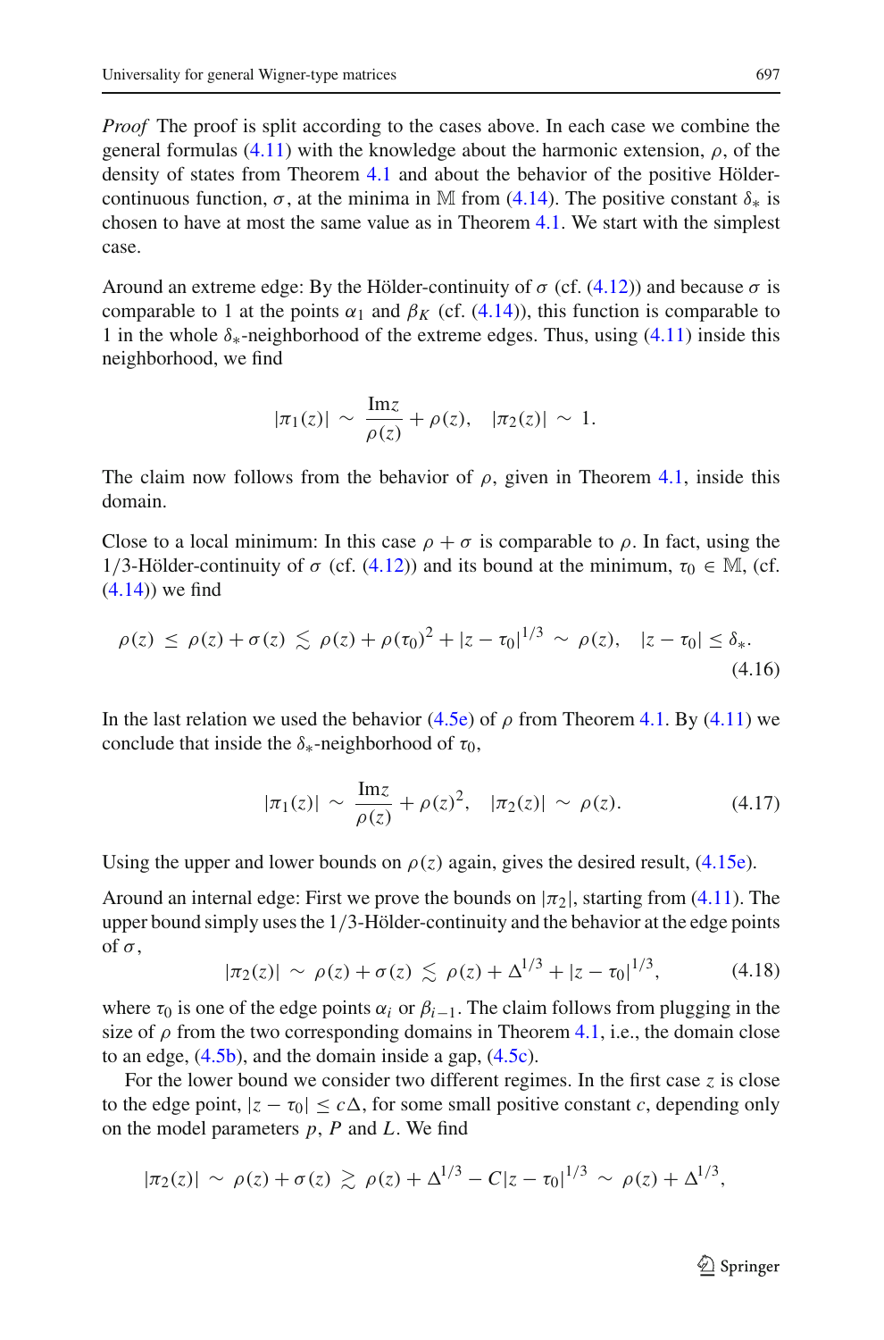*Proof* The proof is split according to the cases above. In each case we combine the general formulas (4.11) with the knowledge about the harmonic extension, $\rho$, of the density of states from Theorem 4.1 and about the behavior of the positive Hölder-continuous function, $\sigma$, at the minima in $\mathbb{M}$ from (4.14). The positive constant $\delta_*$ is chosen to have at most the same value as in Theorem 4.1. We start with the simplest case.

Around an extreme edge: By the Hölder-continuity of $\sigma$ (cf. (4.12)) and because $\sigma$ is comparable to 1 at the points $\alpha_1$ and $\beta_K$ (cf. (4.14)), this function is comparable to 1 in the whole $\delta_*$-neighborhood of the extreme edges. Thus, using (4.11) inside this neighborhood, we find

$$|\pi_1(z)| \sim \frac{\mathrm{Im} z}{\rho(z)} + \rho(z), \quad |\pi_2(z)| \sim 1.$$

The claim now follows from the behavior of $\rho$, given in Theorem 4.1, inside this domain.

Close to a local minimum: In this case $\rho + \sigma$ is comparable to $\rho$. In fact, using the 1/3-Hölder-continuity of $\sigma$ (cf. (4.12)) and its bound at the minimum, $\tau_0 \in \mathbb{M}$, (cf. (4.14)) we find

$$\rho(z) \leq \rho(z) + \sigma(z) \lesssim \rho(z) + \rho(\tau_0)^2 + |z - \tau_0|^{1/3} \sim \rho(z), \quad |z - \tau_0| \leq \delta_*. \tag{4.16}$$

In the last relation we used the behavior (4.5e) of $\rho$ from Theorem 4.1. By (4.11) we conclude that inside the $\delta_*$-neighborhood of $\tau_0$,

$$|\pi_1(z)| \sim \frac{\mathrm{Im} z}{\rho(z)} + \rho(z)^2, \quad |\pi_2(z)| \sim \rho(z). \tag{4.17}$$

Using the upper and lower bounds on $\rho(z)$ again, gives the desired result, (4.15e).

Around an internal edge: First we prove the bounds on $|\pi_2|$, starting from (4.11). The upper bound simply uses the 1/3-Hölder-continuity and the behavior at the edge points of $\sigma$,

$$|\pi_2(z)| \sim \rho(z) + \sigma(z) \lesssim \rho(z) + \Delta^{1/3} + |z - \tau_0|^{1/3}, \tag{4.18}$$

where $\tau_0$ is one of the edge points $\alpha_i$ or $\beta_{i-1}$. The claim follows from plugging in the size of $\rho$ from the two corresponding domains in Theorem 4.1, i.e., the domain close to an edge, (4.5b), and the domain inside a gap, (4.5c).

For the lower bound we consider two different regimes. In the first case $z$ is close to the edge point, $|z - \tau_0| \leq c\Delta$, for some small positive constant $c$, depending only on the model parameters $p$, $P$ and $L$. We find

$$|\pi_2(z)| \sim \rho(z) + \sigma(z) \gtrsim \rho(z) + \Delta^{1/3} - C|z - \tau_0|^{1/3} \sim \rho(z) + \Delta^{1/3},$$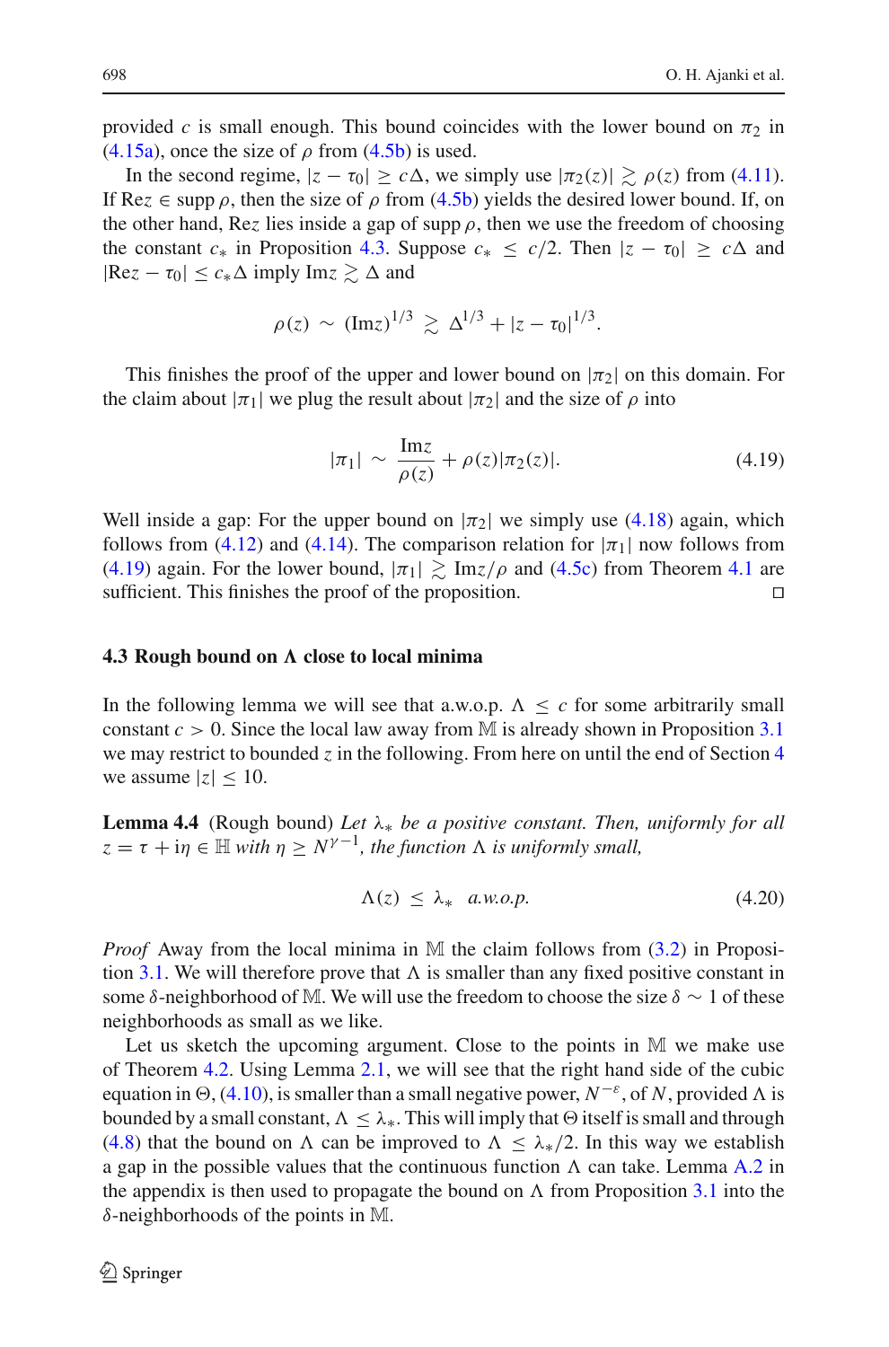provided $c$ is small enough. This bound coincides with the lower bound on $\pi_2$ in (4.15a), once the size of $\rho$ from (4.5b) is used.

In the second regime, $|z - \tau_0| \geq c\Delta$, we simply use $|\pi_2(z)| \gtrsim \rho(z)$ from (4.11). If $\mathrm{Re}z \in \operatorname{supp}\rho$, then the size of $\rho$ from (4.5b) yields the desired lower bound. If, on the other hand, $\mathrm{Re}z$ lies inside a gap of $\operatorname{supp}\rho$, then we use the freedom of choosing the constant $c_*$ in Proposition 4.3. Suppose $c_* \leq c/2$. Then $|z - \tau_0| \geq c\Delta$ and $|\mathrm{Re}z - \tau_0| \leq c_*\Delta$ imply $\mathrm{Im}z \gtrsim \Delta$ and

$$\rho(z) \sim (\mathrm{Im}z)^{1/3} \gtrsim \Delta^{1/3} + |z - \tau_0|^{1/3}.$$

This finishes the proof of the upper and lower bound on $|\pi_2|$ on this domain. For the claim about $|\pi_1|$ we plug the result about $|\pi_2|$ and the size of $\rho$ into

$$|\pi_1| \sim \frac{\mathrm{Im}z}{\rho(z)} + \rho(z)|\pi_2(z)|. \tag{4.19}$$

Well inside a gap: For the upper bound on $|\pi_2|$ we simply use (4.18) again, which follows from (4.12) and (4.14). The comparison relation for $|\pi_1|$ now follows from (4.19) again. For the lower bound, $|\pi_1| \gtrsim \mathrm{Im}z/\rho$ and (4.5c) from Theorem 4.1 are sufficient. This finishes the proof of the proposition. $\square$

### 4.3 Rough bound on $\Lambda$ close to local minima

In the following lemma we will see that a.w.o.p. $\Lambda \leq c$ for some arbitrarily small constant $c > 0$. Since the local law away from $\mathbb{M}$ is already shown in Proposition 3.1 we may restrict to bounded $z$ in the following. From here on until the end of Section 4 we assume $|z| \leq 10$.

**Lemma 4.4** (Rough bound) *Let $\lambda_*$ be a positive constant. Then, uniformly for all $z = \tau + \mathrm{i}\eta \in \mathbb{H}$ with $\eta \geq N^{\gamma-1}$, the function $\Lambda$ is uniformly small,*

$$\Lambda(z) \leq \lambda_* \quad a.w.o.p. \tag{4.20}$$

*Proof* Away from the local minima in $\mathbb{M}$ the claim follows from (3.2) in Proposition 3.1. We will therefore prove that $\Lambda$ is smaller than any fixed positive constant in some $\delta$-neighborhood of $\mathbb{M}$. We will use the freedom to choose the size $\delta \sim 1$ of these neighborhoods as small as we like.

Let us sketch the upcoming argument. Close to the points in $\mathbb{M}$ we make use of Theorem 4.2. Using Lemma 2.1, we will see that the right hand side of the cubic equation in $\Theta$, (4.10), is smaller than a small negative power, $N^{-\varepsilon}$, of $N$, provided $\Lambda$ is bounded by a small constant, $\Lambda \leq \lambda_*$. This will imply that $\Theta$ itself is small and through (4.8) that the bound on $\Lambda$ can be improved to $\Lambda \leq \lambda_*/2$. In this way we establish a gap in the possible values that the continuous function $\Lambda$ can take. Lemma A.2 in the appendix is then used to propagate the bound on $\Lambda$ from Proposition 3.1 into the $\delta$-neighborhoods of the points in $\mathbb{M}$.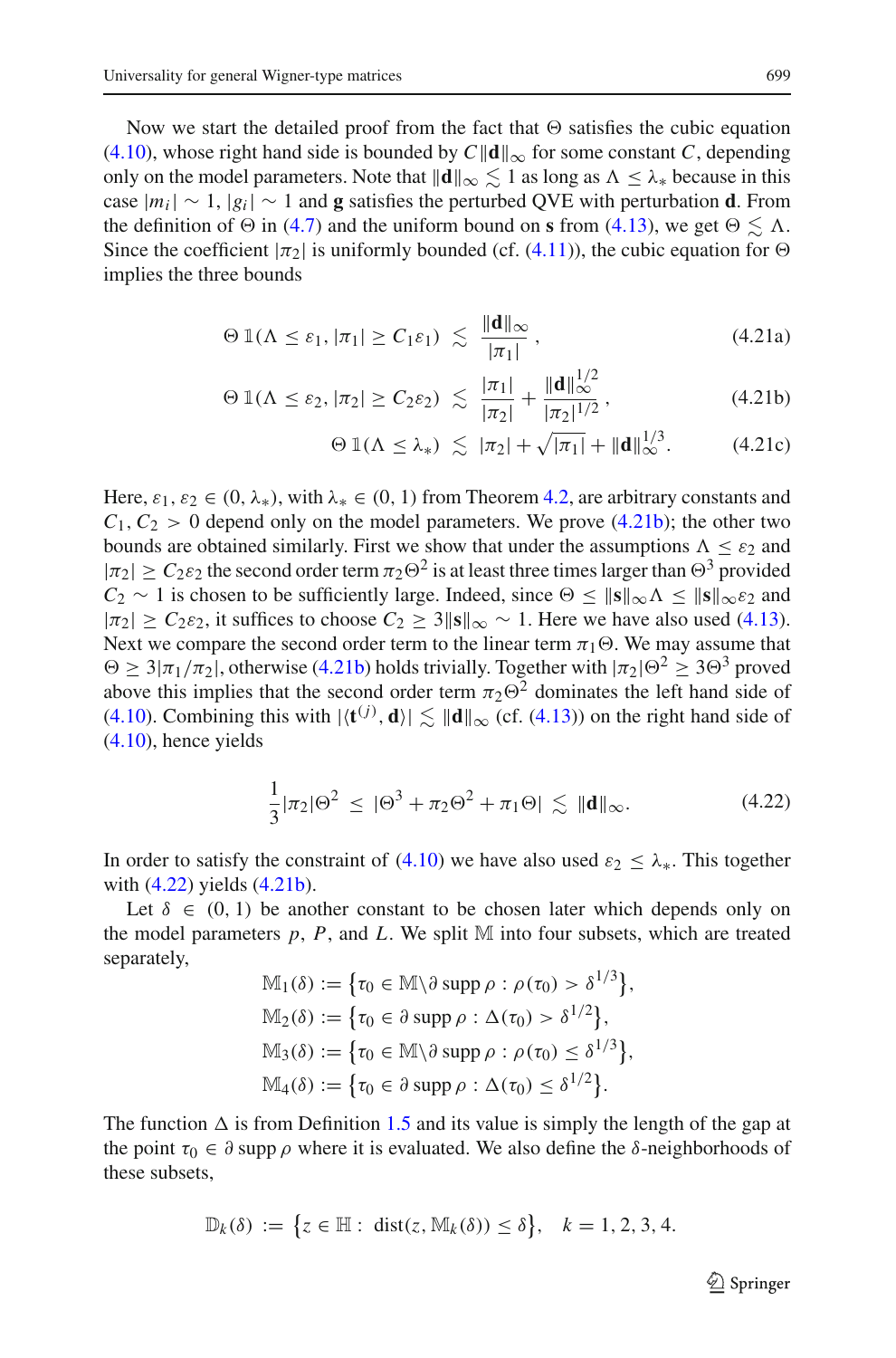Now we start the detailed proof from the fact that $\Theta$ satisfies the cubic equation (4.10), whose right hand side is bounded by $C\|\mathbf{d}\|_\infty$ for some constant $C$, depending only on the model parameters. Note that $\|\mathbf{d}\|_\infty \lesssim 1$ as long as $\Lambda \le \lambda_*$ because in this case $|m_i| \sim 1$, $|g_i| \sim 1$ and $\mathbf{g}$ satisfies the perturbed QVE with perturbation $\mathbf{d}$. From the definition of $\Theta$ in (4.7) and the uniform bound on $\mathbf{s}$ from (4.13), we get $\Theta \lesssim \Lambda$. Since the coefficient $|\pi_2|$ is uniformly bounded (cf. (4.11)), the cubic equation for $\Theta$ implies the three bounds

$$\Theta\, \mathbb{1}(\Lambda \le \varepsilon_1, |\pi_1| \ge C_1\varepsilon_1) \;\lesssim\; \frac{\|\mathbf{d}\|_\infty}{|\pi_1|}\,, \tag{4.21a}$$

$$\Theta\, \mathbb{1}(\Lambda \le \varepsilon_2, |\pi_2| \ge C_2\varepsilon_2) \;\lesssim\; \frac{|\pi_1|}{|\pi_2|} + \frac{\|\mathbf{d}\|_\infty^{1/2}}{|\pi_2|^{1/2}}\,, \tag{4.21b}$$

$$\Theta\, \mathbb{1}(\Lambda \le \lambda_*) \;\lesssim\; |\pi_2| + \sqrt{|\pi_1|} + \|\mathbf{d}\|_\infty^{1/3}. \tag{4.21c}$$

Here, $\varepsilon_1, \varepsilon_2 \in (0, \lambda_*)$, with $\lambda_* \in (0,1)$ from Theorem 4.2, are arbitrary constants and $C_1, C_2 > 0$ depend only on the model parameters. We prove (4.21b); the other two bounds are obtained similarly. First we show that under the assumptions $\Lambda \le \varepsilon_2$ and $|\pi_2| \ge C_2\varepsilon_2$ the second order term $\pi_2\Theta^2$ is at least three times larger than $\Theta^3$ provided $C_2 \sim 1$ is chosen to be sufficiently large. Indeed, since $\Theta \le \|\mathbf{s}\|_\infty \Lambda \le \|\mathbf{s}\|_\infty \varepsilon_2$ and $|\pi_2| \ge C_2\varepsilon_2$, it suffices to choose $C_2 \ge 3\|\mathbf{s}\|_\infty \sim 1$. Here we have also used (4.13). Next we compare the second order term to the linear term $\pi_1\Theta$. We may assume that $\Theta \ge 3|\pi_1/\pi_2|$, otherwise (4.21b) holds trivially. Together with $|\pi_2|\Theta^2 \ge 3\Theta^3$ proved above this implies that the second order term $\pi_2\Theta^2$ dominates the left hand side of (4.10). Combining this with $|\langle \mathbf{t}^{(j)}, \mathbf{d}\rangle| \lesssim \|\mathbf{d}\|_\infty$ (cf. (4.13)) on the right hand side of (4.10), hence yields

$$\frac{1}{3}|\pi_2|\Theta^2 \;\le\; |\Theta^3 + \pi_2\Theta^2 + \pi_1\Theta| \;\lesssim\; \|\mathbf{d}\|_\infty. \tag{4.22}$$

In order to satisfy the constraint of (4.10) we have also used $\varepsilon_2 \le \lambda_*$. This together with (4.22) yields (4.21b).

Let $\delta \in (0,1)$ be another constant to be chosen later which depends only on the model parameters $p$, $P$, and $L$. We split $\mathbb{M}$ into four subsets, which are treated separately,

$$\begin{aligned}
\mathbb{M}_1(\delta) &:= \big\{\tau_0 \in \mathbb{M}\backslash\partial \operatorname{supp}\rho : \rho(\tau_0) > \delta^{1/3}\big\},\\
\mathbb{M}_2(\delta) &:= \big\{\tau_0 \in \partial \operatorname{supp}\rho : \Delta(\tau_0) > \delta^{1/2}\big\},\\
\mathbb{M}_3(\delta) &:= \big\{\tau_0 \in \mathbb{M}\backslash\partial \operatorname{supp}\rho : \rho(\tau_0) \le \delta^{1/3}\big\},\\
\mathbb{M}_4(\delta) &:= \big\{\tau_0 \in \partial \operatorname{supp}\rho : \Delta(\tau_0) \le \delta^{1/2}\big\}.
\end{aligned}$$

The function $\Delta$ is from Definition 1.5 and its value is simply the length of the gap at the point $\tau_0 \in \partial \operatorname{supp}\rho$ where it is evaluated. We also define the $\delta$-neighborhoods of these subsets,

$$\mathbb{D}_k(\delta) := \big\{z \in \mathbb{H} :\ \operatorname{dist}(z, \mathbb{M}_k(\delta)) \le \delta\big\}, \quad k = 1,2,3,4.$$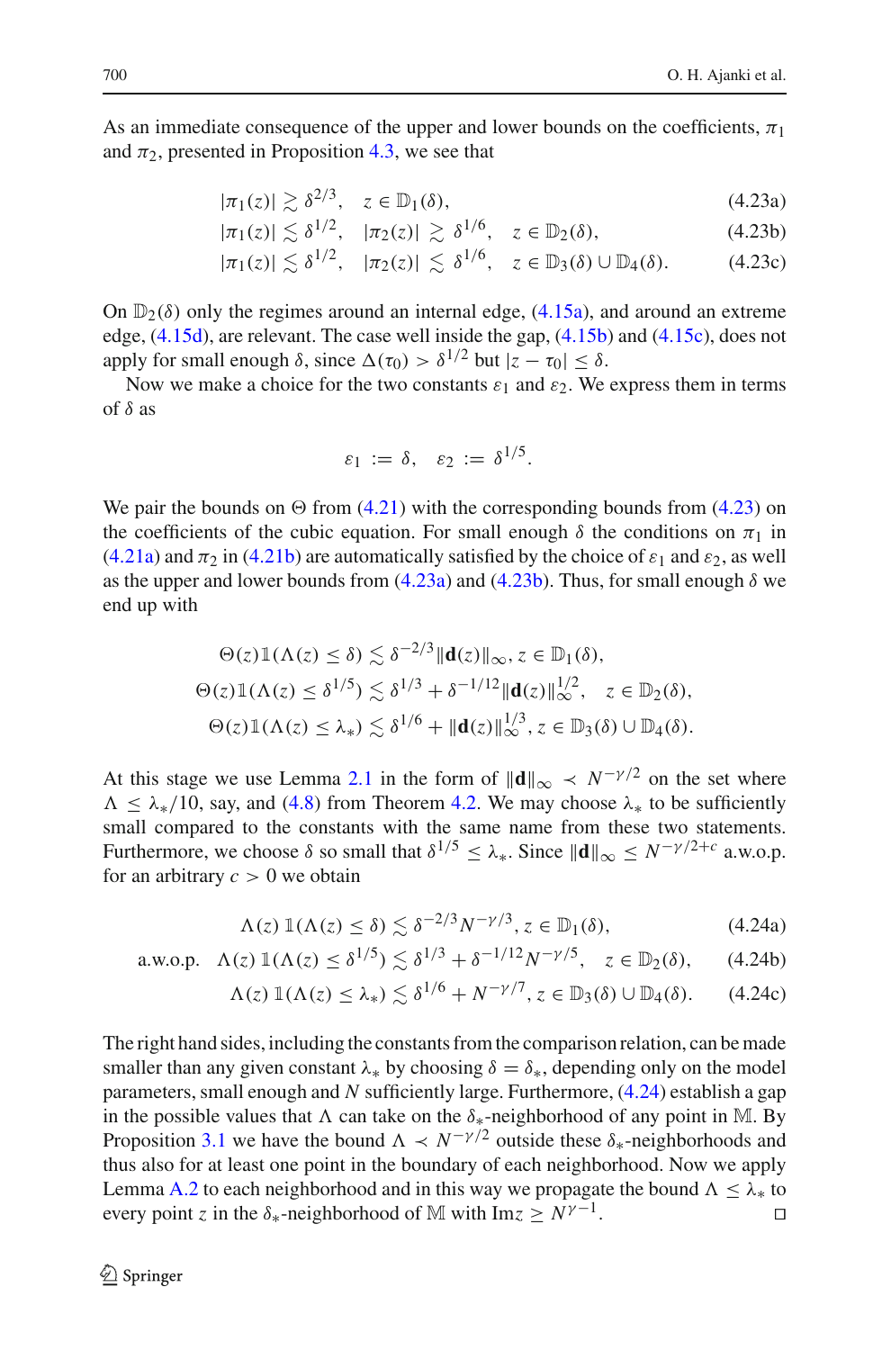As an immediate consequence of the upper and lower bounds on the coefficients, $\pi_1$ and $\pi_2$, presented in Proposition 4.3, we see that

$$|\pi_1(z)| \gtrsim \delta^{2/3}, \quad z \in \mathbb{D}_1(\delta), \tag{4.23a}$$

$$|\pi_1(z)| \lesssim \delta^{1/2}, \quad |\pi_2(z)| \gtrsim \delta^{1/6}, \quad z \in \mathbb{D}_2(\delta), \tag{4.23b}$$

$$|\pi_1(z)| \lesssim \delta^{1/2}, \quad |\pi_2(z)| \lesssim \delta^{1/6}, \quad z \in \mathbb{D}_3(\delta) \cup \mathbb{D}_4(\delta). \tag{4.23c}$$

On $\mathbb{D}_2(\delta)$ only the regimes around an internal edge, (4.15a), and around an extreme edge, (4.15d), are relevant. The case well inside the gap, (4.15b) and (4.15c), does not apply for small enough $\delta$, since $\Delta(\tau_0) > \delta^{1/2}$ but $|z - \tau_0| \leq \delta$.

Now we make a choice for the two constants $\varepsilon_1$ and $\varepsilon_2$. We express them in terms of $\delta$ as

$$\varepsilon_1 := \delta, \quad \varepsilon_2 := \delta^{1/5}.$$

We pair the bounds on $\Theta$ from (4.21) with the corresponding bounds from (4.23) on the coefficients of the cubic equation. For small enough $\delta$ the conditions on $\pi_1$ in (4.21a) and $\pi_2$ in (4.21b) are automatically satisfied by the choice of $\varepsilon_1$ and $\varepsilon_2$, as well as the upper and lower bounds from (4.23a) and (4.23b). Thus, for small enough $\delta$ we end up with

$$\Theta(z)\mathbb{1}(\Lambda(z) \leq \delta) \lesssim \delta^{-2/3}\|\mathbf{d}(z)\|_\infty, z \in \mathbb{D}_1(\delta),$$

$$\Theta(z)\mathbb{1}(\Lambda(z) \leq \delta^{1/5}) \lesssim \delta^{1/3} + \delta^{-1/12}\|\mathbf{d}(z)\|_\infty^{1/2}, \quad z \in \mathbb{D}_2(\delta),$$

$$\Theta(z)\mathbb{1}(\Lambda(z) \leq \lambda_*) \lesssim \delta^{1/6} + \|\mathbf{d}(z)\|_\infty^{1/3}, z \in \mathbb{D}_3(\delta) \cup \mathbb{D}_4(\delta).$$

At this stage we use Lemma 2.1 in the form of $\|\mathbf{d}\|_\infty \prec N^{-\gamma/2}$ on the set where $\Lambda \leq \lambda_*/10$, say, and (4.8) from Theorem 4.2. We may choose $\lambda_*$ to be sufficiently small compared to the constants with the same name from these two statements. Furthermore, we choose $\delta$ so small that $\delta^{1/5} \leq \lambda_*$. Since $\|\mathbf{d}\|_\infty \leq N^{-\gamma/2+c}$ a.w.o.p. for an arbitrary $c > 0$ we obtain

$$\Lambda(z)\, \mathbb{1}(\Lambda(z) \leq \delta) \lesssim \delta^{-2/3} N^{-\gamma/3}, z \in \mathbb{D}_1(\delta), \tag{4.24a}$$

$$\text{a.w.o.p.} \quad \Lambda(z)\, \mathbb{1}(\Lambda(z) \leq \delta^{1/5}) \lesssim \delta^{1/3} + \delta^{-1/12} N^{-\gamma/5}, \quad z \in \mathbb{D}_2(\delta), \tag{4.24b}$$

$$\Lambda(z)\, \mathbb{1}(\Lambda(z) \leq \lambda_*) \lesssim \delta^{1/6} + N^{-\gamma/7}, z \in \mathbb{D}_3(\delta) \cup \mathbb{D}_4(\delta). \tag{4.24c}$$

The right hand sides, including the constants from the comparison relation, can be made smaller than any given constant $\lambda_*$ by choosing $\delta = \delta_*$, depending only on the model parameters, small enough and $N$ sufficiently large. Furthermore, (4.24) establish a gap in the possible values that $\Lambda$ can take on the $\delta_*$-neighborhood of any point in $\mathbb{M}$. By Proposition 3.1 we have the bound $\Lambda \prec N^{-\gamma/2}$ outside these $\delta_*$-neighborhoods and thus also for at least one point in the boundary of each neighborhood. Now we apply Lemma A.2 to each neighborhood and in this way we propagate the bound $\Lambda \leq \lambda_*$ to every point $z$ in the $\delta_*$-neighborhood of $\mathbb{M}$ with $\mathrm{Im}\, z \geq N^{\gamma-1}$. $\square$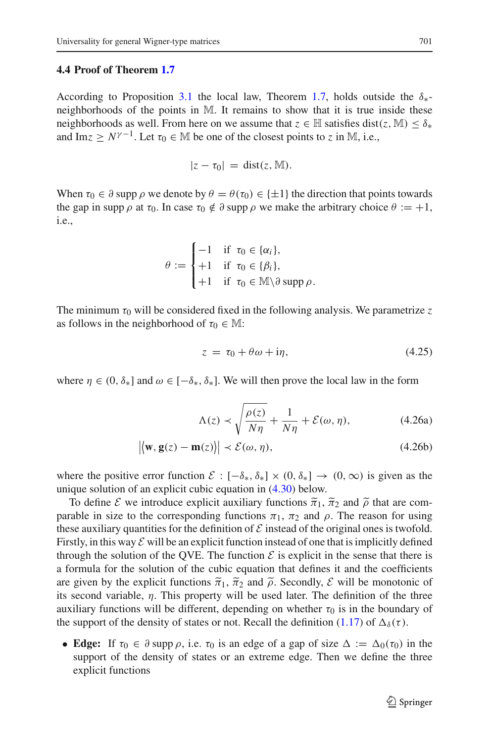### 4.4 Proof of Theorem 1.7

According to Proposition 3.1 the local law, Theorem 1.7, holds outside the $\delta_*$-neighborhoods of the points in $\mathbb{M}$. It remains to show that it is true inside these neighborhoods as well. From here on we assume that $z \in \mathbb{H}$ satisfies $\operatorname{dist}(z, \mathbb{M}) \leq \delta_*$ and $\operatorname{Im} z \geq N^{\gamma-1}$. Let $\tau_0 \in \mathbb{M}$ be one of the closest points to $z$ in $\mathbb{M}$, i.e.,

$$
|z - \tau_0| \;=\; \operatorname{dist}(z, \mathbb{M}).
$$

When $\tau_0 \in \partial \operatorname{supp} \rho$ we denote by $\theta = \theta(\tau_0) \in \{\pm 1\}$ the direction that points towards the gap in $\operatorname{supp} \rho$ at $\tau_0$. In case $\tau_0 \notin \partial \operatorname{supp} \rho$ we make the arbitrary choice $\theta := +1$, i.e.,

$$
\theta := \begin{cases} -1 & \text{if } \; \tau_0 \in \{\alpha_i\}, \\ +1 & \text{if } \; \tau_0 \in \{\beta_i\}, \\ +1 & \text{if } \; \tau_0 \in \mathbb{M}\backslash \partial \operatorname{supp} \rho. \end{cases}
$$

The minimum $\tau_0$ will be considered fixed in the following analysis. We parametrize $z$ as follows in the neighborhood of $\tau_0 \in \mathbb{M}$:

$$
z \;=\; \tau_0 + \theta\omega + \mathrm{i}\eta, \tag{4.25}
$$

where $\eta \in (0, \delta_*]$ and $\omega \in [-\delta_*, \delta_*]$. We will then prove the local law in the form

$$
\Lambda(z) \prec \sqrt{\frac{\rho(z)}{N\eta}} + \frac{1}{N\eta} + \mathcal{E}(\omega, \eta), \tag{4.26a}
$$

$$
\big|\langle \mathbf{w}, \mathbf{g}(z) - \mathbf{m}(z)\rangle\big| \prec \mathcal{E}(\omega, \eta), \tag{4.26b}
$$

where the positive error function $\mathcal{E} : [-\delta_*, \delta_*] \times (0, \delta_*] \to (0, \infty)$ is given as the unique solution of an explicit cubic equation in (4.30) below.

To define $\mathcal{E}$ we introduce explicit auxiliary functions $\widetilde{\pi}_1$, $\widetilde{\pi}_2$ and $\widetilde{\rho}$ that are comparable in size to the corresponding functions $\pi_1$, $\pi_2$ and $\rho$. The reason for using these auxiliary quantities for the definition of $\mathcal{E}$ instead of the original ones is twofold. Firstly, in this way $\mathcal{E}$ will be an explicit function instead of one that is implicitly defined through the solution of the QVE. The function $\mathcal{E}$ is explicit in the sense that there is a formula for the solution of the cubic equation that defines it and the coefficients are given by the explicit functions $\widetilde{\pi}_1$, $\widetilde{\pi}_2$ and $\widetilde{\rho}$. Secondly, $\mathcal{E}$ will be monotonic of its second variable, $\eta$. This property will be used later. The definition of the three auxiliary functions will be different, depending on whether $\tau_0$ is in the boundary of the support of the density of states or not. Recall the definition (1.17) of $\Delta_\delta(\tau)$.

- **Edge:** If $\tau_0 \in \partial \operatorname{supp} \rho$, i.e. $\tau_0$ is an edge of a gap of size $\Delta := \Delta_0(\tau_0)$ in the support of the density of states or an extreme edge. Then we define the three explicit functions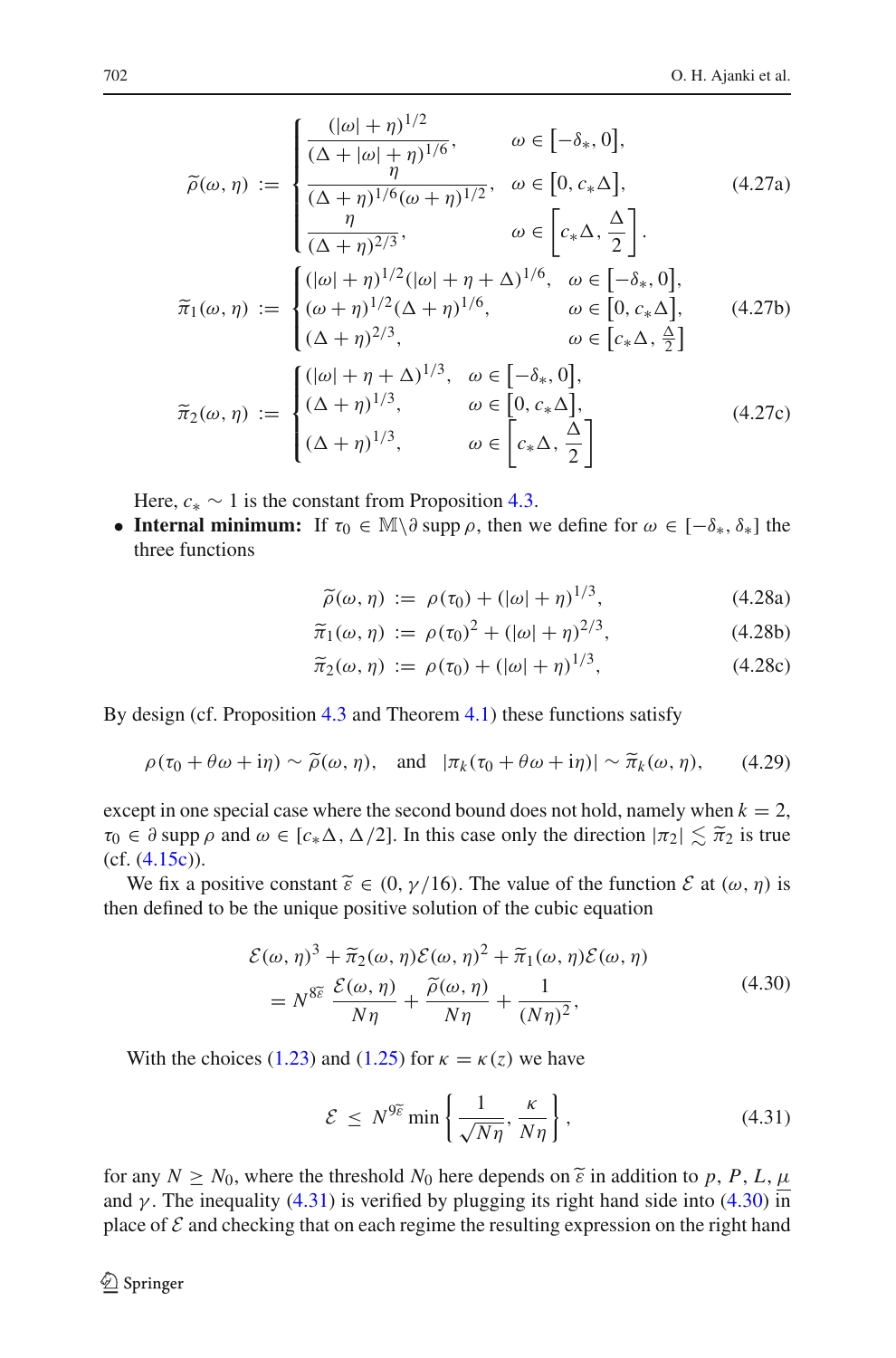$$
\widetilde{\rho}(\omega,\eta) := \begin{cases} \dfrac{(|\omega|+\eta)^{1/2}}{(\Delta+|\omega|+\eta)^{1/6}}, & \omega \in \big[-\delta_*, 0\big], \\ \dfrac{\eta}{(\Delta+\eta)^{1/6}(\omega+\eta)^{1/2}}, & \omega \in \big[0, c_*\Delta\big], \\ \dfrac{\eta}{(\Delta+\eta)^{2/3}}, & \omega \in \Big[c_*\Delta, \dfrac{\Delta}{2}\Big]. \end{cases} \tag{4.27a}
$$

$$
\widetilde{\pi}_1(\omega,\eta) := \begin{cases} (|\omega|+\eta)^{1/2}(|\omega|+\eta+\Delta)^{1/6}, & \omega \in \big[-\delta_*, 0\big], \\ (\omega+\eta)^{1/2}(\Delta+\eta)^{1/6}, & \omega \in \big[0, c_*\Delta\big], \\ (\Delta+\eta)^{2/3}, & \omega \in \big[c_*\Delta, \frac{\Delta}{2}\big] \end{cases} \tag{4.27b}
$$

$$
\widetilde{\pi}_2(\omega,\eta) := \begin{cases} (|\omega|+\eta+\Delta)^{1/3}, & \omega \in \big[-\delta_*, 0\big], \\ (\Delta+\eta)^{1/3}, & \omega \in \big[0, c_*\Delta\big], \\ (\Delta+\eta)^{1/3}, & \omega \in \Big[c_*\Delta, \dfrac{\Delta}{2}\Big] \end{cases} \tag{4.27c}
$$

Here, $c_* \sim 1$ is the constant from Proposition 4.3.

- **Internal minimum:** If $\tau_0 \in \mathbb{M}\backslash\partial \operatorname{supp}\rho$, then we define for $\omega \in [-\delta_*, \delta_*]$ the three functions

$$
\widetilde{\rho}(\omega,\eta) := \rho(\tau_0) + (|\omega|+\eta)^{1/3}, \tag{4.28a}
$$

$$
\widetilde{\pi}_1(\omega,\eta) := \rho(\tau_0)^2 + (|\omega|+\eta)^{2/3}, \tag{4.28b}
$$

$$
\widetilde{\pi}_2(\omega,\eta) := \rho(\tau_0) + (|\omega|+\eta)^{1/3}, \tag{4.28c}
$$

By design (cf. Proposition 4.3 and Theorem 4.1) these functions satisfy

$$
\rho(\tau_0+\theta\omega+\mathrm{i}\eta) \sim \widetilde{\rho}(\omega,\eta), \quad \text{and} \quad |\pi_k(\tau_0+\theta\omega+\mathrm{i}\eta)| \sim \widetilde{\pi}_k(\omega,\eta), \tag{4.29}
$$

except in one special case where the second bound does not hold, namely when $k=2$, $\tau_0 \in \partial \operatorname{supp}\rho$ and $\omega \in [c_*\Delta, \Delta/2]$. In this case only the direction $|\pi_2| \lesssim \widetilde{\pi}_2$ is true (cf. (4.15c)).

We fix a positive constant $\widetilde{\varepsilon} \in (0, \gamma/16)$. The value of the function $\mathcal{E}$ at $(\omega,\eta)$ is then defined to be the unique positive solution of the cubic equation

$$
\begin{aligned} &\mathcal{E}(\omega,\eta)^3 + \widetilde{\pi}_2(\omega,\eta)\mathcal{E}(\omega,\eta)^2 + \widetilde{\pi}_1(\omega,\eta)\mathcal{E}(\omega,\eta) \\ &\quad = N^{8\widetilde{\varepsilon}}\,\frac{\mathcal{E}(\omega,\eta)}{N\eta} + \frac{\widetilde{\rho}(\omega,\eta)}{N\eta} + \frac{1}{(N\eta)^2}, \end{aligned} \tag{4.30}
$$

With the choices (1.23) and (1.25) for $\kappa = \kappa(z)$ we have

$$
\mathcal{E} \le N^{9\widetilde{\varepsilon}} \min\left\{\frac{1}{\sqrt{N\eta}}, \frac{\kappa}{N\eta}\right\}, \tag{4.31}
$$

for any $N \ge N_0$, where the threshold $N_0$ here depends on $\widetilde{\varepsilon}$ in addition to $p$, $P$, $L$, $\underline{\mu}$ and $\gamma$. The inequality (4.31) is verified by plugging its right hand side into (4.30) in place of $\mathcal{E}$ and checking that on each regime the resulting expression on the right hand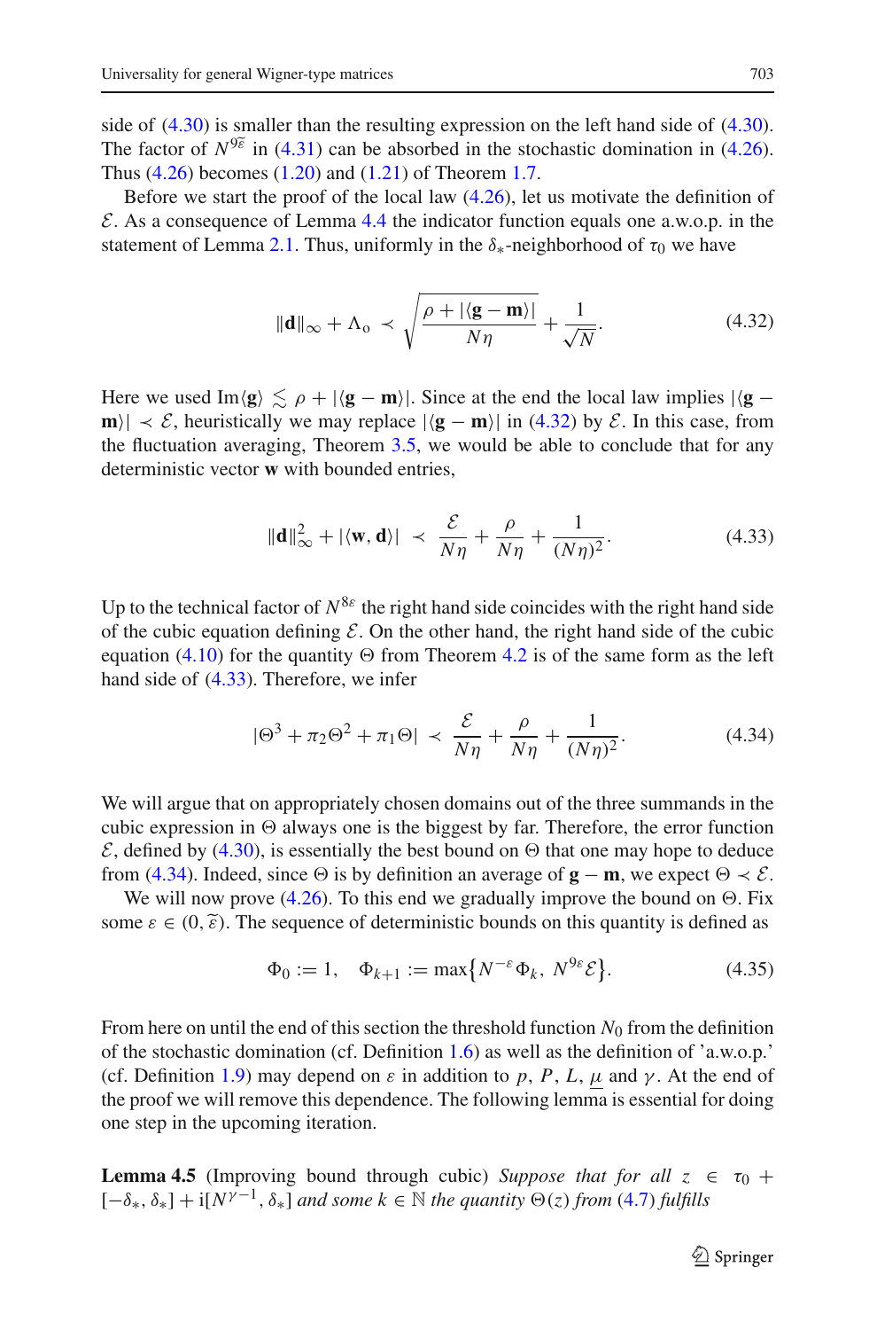side of (4.30) is smaller than the resulting expression on the left hand side of (4.30). The factor of $N^{9\widetilde{\varepsilon}}$ in (4.31) can be absorbed in the stochastic domination in (4.26). Thus (4.26) becomes (1.20) and (1.21) of Theorem 1.7.

Before we start the proof of the local law (4.26), let us motivate the definition of $\mathcal{E}$. As a consequence of Lemma 4.4 the indicator function equals one a.w.o.p. in the statement of Lemma 2.1. Thus, uniformly in the $\delta_*$-neighborhood of $\tau_0$ we have

$$\|\mathbf{d}\|_\infty + \Lambda_{\mathrm{o}} \prec \sqrt{\frac{\rho + |\langle \mathbf{g} - \mathbf{m}\rangle|}{N\eta}} + \frac{1}{\sqrt{N}}. \tag{4.32}$$

Here we used $\operatorname{Im}\langle \mathbf{g}\rangle \lesssim \rho + |\langle \mathbf{g} - \mathbf{m}\rangle|$. Since at the end the local law implies $|\langle \mathbf{g} - \mathbf{m}\rangle| \prec \mathcal{E}$, heuristically we may replace $|\langle \mathbf{g} - \mathbf{m}\rangle|$ in (4.32) by $\mathcal{E}$. In this case, from the fluctuation averaging, Theorem 3.5, we would be able to conclude that for any deterministic vector $\mathbf{w}$ with bounded entries,

$$\|\mathbf{d}\|_\infty^2 + |\langle \mathbf{w}, \mathbf{d}\rangle| \prec \frac{\mathcal{E}}{N\eta} + \frac{\rho}{N\eta} + \frac{1}{(N\eta)^2}. \tag{4.33}$$

Up to the technical factor of $N^{8\varepsilon}$ the right hand side coincides with the right hand side of the cubic equation defining $\mathcal{E}$. On the other hand, the right hand side of the cubic equation (4.10) for the quantity $\Theta$ from Theorem 4.2 is of the same form as the left hand side of (4.33). Therefore, we infer

$$|\Theta^3 + \pi_2\Theta^2 + \pi_1\Theta| \prec \frac{\mathcal{E}}{N\eta} + \frac{\rho}{N\eta} + \frac{1}{(N\eta)^2}. \tag{4.34}$$

We will argue that on appropriately chosen domains out of the three summands in the cubic expression in $\Theta$ always one is the biggest by far. Therefore, the error function $\mathcal{E}$, defined by (4.30), is essentially the best bound on $\Theta$ that one may hope to deduce from (4.34). Indeed, since $\Theta$ is by definition an average of $\mathbf{g} - \mathbf{m}$, we expect $\Theta \prec \mathcal{E}$.

We will now prove (4.26). To this end we gradually improve the bound on $\Theta$. Fix some $\varepsilon \in (0, \widetilde{\varepsilon})$. The sequence of deterministic bounds on this quantity is defined as

$$\Phi_0 := 1, \quad \Phi_{k+1} := \max\{N^{-\varepsilon}\Phi_k,\, N^{9\varepsilon}\mathcal{E}\}. \tag{4.35}$$

From here on until the end of this section the threshold function $N_0$ from the definition of the stochastic domination (cf. Definition 1.6) as well as the definition of 'a.w.o.p.' (cf. Definition 1.9) may depend on $\varepsilon$ in addition to $p$, $P$, $L$, $\underline{\mu}$ and $\gamma$. At the end of the proof we will remove this dependence. The following lemma is essential for doing one step in the upcoming iteration.

**Lemma 4.5** (Improving bound through cubic) *Suppose that for all* $z \in \tau_0 + [-\delta_*, \delta_*] + \mathrm{i}[N^{\gamma-1}, \delta_*]$ *and some* $k \in \mathbb{N}$ *the quantity* $\Theta(z)$ *from* (4.7) *fulfills*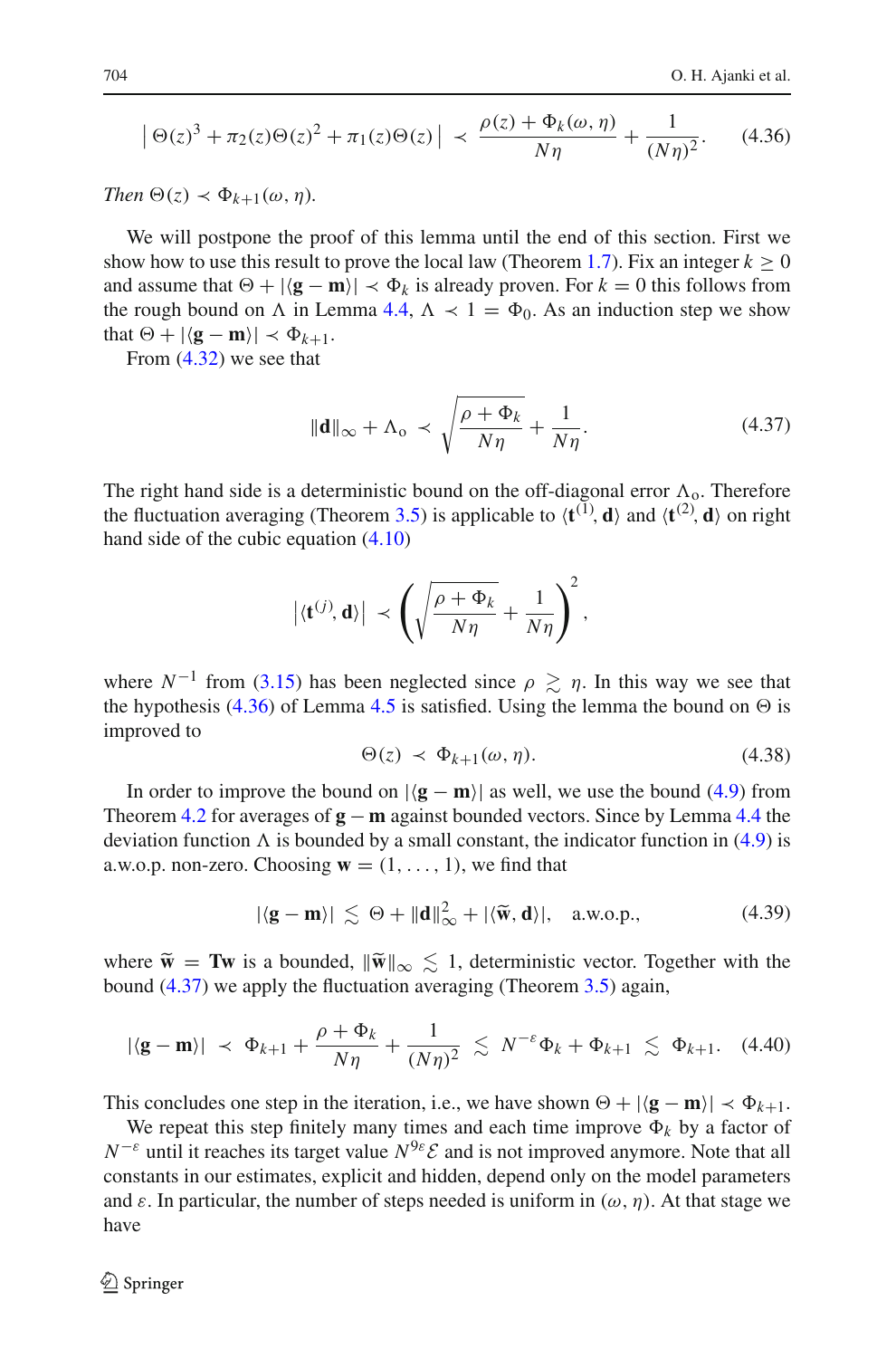$$
\left| \Theta(z)^3 + \pi_2(z)\Theta(z)^2 + \pi_1(z)\Theta(z) \right| \prec \frac{\rho(z) + \Phi_k(\omega, \eta)}{N\eta} + \frac{1}{(N\eta)^2}. \tag{4.36}
$$

*Then* $\Theta(z) \prec \Phi_{k+1}(\omega, \eta)$.

We will postpone the proof of this lemma until the end of this section. First we show how to use this result to prove the local law (Theorem 1.7). Fix an integer $k \geq 0$ and assume that $\Theta + |\langle \mathbf{g} - \mathbf{m} \rangle| \prec \Phi_k$ is already proven. For $k = 0$ this follows from the rough bound on $\Lambda$ in Lemma 4.4, $\Lambda \prec 1 = \Phi_0$. As an induction step we show that $\Theta + |\langle \mathbf{g} - \mathbf{m} \rangle| \prec \Phi_{k+1}$.

From (4.32) we see that

$$
\|\mathbf{d}\|_\infty + \Lambda_{\mathrm{o}} \prec \sqrt{\frac{\rho + \Phi_k}{N\eta}} + \frac{1}{N\eta}. \tag{4.37}
$$

The right hand side is a deterministic bound on the off-diagonal error $\Lambda_{\mathrm{o}}$. Therefore the fluctuation averaging (Theorem 3.5) is applicable to $\langle \mathbf{t}^{(1)}, \mathbf{d} \rangle$ and $\langle \mathbf{t}^{(2)}, \mathbf{d} \rangle$ on right hand side of the cubic equation (4.10)

$$
\left| \langle \mathbf{t}^{(j)}, \mathbf{d} \rangle \right| \prec \left( \sqrt{\frac{\rho + \Phi_k}{N\eta}} + \frac{1}{N\eta} \right)^2,
$$

where $N^{-1}$ from (3.15) has been neglected since $\rho \gtrsim \eta$. In this way we see that the hypothesis (4.36) of Lemma 4.5 is satisfied. Using the lemma the bound on $\Theta$ is improved to

$$
\Theta(z) \prec \Phi_{k+1}(\omega, \eta). \tag{4.38}
$$

In order to improve the bound on $|\langle \mathbf{g} - \mathbf{m} \rangle|$ as well, we use the bound (4.9) from Theorem 4.2 for averages of $\mathbf{g} - \mathbf{m}$ against bounded vectors. Since by Lemma 4.4 the deviation function $\Lambda$ is bounded by a small constant, the indicator function in (4.9) is a.w.o.p. non-zero. Choosing $\mathbf{w} = (1, \ldots, 1)$, we find that

$$
|\langle \mathbf{g} - \mathbf{m} \rangle| \lesssim \Theta + \|\mathbf{d}\|_\infty^2 + |\langle \widetilde{\mathbf{w}}, \mathbf{d} \rangle|, \quad \text{a.w.o.p.}, \tag{4.39}
$$

where $\widetilde{\mathbf{w}} = \mathbf{T}\mathbf{w}$ is a bounded, $\|\widetilde{\mathbf{w}}\|_\infty \lesssim 1$, deterministic vector. Together with the bound (4.37) we apply the fluctuation averaging (Theorem 3.5) again,

$$
|\langle \mathbf{g} - \mathbf{m} \rangle| \prec \Phi_{k+1} + \frac{\rho + \Phi_k}{N\eta} + \frac{1}{(N\eta)^2} \lesssim N^{-\varepsilon}\Phi_k + \Phi_{k+1} \lesssim \Phi_{k+1}. \tag{4.40}
$$

This concludes one step in the iteration, i.e., we have shown $\Theta + |\langle \mathbf{g} - \mathbf{m} \rangle| \prec \Phi_{k+1}$.

We repeat this step finitely many times and each time improve $\Phi_k$ by a factor of $N^{-\varepsilon}$ until it reaches its target value $N^{9\varepsilon}\mathcal{E}$ and is not improved anymore. Note that all constants in our estimates, explicit and hidden, depend only on the model parameters and $\varepsilon$. In particular, the number of steps needed is uniform in $(\omega, \eta)$. At that stage we have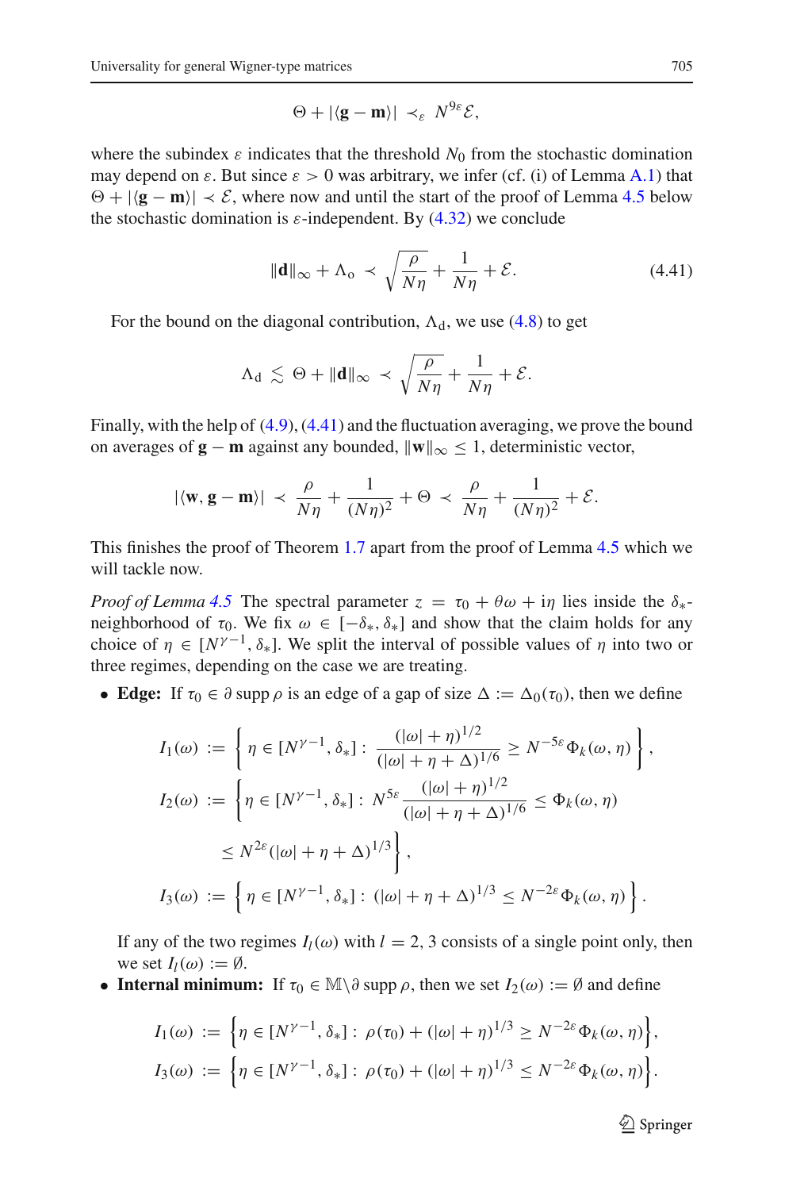$$\Theta + |\langle \mathbf{g} - \mathbf{m} \rangle| \prec_\varepsilon N^{9\varepsilon} \mathcal{E},$$

where the subindex $\varepsilon$ indicates that the threshold $N_0$ from the stochastic domination may depend on $\varepsilon$. But since $\varepsilon > 0$ was arbitrary, we infer (cf. (i) of Lemma A.1) that $\Theta + |\langle \mathbf{g} - \mathbf{m} \rangle| \prec \mathcal{E}$, where now and until the start of the proof of Lemma 4.5 below the stochastic domination is $\varepsilon$-independent. By (4.32) we conclude

$$\|\mathbf{d}\|_\infty + \Lambda_{\mathrm{o}} \prec \sqrt{\frac{\rho}{N\eta}} + \frac{1}{N\eta} + \mathcal{E}. \tag{4.41}$$

For the bound on the diagonal contribution, $\Lambda_{\mathrm{d}}$, we use (4.8) to get

$$\Lambda_{\mathrm{d}} \lesssim \Theta + \|\mathbf{d}\|_\infty \prec \sqrt{\frac{\rho}{N\eta}} + \frac{1}{N\eta} + \mathcal{E}.$$

Finally, with the help of (4.9), (4.41) and the fluctuation averaging, we prove the bound on averages of $\mathbf{g} - \mathbf{m}$ against any bounded, $\|\mathbf{w}\|_\infty \leq 1$, deterministic vector,

$$|\langle \mathbf{w}, \mathbf{g} - \mathbf{m} \rangle| \prec \frac{\rho}{N\eta} + \frac{1}{(N\eta)^2} + \Theta \prec \frac{\rho}{N\eta} + \frac{1}{(N\eta)^2} + \mathcal{E}.$$

This finishes the proof of Theorem 1.7 apart from the proof of Lemma 4.5 which we will tackle now.

*Proof of Lemma 4.5* The spectral parameter $z = \tau_0 + \theta\omega + \mathrm{i}\eta$ lies inside the $\delta_*$-neighborhood of $\tau_0$. We fix $\omega \in [-\delta_*, \delta_*]$ and show that the claim holds for any choice of $\eta \in [N^{\gamma-1}, \delta_*]$. We split the interval of possible values of $\eta$ into two or three regimes, depending on the case we are treating.

- **Edge:** If $\tau_0 \in \partial \operatorname{supp} \rho$ is an edge of a gap of size $\Delta := \Delta_0(\tau_0)$, then we define

$$I_1(\omega) := \left\{ \eta \in [N^{\gamma-1}, \delta_*] : \frac{(|\omega| + \eta)^{1/2}}{(|\omega| + \eta + \Delta)^{1/6}} \geq N^{-5\varepsilon} \Phi_k(\omega, \eta) \right\},$$

$$I_2(\omega) := \left\{ \eta \in [N^{\gamma-1}, \delta_*] : N^{5\varepsilon} \frac{(|\omega| + \eta)^{1/2}}{(|\omega| + \eta + \Delta)^{1/6}} \leq \Phi_k(\omega, \eta) \right.$$
$$\left. \leq N^{2\varepsilon} (|\omega| + \eta + \Delta)^{1/3} \right\},$$

$$I_3(\omega) := \left\{ \eta \in [N^{\gamma-1}, \delta_*] : (|\omega| + \eta + \Delta)^{1/3} \leq N^{-2\varepsilon} \Phi_k(\omega, \eta) \right\}.$$

  If any of the two regimes $I_l(\omega)$ with $l = 2, 3$ consists of a single point only, then we set $I_l(\omega) := \emptyset$.

- **Internal minimum:** If $\tau_0 \in \mathbb{M} \backslash \partial \operatorname{supp} \rho$, then we set $I_2(\omega) := \emptyset$ and define

$$I_1(\omega) := \left\{ \eta \in [N^{\gamma-1}, \delta_*] : \rho(\tau_0) + (|\omega| + \eta)^{1/3} \geq N^{-2\varepsilon} \Phi_k(\omega, \eta) \right\},$$

$$I_3(\omega) := \left\{ \eta \in [N^{\gamma-1}, \delta_*] : \rho(\tau_0) + (|\omega| + \eta)^{1/3} \leq N^{-2\varepsilon} \Phi_k(\omega, \eta) \right\}.$$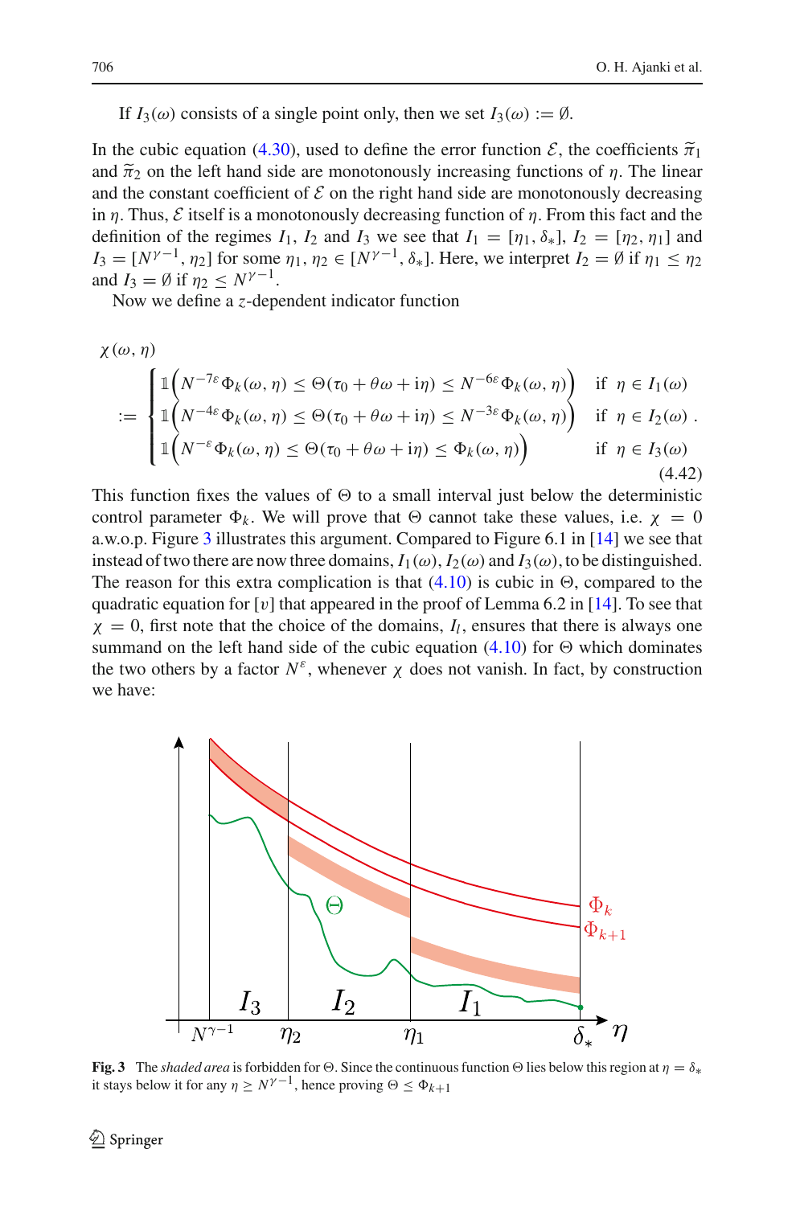If $I_3(\omega)$ consists of a single point only, then we set $I_3(\omega) := \emptyset$.

In the cubic equation (4.30), used to define the error function $\mathcal{E}$, the coefficients $\widetilde{\pi}_1$ and $\widetilde{\pi}_2$ on the left hand side are monotonously increasing functions of $\eta$. The linear and the constant coefficient of $\mathcal{E}$ on the right hand side are monotonously decreasing in $\eta$. Thus, $\mathcal{E}$ itself is a monotonously decreasing function of $\eta$. From this fact and the definition of the regimes $I_1$, $I_2$ and $I_3$ we see that $I_1 = [\eta_1, \delta_*]$, $I_2 = [\eta_2, \eta_1]$ and $I_3 = [N^{\gamma-1}, \eta_2]$ for some $\eta_1, \eta_2 \in [N^{\gamma-1}, \delta_*]$. Here, we interpret $I_2 = \emptyset$ if $\eta_1 \le \eta_2$ and $I_3 = \emptyset$ if $\eta_2 \le N^{\gamma-1}$.

Now we define a $z$-dependent indicator function

$$
\chi(\omega, \eta) := \begin{cases} \mathbb{1}\Big(N^{-7\varepsilon}\Phi_k(\omega,\eta) \le \Theta(\tau_0 + \theta\omega + \mathrm{i}\eta) \le N^{-6\varepsilon}\Phi_k(\omega,\eta)\Big) & \text{if } \eta \in I_1(\omega) \\ \mathbb{1}\Big(N^{-4\varepsilon}\Phi_k(\omega,\eta) \le \Theta(\tau_0 + \theta\omega + \mathrm{i}\eta) \le N^{-3\varepsilon}\Phi_k(\omega,\eta)\Big) & \text{if } \eta \in I_2(\omega) \\ \mathbb{1}\Big(N^{-\varepsilon}\Phi_k(\omega,\eta) \le \Theta(\tau_0 + \theta\omega + \mathrm{i}\eta) \le \Phi_k(\omega,\eta)\Big) & \text{if } \eta \in I_3(\omega) \end{cases} . \tag{4.42}
$$

This function fixes the values of $\Theta$ to a small interval just below the deterministic control parameter $\Phi_k$. We will prove that $\Theta$ cannot take these values, i.e. $\chi = 0$ a.w.o.p. Figure 3 illustrates this argument. Compared to Figure 6.1 in [14] we see that instead of two there are now three domains, $I_1(\omega)$, $I_2(\omega)$ and $I_3(\omega)$, to be distinguished. The reason for this extra complication is that (4.10) is cubic in $\Theta$, compared to the quadratic equation for $[v]$ that appeared in the proof of Lemma 6.2 in [14]. To see that $\chi = 0$, first note that the choice of the domains, $I_l$, ensures that there is always one summand on the left hand side of the cubic equation (4.10) for $\Theta$ which dominates the two others by a factor $N^{\varepsilon}$, whenever $\chi$ does not vanish. In fact, by construction we have:

**Fig. 3** The *shaded area* is forbidden for $\Theta$. Since the continuous function $\Theta$ lies below this region at $\eta = \delta_*$ it stays below it for any $\eta \ge N^{\gamma-1}$, hence proving $\Theta \le \Phi_{k+1}$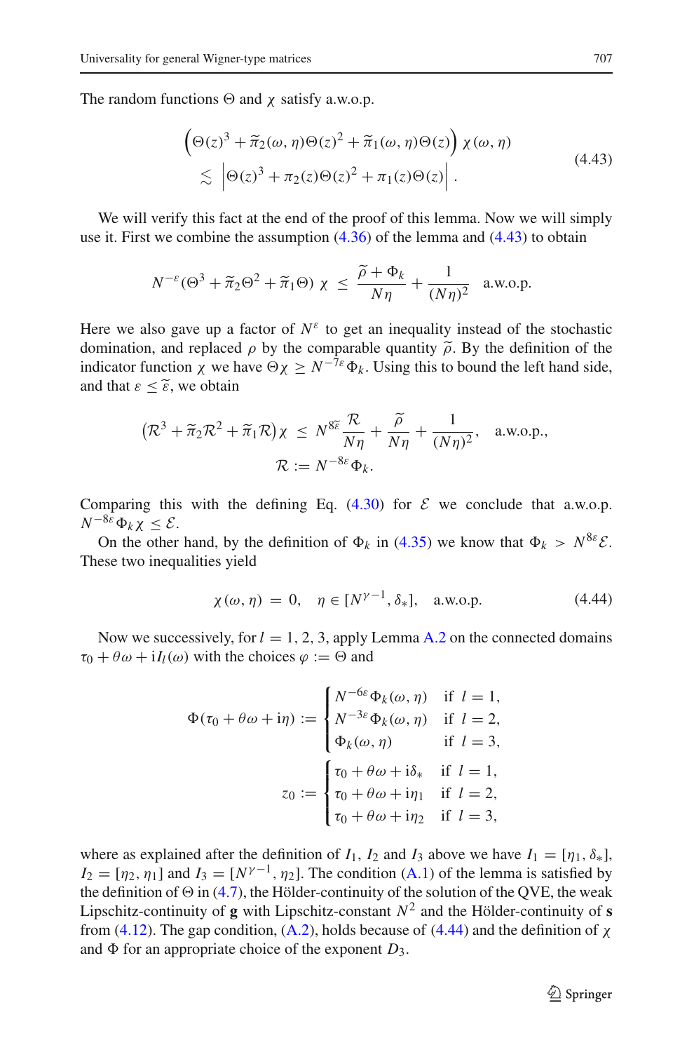The random functions $\Theta$ and $\chi$ satisfy a.w.o.p.

$$
\begin{aligned}
&\left(\Theta(z)^3+\widetilde{\pi}_2(\omega,\eta)\Theta(z)^2+\widetilde{\pi}_1(\omega,\eta)\Theta(z)\right)\chi(\omega,\eta)\\
&\quad\lesssim\left|\Theta(z)^3+\pi_2(z)\Theta(z)^2+\pi_1(z)\Theta(z)\right|.
\end{aligned}
\tag{4.43}
$$

We will verify this fact at the end of the proof of this lemma. Now we will simply use it. First we combine the assumption (4.36) of the lemma and (4.43) to obtain

$$
N^{-\varepsilon}(\Theta^3+\widetilde{\pi}_2\Theta^2+\widetilde{\pi}_1\Theta)\,\chi\;\le\;\frac{\widetilde{\rho}+\Phi_k}{N\eta}+\frac{1}{(N\eta)^2}\quad\text{a.w.o.p.}
$$

Here we also gave up a factor of $N^{\varepsilon}$ to get an inequality instead of the stochastic domination, and replaced $\rho$ by the comparable quantity $\widetilde{\rho}$. By the definition of the indicator function $\chi$ we have $\Theta\chi\ge N^{-7\varepsilon}\Phi_k$. Using this to bound the left hand side, and that $\varepsilon\le\widetilde{\varepsilon}$, we obtain

$$
\begin{aligned}
&\left(\mathcal{R}^3+\widetilde{\pi}_2\mathcal{R}^2+\widetilde{\pi}_1\mathcal{R}\right)\chi\;\le\;N^{8\widetilde{\varepsilon}}\frac{\mathcal{R}}{N\eta}+\frac{\widetilde{\rho}}{N\eta}+\frac{1}{(N\eta)^2},\quad\text{a.w.o.p.},\\
&\mathcal{R}:=N^{-8\varepsilon}\Phi_k.
\end{aligned}
$$

Comparing this with the defining Eq. (4.30) for $\mathcal{E}$ we conclude that a.w.o.p. $N^{-8\varepsilon}\Phi_k\chi\le\mathcal{E}$.

On the other hand, by the definition of $\Phi_k$ in (4.35) we know that $\Phi_k>N^{8\varepsilon}\mathcal{E}$. These two inequalities yield

$$
\chi(\omega,\eta)\;=\;0,\quad\eta\in[N^{\gamma-1},\delta_*],\quad\text{a.w.o.p.}
\tag{4.44}
$$

Now we successively, for $l=1,2,3$, apply Lemma A.2 on the connected domains $\tau_0+\theta\omega+\mathrm{i}I_l(\omega)$ with the choices $\varphi:=\Theta$ and

$$
\Phi(\tau_0+\theta\omega+\mathrm{i}\eta):=\begin{cases}N^{-6\varepsilon}\Phi_k(\omega,\eta) & \text{if } l=1,\\ N^{-3\varepsilon}\Phi_k(\omega,\eta) & \text{if } l=2,\\ \Phi_k(\omega,\eta) & \text{if } l=3,\end{cases}
$$

$$
z_0:=\begin{cases}\tau_0+\theta\omega+\mathrm{i}\delta_* & \text{if } l=1,\\ \tau_0+\theta\omega+\mathrm{i}\eta_1 & \text{if } l=2,\\ \tau_0+\theta\omega+\mathrm{i}\eta_2 & \text{if } l=3,\end{cases}
$$

where as explained after the definition of $I_1$, $I_2$ and $I_3$ above we have $I_1=[\eta_1,\delta_*]$, $I_2=[\eta_2,\eta_1]$ and $I_3=[N^{\gamma-1},\eta_2]$. The condition (A.1) of the lemma is satisfied by the definition of $\Theta$ in (4.7), the Hölder-continuity of the solution of the QVE, the weak Lipschitz-continuity of $\mathbf{g}$ with Lipschitz-constant $N^2$ and the Hölder-continuity of $\mathbf{s}$ from (4.12). The gap condition, (A.2), holds because of (4.44) and the definition of $\chi$ and $\Phi$ for an appropriate choice of the exponent $D_3$.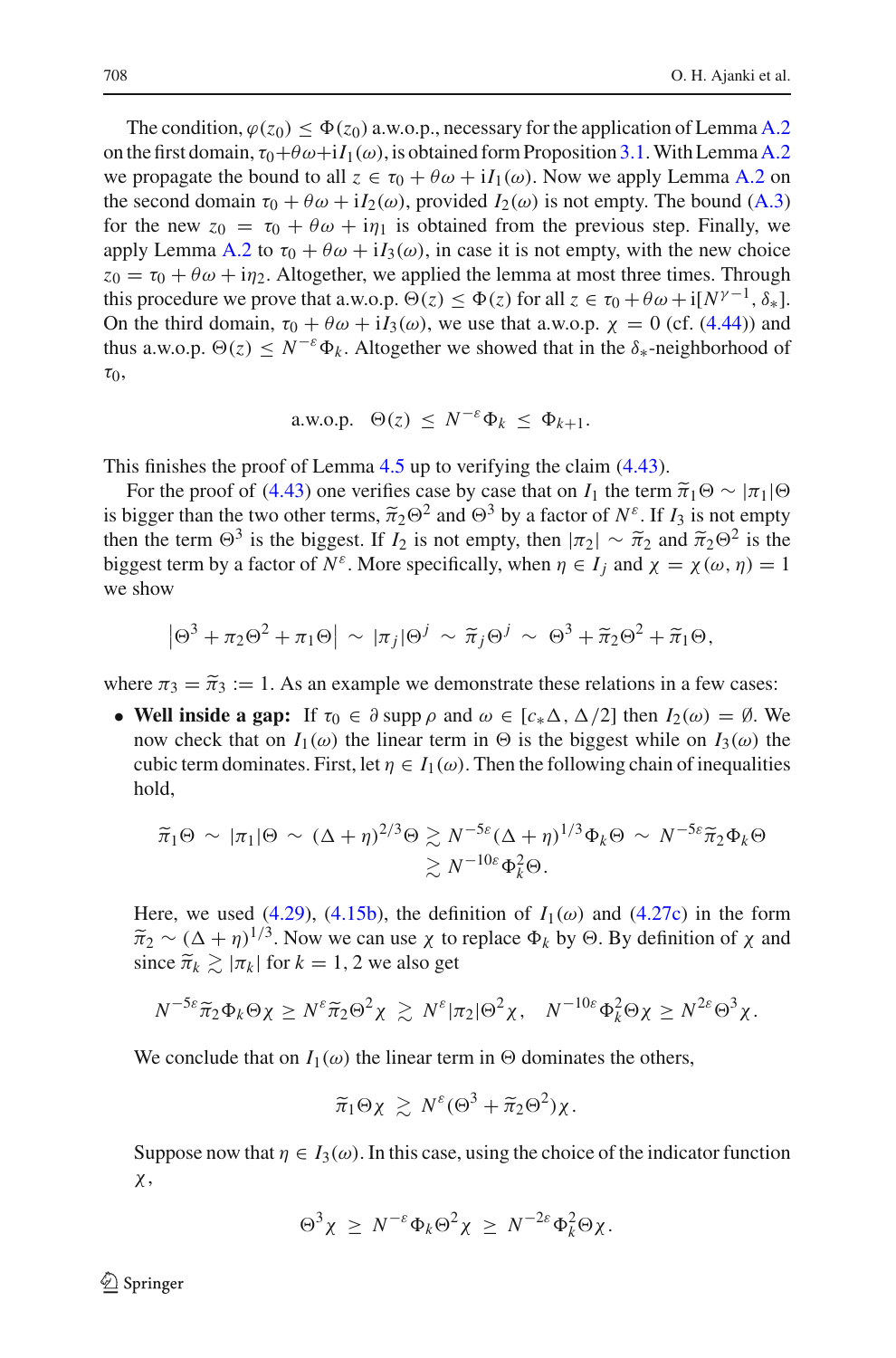The condition, $\varphi(z_0) \le \Phi(z_0)$ a.w.o.p., necessary for the application of Lemma A.2 on the first domain, $\tau_0+\theta\omega+\mathrm{i}I_1(\omega)$, is obtained form Proposition 3.1. With Lemma A.2 we propagate the bound to all $z \in \tau_0 + \theta\omega + \mathrm{i}I_1(\omega)$. Now we apply Lemma A.2 on the second domain $\tau_0 + \theta\omega + \mathrm{i}I_2(\omega)$, provided $I_2(\omega)$ is not empty. The bound (A.3) for the new $z_0 = \tau_0 + \theta\omega + \mathrm{i}\eta_1$ is obtained from the previous step. Finally, we apply Lemma A.2 to $\tau_0 + \theta\omega + \mathrm{i}I_3(\omega)$, in case it is not empty, with the new choice $z_0 = \tau_0 + \theta\omega + \mathrm{i}\eta_2$. Altogether, we applied the lemma at most three times. Through this procedure we prove that a.w.o.p. $\Theta(z) \le \Phi(z)$ for all $z \in \tau_0 + \theta\omega + \mathrm{i}[N^{\gamma-1}, \delta_*]$. On the third domain, $\tau_0 + \theta\omega + \mathrm{i}I_3(\omega)$, we use that a.w.o.p. $\chi = 0$ (cf. (4.44)) and thus a.w.o.p. $\Theta(z) \le N^{-\varepsilon}\Phi_k$. Altogether we showed that in the $\delta_*$-neighborhood of $\tau_0$,

$$\text{a.w.o.p.} \quad \Theta(z) \;\le\; N^{-\varepsilon}\Phi_k \;\le\; \Phi_{k+1}.$$

This finishes the proof of Lemma 4.5 up to verifying the claim (4.43).

For the proof of (4.43) one verifies case by case that on $I_1$ the term $\widetilde{\pi}_1\Theta \sim |\pi_1|\Theta$ is bigger than the two other terms, $\widetilde{\pi}_2\Theta^2$ and $\Theta^3$ by a factor of $N^{\varepsilon}$. If $I_3$ is not empty then the term $\Theta^3$ is the biggest. If $I_2$ is not empty, then $|\pi_2| \sim \widetilde{\pi}_2$ and $\widetilde{\pi}_2\Theta^2$ is the biggest term by a factor of $N^{\varepsilon}$. More specifically, when $\eta \in I_j$ and $\chi = \chi(\omega, \eta) = 1$ we show

$$\left|\Theta^3 + \pi_2\Theta^2 + \pi_1\Theta\right| \;\sim\; |\pi_j|\Theta^j \;\sim\; \widetilde{\pi}_j\Theta^j \;\sim\; \Theta^3 + \widetilde{\pi}_2\Theta^2 + \widetilde{\pi}_1\Theta,$$

where $\pi_3 = \widetilde{\pi}_3 := 1$. As an example we demonstrate these relations in a few cases:

- **Well inside a gap:** If $\tau_0 \in \partial \operatorname{supp}\rho$ and $\omega \in [c_*\Delta, \Delta/2]$ then $I_2(\omega) = \emptyset$. We now check that on $I_1(\omega)$ the linear term in $\Theta$ is the biggest while on $I_3(\omega)$ the cubic term dominates. First, let $\eta \in I_1(\omega)$. Then the following chain of inequalities hold,

$$\begin{aligned}\widetilde{\pi}_1\Theta \;\sim\; |\pi_1|\Theta \;\sim\; (\Delta+\eta)^{2/3}\Theta \;&\gtrsim\; N^{-5\varepsilon}(\Delta+\eta)^{1/3}\Phi_k\Theta \;\sim\; N^{-5\varepsilon}\widetilde{\pi}_2\Phi_k\Theta \\ &\gtrsim\; N^{-10\varepsilon}\Phi_k^2\Theta.\end{aligned}$$

  Here, we used (4.29), (4.15b), the definition of $I_1(\omega)$ and (4.27c) in the form $\widetilde{\pi}_2 \sim (\Delta+\eta)^{1/3}$. Now we can use $\chi$ to replace $\Phi_k$ by $\Theta$. By definition of $\chi$ and since $\widetilde{\pi}_k \gtrsim |\pi_k|$ for $k = 1, 2$ we also get

$$N^{-5\varepsilon}\widetilde{\pi}_2\Phi_k\Theta\chi \ge N^{\varepsilon}\widetilde{\pi}_2\Theta^2\chi \;\gtrsim\; N^{\varepsilon}|\pi_2|\Theta^2\chi, \quad N^{-10\varepsilon}\Phi_k^2\Theta\chi \ge N^{2\varepsilon}\Theta^3\chi.$$

  We conclude that on $I_1(\omega)$ the linear term in $\Theta$ dominates the others,

$$\widetilde{\pi}_1\Theta\chi \;\gtrsim\; N^{\varepsilon}(\Theta^3 + \widetilde{\pi}_2\Theta^2)\chi.$$

  Suppose now that $\eta \in I_3(\omega)$. In this case, using the choice of the indicator function $\chi$,

$$\Theta^3\chi \;\ge\; N^{-\varepsilon}\Phi_k\Theta^2\chi \;\ge\; N^{-2\varepsilon}\Phi_k^2\Theta\chi.$$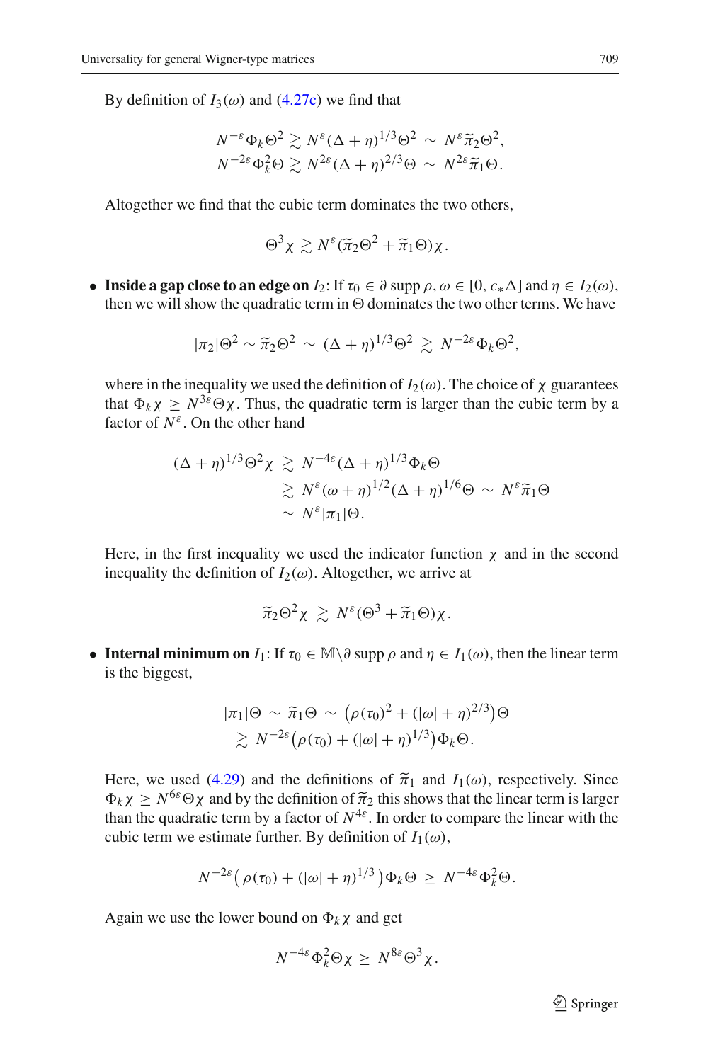By definition of $I_3(\omega)$ and (4.27c) we find that

$$N^{-\varepsilon}\Phi_k\Theta^2 \gtrsim N^{\varepsilon}(\Delta+\eta)^{1/3}\Theta^2 \sim N^{\varepsilon}\widetilde{\pi}_2\Theta^2,$$
$$N^{-2\varepsilon}\Phi_k^2\Theta \gtrsim N^{2\varepsilon}(\Delta+\eta)^{2/3}\Theta \sim N^{2\varepsilon}\widetilde{\pi}_1\Theta.$$

Altogether we find that the cubic term dominates the two others,

$$\Theta^3\chi \gtrsim N^{\varepsilon}(\widetilde{\pi}_2\Theta^2 + \widetilde{\pi}_1\Theta)\chi.$$

- **Inside a gap close to an edge on** $I_2$: If $\tau_0 \in \partial \operatorname{supp}\rho$, $\omega \in [0, c_*\Delta]$ and $\eta \in I_2(\omega)$, then we will show the quadratic term in $\Theta$ dominates the two other terms. We have

$$|\pi_2|\Theta^2 \sim \widetilde{\pi}_2\Theta^2 \sim (\Delta+\eta)^{1/3}\Theta^2 \gtrsim N^{-2\varepsilon}\Phi_k\Theta^2,$$

where in the inequality we used the definition of $I_2(\omega)$. The choice of $\chi$ guarantees that $\Phi_k\chi \geq N^{3\varepsilon}\Theta\chi$. Thus, the quadratic term is larger than the cubic term by a factor of $N^{\varepsilon}$. On the other hand

$$\begin{aligned}(\Delta+\eta)^{1/3}\Theta^2\chi &\gtrsim N^{-4\varepsilon}(\Delta+\eta)^{1/3}\Phi_k\Theta\\ &\gtrsim N^{\varepsilon}(\omega+\eta)^{1/2}(\Delta+\eta)^{1/6}\Theta \sim N^{\varepsilon}\widetilde{\pi}_1\Theta\\ &\sim N^{\varepsilon}|\pi_1|\Theta.\end{aligned}$$

Here, in the first inequality we used the indicator function $\chi$ and in the second inequality the definition of $I_2(\omega)$. Altogether, we arrive at

$$\widetilde{\pi}_2\Theta^2\chi \gtrsim N^{\varepsilon}(\Theta^3 + \widetilde{\pi}_1\Theta)\chi.$$

- **Internal minimum on** $I_1$: If $\tau_0 \in \mathbb{M}\backslash\partial \operatorname{supp}\rho$ and $\eta \in I_1(\omega)$, then the linear term is the biggest,

$$\begin{aligned}|\pi_1|\Theta \sim \widetilde{\pi}_1\Theta &\sim \big(\rho(\tau_0)^2 + (|\omega|+\eta)^{2/3}\big)\Theta\\ &\gtrsim N^{-2\varepsilon}\big(\rho(\tau_0) + (|\omega|+\eta)^{1/3}\big)\Phi_k\Theta.\end{aligned}$$

Here, we used (4.29) and the definitions of $\widetilde{\pi}_1$ and $I_1(\omega)$, respectively. Since $\Phi_k\chi \geq N^{6\varepsilon}\Theta\chi$ and by the definition of $\widetilde{\pi}_2$ this shows that the linear term is larger than the quadratic term by a factor of $N^{4\varepsilon}$. In order to compare the linear with the cubic term we estimate further. By definition of $I_1(\omega)$,

$$N^{-2\varepsilon}\big(\rho(\tau_0) + (|\omega|+\eta)^{1/3}\big)\Phi_k\Theta \geq N^{-4\varepsilon}\Phi_k^2\Theta.$$

Again we use the lower bound on $\Phi_k\chi$ and get

$$N^{-4\varepsilon}\Phi_k^2\Theta\chi \geq N^{8\varepsilon}\Theta^3\chi.$$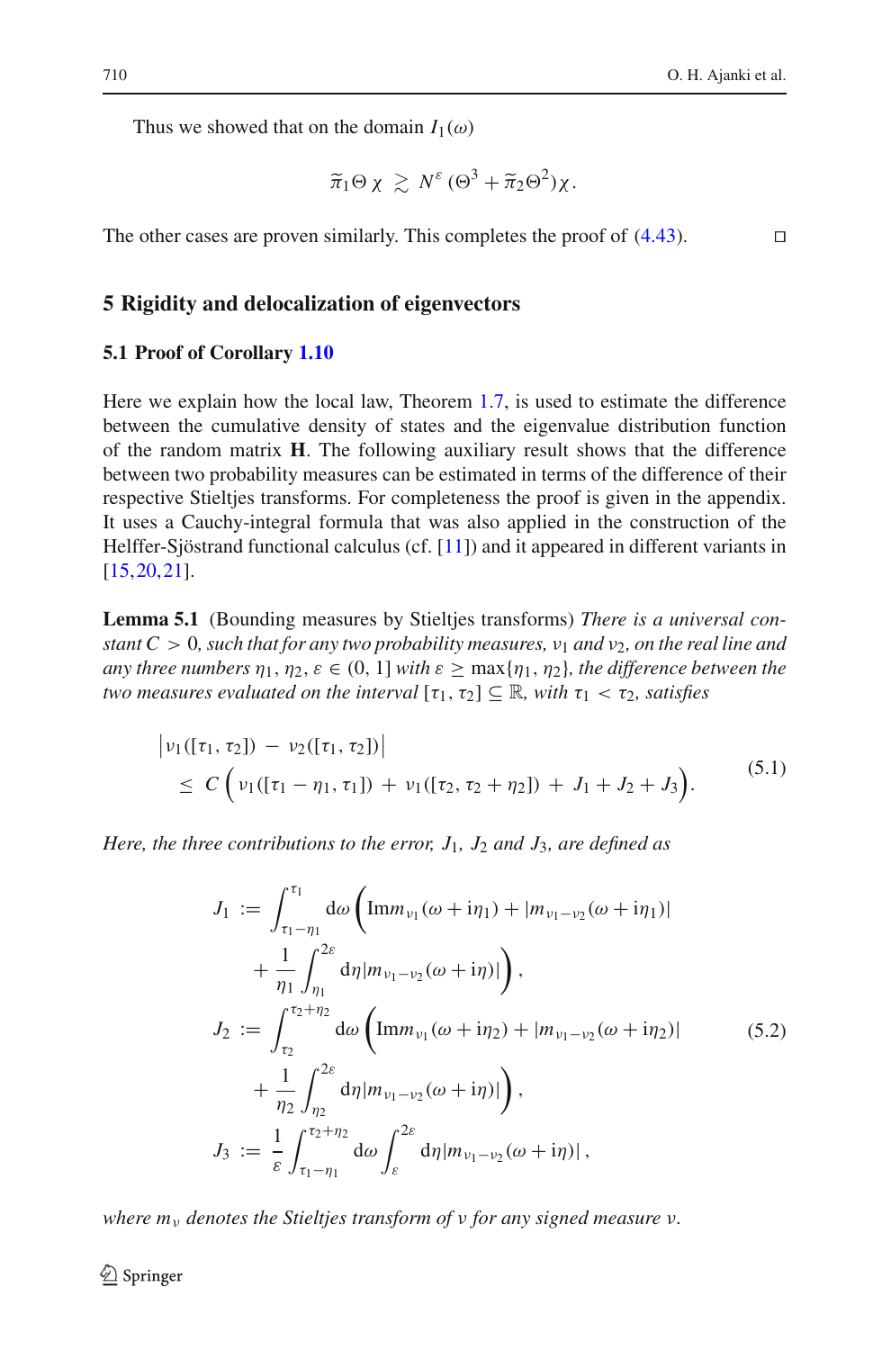Thus we showed that on the domain $I_1(\omega)$

$$\widetilde{\pi}_1 \Theta\, \chi \;\gtrsim\; N^{\varepsilon}\, (\Theta^3 + \widetilde{\pi}_2 \Theta^2)\, \chi\,.$$

The other cases are proven similarly. This completes the proof of (4.43). $\square$

## 5 Rigidity and delocalization of eigenvectors

### 5.1 Proof of Corollary 1.10

Here we explain how the local law, Theorem 1.7, is used to estimate the difference between the cumulative density of states and the eigenvalue distribution function of the random matrix $\mathbf{H}$. The following auxiliary result shows that the difference between two probability measures can be estimated in terms of the difference of their respective Stieltjes transforms. For completeness the proof is given in the appendix. It uses a Cauchy-integral formula that was also applied in the construction of the Helffer-Sjöstrand functional calculus (cf. [11]) and it appeared in different variants in [15,20,21].

**Lemma 5.1** (Bounding measures by Stieltjes transforms) *There is a universal constant $C > 0$, such that for any two probability measures, $\nu_1$ and $\nu_2$, on the real line and any three numbers $\eta_1, \eta_2, \varepsilon \in (0,1]$ with $\varepsilon \geq \max\{\eta_1, \eta_2\}$, the difference between the two measures evaluated on the interval $[\tau_1, \tau_2] \subseteq \mathbb{R}$, with $\tau_1 < \tau_2$, satisfies*

$$\begin{aligned}
&\big|\nu_1([\tau_1,\tau_2]) \;-\; \nu_2([\tau_1,\tau_2])\big| \\
&\quad \leq\; C\Big(\nu_1([\tau_1-\eta_1,\tau_1]) \;+\; \nu_1([\tau_2,\tau_2+\eta_2]) \;+\; J_1 + J_2 + J_3\Big).
\end{aligned} \tag{5.1}$$

*Here, the three contributions to the error, $J_1$, $J_2$ and $J_3$, are defined as*

$$\begin{aligned}
J_1 &:= \int_{\tau_1-\eta_1}^{\tau_1} \mathrm{d}\omega \bigg(\mathrm{Im}\, m_{\nu_1}(\omega+\mathrm{i}\eta_1) + |m_{\nu_1-\nu_2}(\omega+\mathrm{i}\eta_1)| \\
&\qquad + \frac{1}{\eta_1}\int_{\eta_1}^{2\varepsilon} \mathrm{d}\eta\, |m_{\nu_1-\nu_2}(\omega+\mathrm{i}\eta)|\bigg)\,, \\
J_2 &:= \int_{\tau_2}^{\tau_2+\eta_2} \mathrm{d}\omega \bigg(\mathrm{Im}\, m_{\nu_1}(\omega+\mathrm{i}\eta_2) + |m_{\nu_1-\nu_2}(\omega+\mathrm{i}\eta_2)| \\
&\qquad + \frac{1}{\eta_2}\int_{\eta_2}^{2\varepsilon} \mathrm{d}\eta\, |m_{\nu_1-\nu_2}(\omega+\mathrm{i}\eta)|\bigg)\,, \\
J_3 &:= \frac{1}{\varepsilon}\int_{\tau_1-\eta_1}^{\tau_2+\eta_2} \mathrm{d}\omega \int_{\varepsilon}^{2\varepsilon} \mathrm{d}\eta\, |m_{\nu_1-\nu_2}(\omega+\mathrm{i}\eta)|\,,
\end{aligned} \tag{5.2}$$

*where $m_\nu$ denotes the Stieltjes transform of $\nu$ for any signed measure $\nu$.*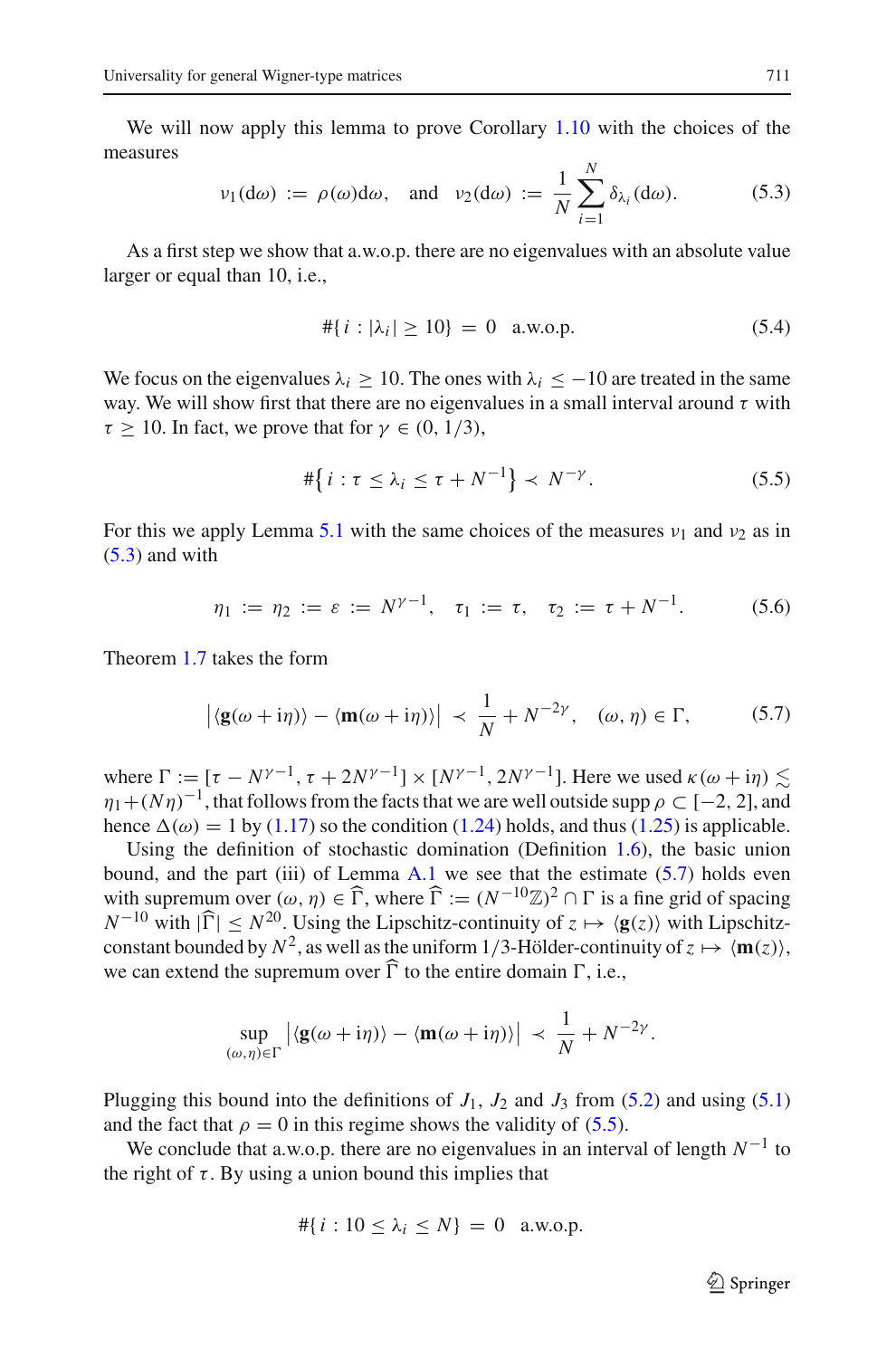We will now apply this lemma to prove Corollary 1.10 with the choices of the measures

$$\nu_1(\mathrm{d}\omega) := \rho(\omega)\mathrm{d}\omega, \quad \text{and} \quad \nu_2(\mathrm{d}\omega) := \frac{1}{N}\sum_{i=1}^{N} \delta_{\lambda_i}(\mathrm{d}\omega). \tag{5.3}$$

As a first step we show that a.w.o.p. there are no eigenvalues with an absolute value larger or equal than 10, i.e.,

$$\#\{\, i : |\lambda_i| \geq 10\} = 0 \quad \text{a.w.o.p.} \tag{5.4}$$

We focus on the eigenvalues $\lambda_i \geq 10$. The ones with $\lambda_i \leq -10$ are treated in the same way. We will show first that there are no eigenvalues in a small interval around $\tau$ with $\tau \geq 10$. In fact, we prove that for $\gamma \in (0, 1/3)$,

$$\#\big\{\, i : \tau \leq \lambda_i \leq \tau + N^{-1}\big\} \prec N^{-\gamma}. \tag{5.5}$$

For this we apply Lemma 5.1 with the same choices of the measures $\nu_1$ and $\nu_2$ as in (5.3) and with

$$\eta_1 := \eta_2 := \varepsilon := N^{\gamma-1}, \quad \tau_1 := \tau, \quad \tau_2 := \tau + N^{-1}. \tag{5.6}$$

Theorem 1.7 takes the form

$$\big|\langle \mathbf{g}(\omega + \mathrm{i}\eta)\rangle - \langle \mathbf{m}(\omega + \mathrm{i}\eta)\rangle\big| \prec \frac{1}{N} + N^{-2\gamma}, \quad (\omega, \eta) \in \Gamma, \tag{5.7}$$

where $\Gamma := [\tau - N^{\gamma-1}, \tau + 2N^{\gamma-1}] \times [N^{\gamma-1}, 2N^{\gamma-1}]$. Here we used $\kappa(\omega + \mathrm{i}\eta) \lesssim \eta_1 + (N\eta)^{-1}$, that follows from the facts that we are well outside $\operatorname{supp} \rho \subset [-2, 2]$, and hence $\Delta(\omega) = 1$ by (1.17) so the condition (1.24) holds, and thus (1.25) is applicable.

Using the definition of stochastic domination (Definition 1.6), the basic union bound, and the part (iii) of Lemma A.1 we see that the estimate (5.7) holds even with supremum over $(\omega, \eta) \in \widehat{\Gamma}$, where $\widehat{\Gamma} := (N^{-10}\mathbb{Z})^2 \cap \Gamma$ is a fine grid of spacing $N^{-10}$ with $|\widehat{\Gamma}| \leq N^{20}$. Using the Lipschitz-continuity of $z \mapsto \langle \mathbf{g}(z)\rangle$ with Lipschitz-constant bounded by $N^2$, as well as the uniform 1/3-Hölder-continuity of $z \mapsto \langle \mathbf{m}(z)\rangle$, we can extend the supremum over $\widehat{\Gamma}$ to the entire domain $\Gamma$, i.e.,

$$\sup_{(\omega,\eta)\in\Gamma} \big|\langle \mathbf{g}(\omega + \mathrm{i}\eta)\rangle - \langle \mathbf{m}(\omega + \mathrm{i}\eta)\rangle\big| \prec \frac{1}{N} + N^{-2\gamma}.$$

Plugging this bound into the definitions of $J_1$, $J_2$ and $J_3$ from (5.2) and using (5.1) and the fact that $\rho = 0$ in this regime shows the validity of (5.5).

We conclude that a.w.o.p. there are no eigenvalues in an interval of length $N^{-1}$ to the right of $\tau$. By using a union bound this implies that

$$\#\{\, i : 10 \leq \lambda_i \leq N\} = 0 \quad \text{a.w.o.p.}$$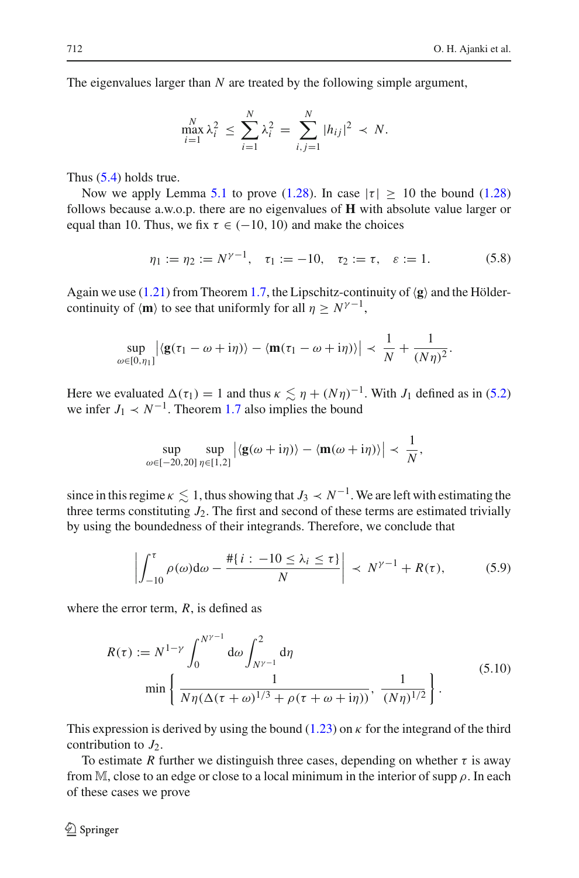The eigenvalues larger than $N$ are treated by the following simple argument,

$$\max_{i=1}^{N} \lambda_i^2 \leq \sum_{i=1}^{N} \lambda_i^2 = \sum_{i,j=1}^{N} |h_{ij}|^2 \prec N.$$

Thus (5.4) holds true.

Now we apply Lemma 5.1 to prove (1.28). In case $|\tau| \geq 10$ the bound (1.28) follows because a.w.o.p. there are no eigenvalues of $\mathbf{H}$ with absolute value larger or equal than 10. Thus, we fix $\tau \in (-10, 10)$ and make the choices

$$\eta_1 := \eta_2 := N^{\gamma - 1}, \quad \tau_1 := -10, \quad \tau_2 := \tau, \quad \varepsilon := 1. \tag{5.8}$$

Again we use (1.21) from Theorem 1.7, the Lipschitz-continuity of $\langle \mathbf{g} \rangle$ and the Hölder-continuity of $\langle \mathbf{m} \rangle$ to see that uniformly for all $\eta \geq N^{\gamma-1}$,

$$\sup_{\omega \in [0, \eta_1]} \left| \langle \mathbf{g}(\tau_1 - \omega + \mathrm{i}\eta) \rangle - \langle \mathbf{m}(\tau_1 - \omega + \mathrm{i}\eta) \rangle \right| \prec \frac{1}{N} + \frac{1}{(N\eta)^2}.$$

Here we evaluated $\Delta(\tau_1) = 1$ and thus $\kappa \lesssim \eta + (N\eta)^{-1}$. With $J_1$ defined as in (5.2) we infer $J_1 \prec N^{-1}$. Theorem 1.7 also implies the bound

$$\sup_{\omega \in [-20, 20]} \sup_{\eta \in [1,2]} \left| \langle \mathbf{g}(\omega + \mathrm{i}\eta) \rangle - \langle \mathbf{m}(\omega + \mathrm{i}\eta) \rangle \right| \prec \frac{1}{N},$$

since in this regime $\kappa \lesssim 1$, thus showing that $J_3 \prec N^{-1}$. We are left with estimating the three terms constituting $J_2$. The first and second of these terms are estimated trivially by using the boundedness of their integrands. Therefore, we conclude that

$$\left| \int_{-10}^{\tau} \rho(\omega) \mathrm{d}\omega - \frac{\#\{ i : -10 \leq \lambda_i \leq \tau \}}{N} \right| \prec N^{\gamma - 1} + R(\tau), \tag{5.9}$$

where the error term, $R$, is defined as

$$\begin{aligned} R(\tau) := N^{1-\gamma} \int_0^{N^{\gamma-1}} \mathrm{d}\omega \int_{N^{\gamma-1}}^{2} \mathrm{d}\eta \\ \min \left\{ \frac{1}{N\eta (\Delta(\tau + \omega)^{1/3} + \rho(\tau + \omega + \mathrm{i}\eta))}, \frac{1}{(N\eta)^{1/2}} \right\}. \end{aligned} \tag{5.10}$$

This expression is derived by using the bound (1.23) on $\kappa$ for the integrand of the third contribution to $J_2$.

To estimate $R$ further we distinguish three cases, depending on whether $\tau$ is away from $\mathbb{M}$, close to an edge or close to a local minimum in the interior of supp $\rho$. In each of these cases we prove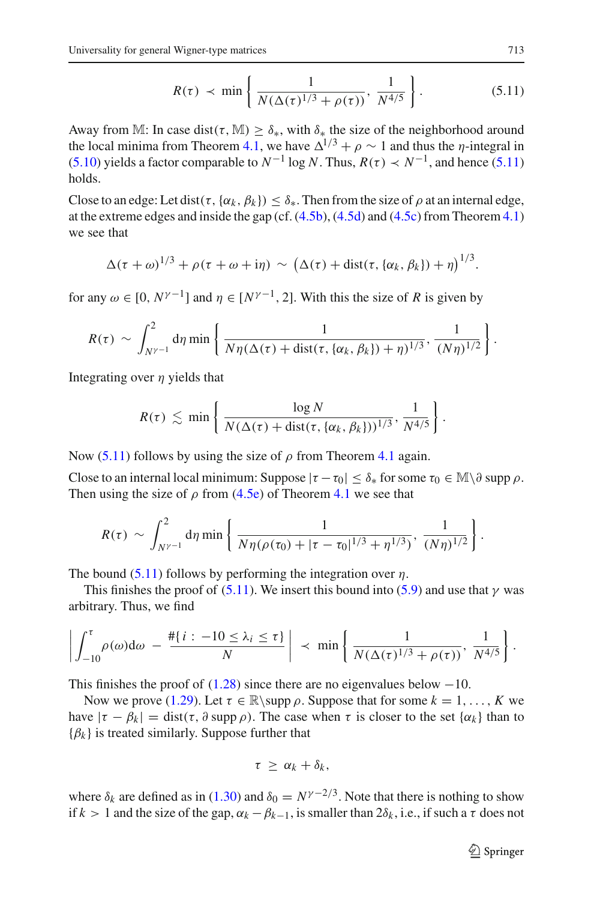$$R(\tau) \prec \min\left\{ \frac{1}{N(\Delta(\tau)^{1/3} + \rho(\tau))}, \frac{1}{N^{4/5}} \right\}. \tag{5.11}$$

Away from $\mathbb{M}$: In case $\mathrm{dist}(\tau, \mathbb{M}) \geq \delta_*$, with $\delta_*$ the size of the neighborhood around the local minima from Theorem 4.1, we have $\Delta^{1/3} + \rho \sim 1$ and thus the $\eta$-integral in (5.10) yields a factor comparable to $N^{-1} \log N$. Thus, $R(\tau) \prec N^{-1}$, and hence (5.11) holds.

Close to an edge: Let $\mathrm{dist}(\tau, \{\alpha_k, \beta_k\}) \leq \delta_*$. Then from the size of $\rho$ at an internal edge, at the extreme edges and inside the gap (cf. (4.5b), (4.5d) and (4.5c) from Theorem 4.1) we see that

$$\Delta(\tau + \omega)^{1/3} + \rho(\tau + \omega + \mathrm{i}\eta) \sim \big(\Delta(\tau) + \mathrm{dist}(\tau, \{\alpha_k, \beta_k\}) + \eta\big)^{1/3}.$$

for any $\omega \in [0, N^{\gamma-1}]$ and $\eta \in [N^{\gamma-1}, 2]$. With this the size of $R$ is given by

$$R(\tau) \sim \int_{N^{\gamma-1}}^{2} \mathrm{d}\eta \min\left\{ \frac{1}{N\eta(\Delta(\tau) + \mathrm{dist}(\tau, \{\alpha_k, \beta_k\}) + \eta)^{1/3}}, \frac{1}{(N\eta)^{1/2}} \right\}.$$

Integrating over $\eta$ yields that

$$R(\tau) \lesssim \min\left\{ \frac{\log N}{N(\Delta(\tau) + \mathrm{dist}(\tau, \{\alpha_k, \beta_k\}))^{1/3}}, \frac{1}{N^{4/5}} \right\}.$$

Now (5.11) follows by using the size of $\rho$ from Theorem 4.1 again.

Close to an internal local minimum: Suppose $|\tau - \tau_0| \leq \delta_*$ for some $\tau_0 \in \mathbb{M} \backslash \partial \operatorname{supp} \rho$. Then using the size of $\rho$ from (4.5e) of Theorem 4.1 we see that

$$R(\tau) \sim \int_{N^{\gamma-1}}^{2} \mathrm{d}\eta \min\left\{ \frac{1}{N\eta(\rho(\tau_0) + |\tau - \tau_0|^{1/3} + \eta^{1/3})}, \frac{1}{(N\eta)^{1/2}} \right\}.$$

The bound (5.11) follows by performing the integration over $\eta$.

This finishes the proof of (5.11). We insert this bound into (5.9) and use that $\gamma$ was arbitrary. Thus, we find

$$\left| \int_{-10}^{\tau} \rho(\omega)\mathrm{d}\omega - \frac{\#\{i : -10 \leq \lambda_i \leq \tau\}}{N} \right| \prec \min\left\{ \frac{1}{N(\Delta(\tau)^{1/3} + \rho(\tau))}, \frac{1}{N^{4/5}} \right\}.$$

This finishes the proof of (1.28) since there are no eigenvalues below $-10$.

Now we prove (1.29). Let $\tau \in \mathbb{R}\backslash \operatorname{supp} \rho$. Suppose that for some $k = 1, \ldots, K$ we have $|\tau - \beta_k| = \mathrm{dist}(\tau, \partial \operatorname{supp} \rho)$. The case when $\tau$ is closer to the set $\{\alpha_k\}$ than to $\{\beta_k\}$ is treated similarly. Suppose further that

$$\tau \geq \alpha_k + \delta_k,$$

where $\delta_k$ are defined as in (1.30) and $\delta_0 = N^{\gamma-2/3}$. Note that there is nothing to show if $k > 1$ and the size of the gap, $\alpha_k - \beta_{k-1}$, is smaller than $2\delta_k$, i.e., if such a $\tau$ does not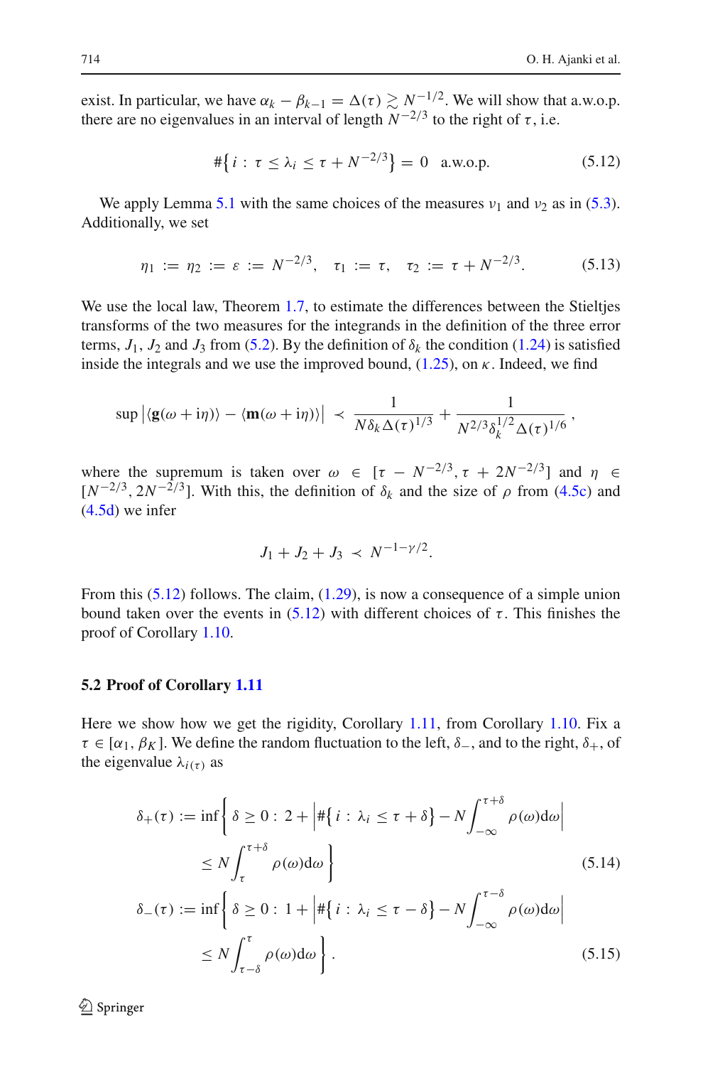exist. In particular, we have $\alpha_k - \beta_{k-1} = \Delta(\tau) \gtrsim N^{-1/2}$. We will show that a.w.o.p. there are no eigenvalues in an interval of length $N^{-2/3}$ to the right of $\tau$, i.e.

$$\#\{\, i : \tau \le \lambda_i \le \tau + N^{-2/3} \} = 0 \quad \text{a.w.o.p.} \tag{5.12}$$

We apply Lemma 5.1 with the same choices of the measures $\nu_1$ and $\nu_2$ as in (5.3). Additionally, we set

$$\eta_1 := \eta_2 := \varepsilon := N^{-2/3}, \quad \tau_1 := \tau, \quad \tau_2 := \tau + N^{-2/3}. \tag{5.13}$$

We use the local law, Theorem 1.7, to estimate the differences between the Stieltjes transforms of the two measures for the integrands in the definition of the three error terms, $J_1$, $J_2$ and $J_3$ from (5.2). By the definition of $\delta_k$ the condition (1.24) is satisfied inside the integrals and we use the improved bound, (1.25), on $\kappa$. Indeed, we find

$$\sup \left| \langle \mathbf{g}(\omega + \mathrm{i}\eta) \rangle - \langle \mathbf{m}(\omega + \mathrm{i}\eta) \rangle \right| \prec \frac{1}{N\delta_k \Delta(\tau)^{1/3}} + \frac{1}{N^{2/3}\delta_k^{1/2}\Delta(\tau)^{1/6}},$$

where the supremum is taken over $\omega \in [\tau - N^{-2/3}, \tau + 2N^{-2/3}]$ and $\eta \in [N^{-2/3}, 2N^{-2/3}]$. With this, the definition of $\delta_k$ and the size of $\rho$ from (4.5c) and (4.5d) we infer

$$J_1 + J_2 + J_3 \prec N^{-1-\gamma/2}.$$

From this (5.12) follows. The claim, (1.29), is now a consequence of a simple union bound taken over the events in (5.12) with different choices of $\tau$. This finishes the proof of Corollary 1.10.

### 5.2 Proof of Corollary 1.11

Here we show how we get the rigidity, Corollary 1.11, from Corollary 1.10. Fix a $\tau \in [\alpha_1, \beta_K]$. We define the random fluctuation to the left, $\delta_-$, and to the right, $\delta_+$, of the eigenvalue $\lambda_{i(\tau)}$ as

$$\begin{aligned}
\delta_+(\tau) &:= \inf\left\{ \delta \ge 0 : 2 + \left| \#\{\, i : \lambda_i \le \tau + \delta\} - N\int_{-\infty}^{\tau+\delta} \rho(\omega)\mathrm{d}\omega \right| \right.\\
&\qquad\left. \le N\int_{\tau}^{\tau+\delta} \rho(\omega)\mathrm{d}\omega \right\}
\end{aligned} \tag{5.14}$$

$$\begin{aligned}
\delta_-(\tau) &:= \inf\left\{ \delta \ge 0 : 1 + \left| \#\{\, i : \lambda_i \le \tau - \delta\} - N\int_{-\infty}^{\tau-\delta} \rho(\omega)\mathrm{d}\omega \right| \right.\\
&\qquad\left. \le N\int_{\tau-\delta}^{\tau} \rho(\omega)\mathrm{d}\omega \right\}.
\end{aligned} \tag{5.15}$$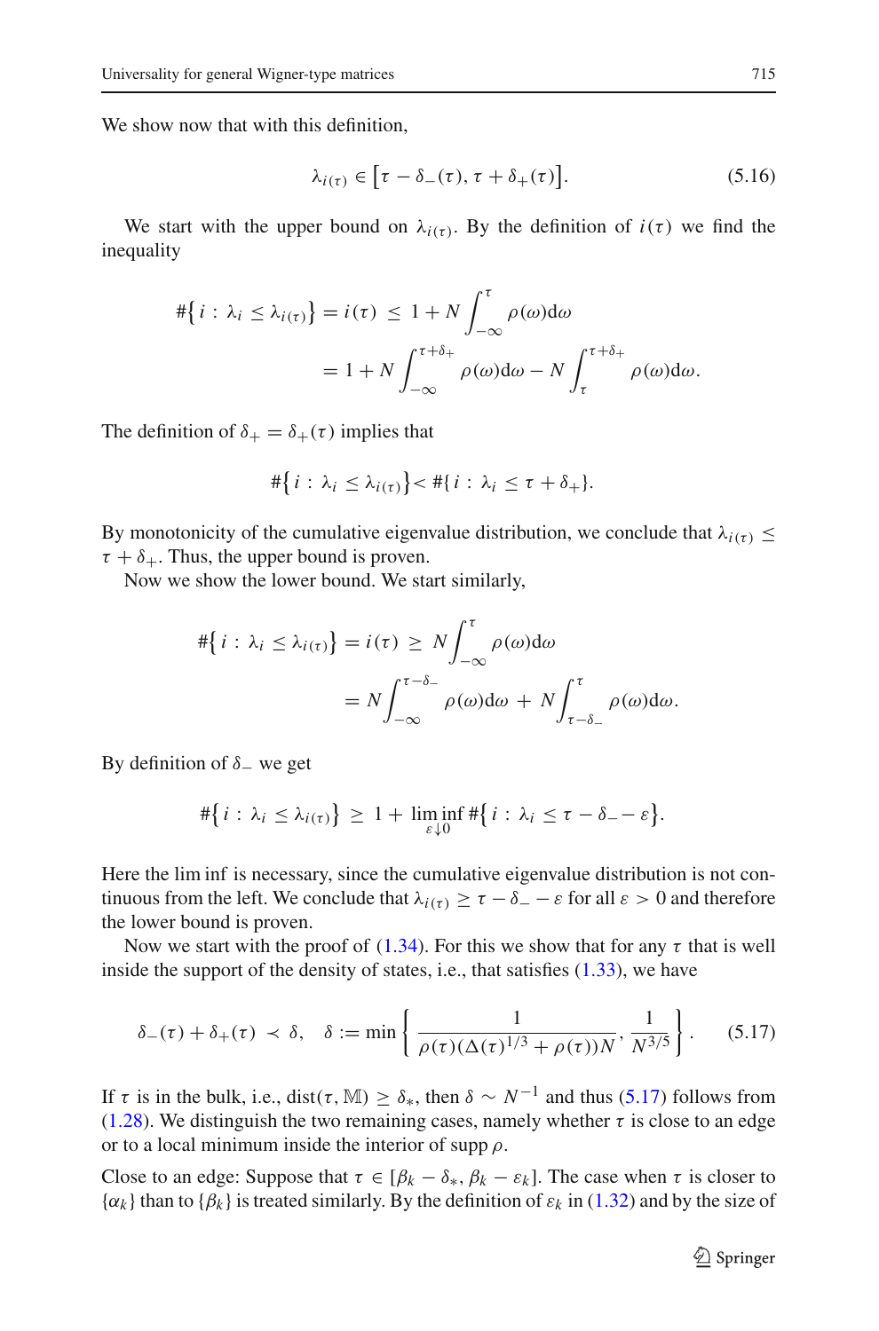We show now that with this definition,

$$\lambda_{i(\tau)} \in \big[\tau - \delta_-(\tau), \tau + \delta_+(\tau)\big]. \tag{5.16}$$

We start with the upper bound on $\lambda_{i(\tau)}$. By the definition of $i(\tau)$ we find the inequality

$$\begin{aligned}
\#\big\{\, i : \lambda_i \le \lambda_{i(\tau)} \big\} = i(\tau) \;\le\; 1 + N \int_{-\infty}^{\tau} \rho(\omega)\mathrm{d}\omega \\
= 1 + N \int_{-\infty}^{\tau+\delta_+} \rho(\omega)\mathrm{d}\omega - N \int_{\tau}^{\tau+\delta_+} \rho(\omega)\mathrm{d}\omega.
\end{aligned}$$

The definition of $\delta_+ = \delta_+(\tau)$ implies that

$$\#\big\{\, i : \lambda_i \le \lambda_{i(\tau)} \big\} < \#\{\, i : \lambda_i \le \tau + \delta_+\}.$$

By monotonicity of the cumulative eigenvalue distribution, we conclude that $\lambda_{i(\tau)} \le \tau + \delta_+$. Thus, the upper bound is proven.

Now we show the lower bound. We start similarly,

$$\begin{aligned}
\#\big\{\, i : \lambda_i \le \lambda_{i(\tau)} \big\} = i(\tau) \;\ge\; N \int_{-\infty}^{\tau} \rho(\omega)\mathrm{d}\omega \\
= N \int_{-\infty}^{\tau-\delta_-} \rho(\omega)\mathrm{d}\omega \;+\; N \int_{\tau-\delta_-}^{\tau} \rho(\omega)\mathrm{d}\omega.
\end{aligned}$$

By definition of $\delta_-$ we get

$$\#\big\{\, i : \lambda_i \le \lambda_{i(\tau)} \big\} \;\ge\; 1 + \liminf_{\varepsilon \downarrow 0} \#\big\{\, i : \lambda_i \le \tau - \delta_- - \varepsilon \big\}.$$

Here the lim inf is necessary, since the cumulative eigenvalue distribution is not continuous from the left. We conclude that $\lambda_{i(\tau)} \ge \tau - \delta_- - \varepsilon$ for all $\varepsilon > 0$ and therefore the lower bound is proven.

Now we start with the proof of (1.34). For this we show that for any $\tau$ that is well inside the support of the density of states, i.e., that satisfies (1.33), we have

$$\delta_-(\tau) + \delta_+(\tau) \;\prec\; \delta, \quad \delta := \min\left\{ \frac{1}{\rho(\tau)(\Delta(\tau)^{1/3} + \rho(\tau))N}, \frac{1}{N^{3/5}} \right\}. \tag{5.17}$$

If $\tau$ is in the bulk, i.e., $\mathrm{dist}(\tau, \mathbb{M}) \ge \delta_*$, then $\delta \sim N^{-1}$ and thus (5.17) follows from (1.28). We distinguish the two remaining cases, namely whether $\tau$ is close to an edge or to a local minimum inside the interior of $\operatorname{supp} \rho$.

Close to an edge: Suppose that $\tau \in [\beta_k - \delta_*, \beta_k - \varepsilon_k]$. The case when $\tau$ is closer to $\{\alpha_k\}$ than to $\{\beta_k\}$ is treated similarly. By the definition of $\varepsilon_k$ in (1.32) and by the size of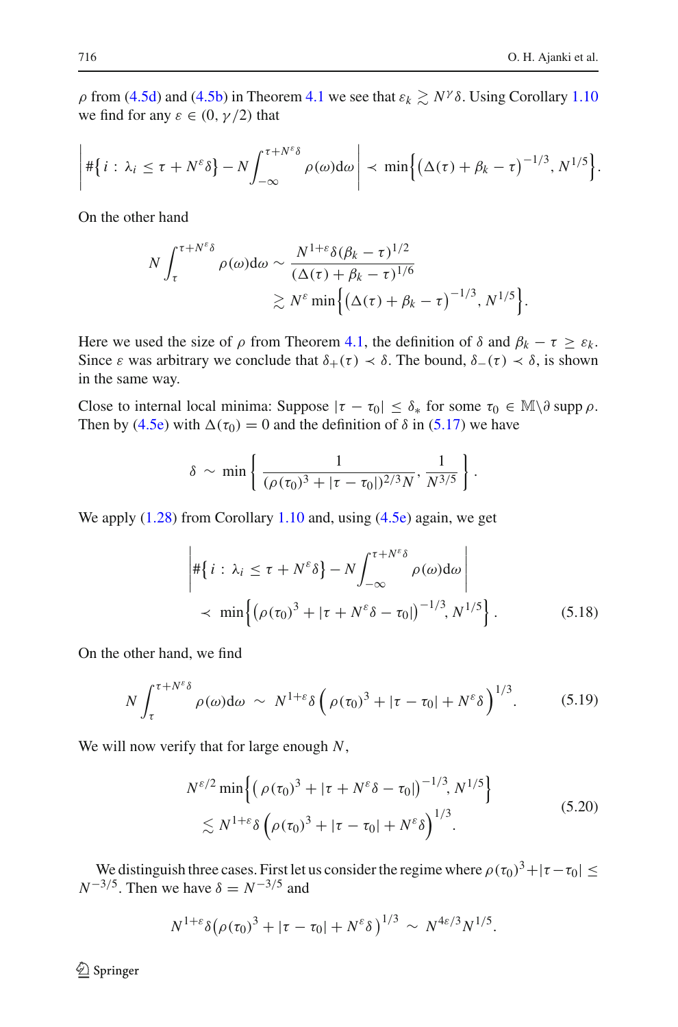$\rho$ from (4.5d) and (4.5b) in Theorem 4.1 we see that $\varepsilon_k \gtrsim N^\gamma \delta$. Using Corollary 1.10 we find for any $\varepsilon \in (0, \gamma/2)$ that

$$\left| \#\big\{ i : \lambda_i \le \tau + N^\varepsilon \delta \big\} - N \int_{-\infty}^{\tau + N^\varepsilon \delta} \rho(\omega) \mathrm{d}\omega \right| \prec \min\Big\{ \big(\Delta(\tau) + \beta_k - \tau\big)^{-1/3}, N^{1/5} \Big\}.$$

On the other hand

$$\begin{aligned} N \int_{\tau}^{\tau + N^\varepsilon \delta} \rho(\omega) \mathrm{d}\omega &\sim \frac{N^{1+\varepsilon} \delta (\beta_k - \tau)^{1/2}}{(\Delta(\tau) + \beta_k - \tau)^{1/6}} \\ &\gtrsim N^\varepsilon \min\Big\{ \big(\Delta(\tau) + \beta_k - \tau\big)^{-1/3}, N^{1/5} \Big\}. \end{aligned}$$

Here we used the size of $\rho$ from Theorem 4.1, the definition of $\delta$ and $\beta_k - \tau \ge \varepsilon_k$. Since $\varepsilon$ was arbitrary we conclude that $\delta_+(\tau) \prec \delta$. The bound, $\delta_-(\tau) \prec \delta$, is shown in the same way.

Close to internal local minima: Suppose $|\tau - \tau_0| \le \delta_*$ for some $\tau_0 \in \mathbb{M} \backslash \partial \operatorname{supp} \rho$. Then by (4.5e) with $\Delta(\tau_0) = 0$ and the definition of $\delta$ in (5.17) we have

$$\delta \sim \min\left\{ \frac{1}{(\rho(\tau_0)^3 + |\tau - \tau_0|)^{2/3} N}, \frac{1}{N^{3/5}} \right\}.$$

We apply (1.28) from Corollary 1.10 and, using (4.5e) again, we get

$$\begin{aligned} &\left| \#\big\{ i : \lambda_i \le \tau + N^\varepsilon \delta \big\} - N \int_{-\infty}^{\tau + N^\varepsilon \delta} \rho(\omega) \mathrm{d}\omega \right| \\ &\quad \prec \min\Big\{ \big(\rho(\tau_0)^3 + |\tau + N^\varepsilon \delta - \tau_0|\big)^{-1/3}, N^{1/5} \Big\}. \end{aligned} \tag{5.18}$$

On the other hand, we find

$$N \int_{\tau}^{\tau + N^\varepsilon \delta} \rho(\omega) \mathrm{d}\omega \sim N^{1+\varepsilon} \delta \Big( \rho(\tau_0)^3 + |\tau - \tau_0| + N^\varepsilon \delta \Big)^{1/3}. \tag{5.19}$$

We will now verify that for large enough $N$,

$$\begin{aligned} &N^{\varepsilon/2} \min\Big\{ \big( \rho(\tau_0)^3 + |\tau + N^\varepsilon \delta - \tau_0|\big)^{-1/3}, N^{1/5} \Big\} \\ &\quad \lesssim N^{1+\varepsilon} \delta \Big( \rho(\tau_0)^3 + |\tau - \tau_0| + N^\varepsilon \delta \Big)^{1/3}. \end{aligned} \tag{5.20}$$

We distinguish three cases. First let us consider the regime where $\rho(\tau_0)^3 + |\tau - \tau_0| \le N^{-3/5}$. Then we have $\delta = N^{-3/5}$ and

$$N^{1+\varepsilon} \delta \big( \rho(\tau_0)^3 + |\tau - \tau_0| + N^\varepsilon \delta \big)^{1/3} \sim N^{4\varepsilon/3} N^{1/5}.$$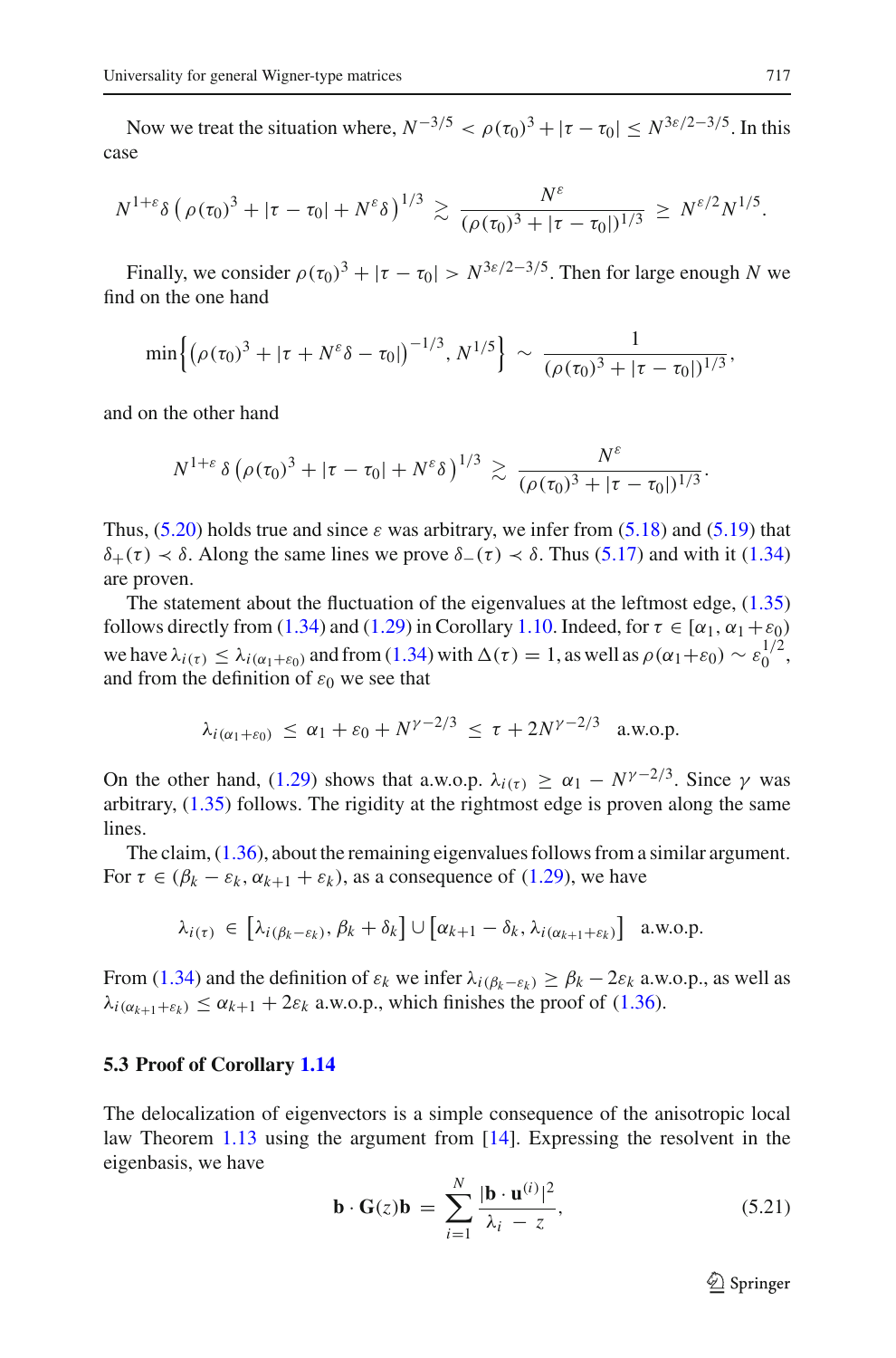Now we treat the situation where, $N^{-3/5} < \rho(\tau_0)^3 + |\tau - \tau_0| \leq N^{3\varepsilon/2 - 3/5}$. In this case

$$N^{1+\varepsilon}\delta\left(\rho(\tau_0)^3 + |\tau - \tau_0| + N^\varepsilon\delta\right)^{1/3} \gtrsim \frac{N^\varepsilon}{(\rho(\tau_0)^3 + |\tau - \tau_0|)^{1/3}} \geq N^{\varepsilon/2}N^{1/5}.$$

Finally, we consider $\rho(\tau_0)^3 + |\tau - \tau_0| > N^{3\varepsilon/2 - 3/5}$. Then for large enough $N$ we find on the one hand

$$\min\left\{\left(\rho(\tau_0)^3 + |\tau + N^\varepsilon\delta - \tau_0|\right)^{-1/3}, N^{1/5}\right\} \sim \frac{1}{(\rho(\tau_0)^3 + |\tau - \tau_0|)^{1/3}},$$

and on the other hand

$$N^{1+\varepsilon}\,\delta\left(\rho(\tau_0)^3 + |\tau - \tau_0| + N^\varepsilon\delta\right)^{1/3} \gtrsim \frac{N^\varepsilon}{(\rho(\tau_0)^3 + |\tau - \tau_0|)^{1/3}}.$$

Thus, (5.20) holds true and since $\varepsilon$ was arbitrary, we infer from (5.18) and (5.19) that $\delta_+(\tau) \prec \delta$. Along the same lines we prove $\delta_-(\tau) \prec \delta$. Thus (5.17) and with it (1.34) are proven.

The statement about the fluctuation of the eigenvalues at the leftmost edge, (1.35) follows directly from (1.34) and (1.29) in Corollary 1.10. Indeed, for $\tau \in [\alpha_1, \alpha_1 + \varepsilon_0)$ we have $\lambda_{i(\tau)} \leq \lambda_{i(\alpha_1+\varepsilon_0)}$ and from (1.34) with $\Delta(\tau) = 1$, as well as $\rho(\alpha_1+\varepsilon_0) \sim \varepsilon_0^{1/2}$, and from the definition of $\varepsilon_0$ we see that

$$\lambda_{i(\alpha_1+\varepsilon_0)} \leq \alpha_1 + \varepsilon_0 + N^{\gamma - 2/3} \leq \tau + 2N^{\gamma-2/3} \quad \text{a.w.o.p.}$$

On the other hand, (1.29) shows that a.w.o.p. $\lambda_{i(\tau)} \geq \alpha_1 - N^{\gamma-2/3}$. Since $\gamma$ was arbitrary, (1.35) follows. The rigidity at the rightmost edge is proven along the same lines.

The claim, (1.36), about the remaining eigenvalues follows from a similar argument. For $\tau \in (\beta_k - \varepsilon_k, \alpha_{k+1} + \varepsilon_k)$, as a consequence of (1.29), we have

$$\lambda_{i(\tau)} \in \left[\lambda_{i(\beta_k-\varepsilon_k)}, \beta_k + \delta_k\right] \cup \left[\alpha_{k+1} - \delta_k, \lambda_{i(\alpha_{k+1}+\varepsilon_k)}\right] \quad \text{a.w.o.p.}$$

From (1.34) and the definition of $\varepsilon_k$ we infer $\lambda_{i(\beta_k-\varepsilon_k)} \geq \beta_k - 2\varepsilon_k$ a.w.o.p., as well as $\lambda_{i(\alpha_{k+1}+\varepsilon_k)} \leq \alpha_{k+1} + 2\varepsilon_k$ a.w.o.p., which finishes the proof of (1.36).

### 5.3 Proof of Corollary 1.14

The delocalization of eigenvectors is a simple consequence of the anisotropic local law Theorem 1.13 using the argument from [14]. Expressing the resolvent in the eigenbasis, we have

$$\mathbf{b}\cdot\mathbf{G}(z)\mathbf{b} = \sum_{i=1}^N \frac{|\mathbf{b}\cdot\mathbf{u}^{(i)}|^2}{\lambda_i - z}, \tag{5.21}$$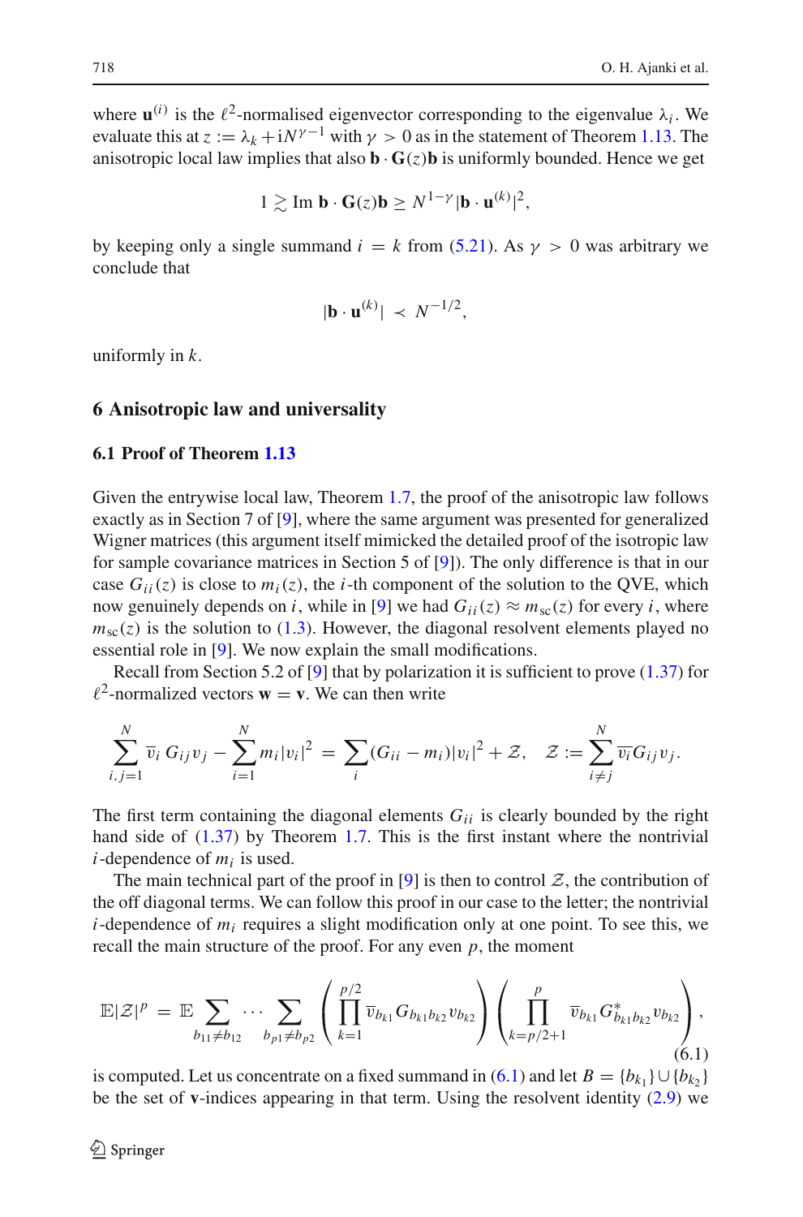where $\mathbf{u}^{(i)}$ is the $\ell^2$-normalised eigenvector corresponding to the eigenvalue $\lambda_i$. We evaluate this at $z := \lambda_k + \mathrm{i}N^{\gamma-1}$ with $\gamma > 0$ as in the statement of Theorem 1.13. The anisotropic local law implies that also $\mathbf{b} \cdot \mathbf{G}(z)\mathbf{b}$ is uniformly bounded. Hence we get

$$1 \gtrsim \operatorname{Im} \mathbf{b} \cdot \mathbf{G}(z)\mathbf{b} \geq N^{1-\gamma} |\mathbf{b} \cdot \mathbf{u}^{(k)}|^2,$$

by keeping only a single summand $i = k$ from (5.21). As $\gamma > 0$ was arbitrary we conclude that

$$|\mathbf{b} \cdot \mathbf{u}^{(k)}| \prec N^{-1/2},$$

uniformly in $k$.

## 6 Anisotropic law and universality

### 6.1 Proof of Theorem 1.13

Given the entrywise local law, Theorem 1.7, the proof of the anisotropic law follows exactly as in Section 7 of [9], where the same argument was presented for generalized Wigner matrices (this argument itself mimicked the detailed proof of the isotropic law for sample covariance matrices in Section 5 of [9]). The only difference is that in our case $G_{ii}(z)$ is close to $m_i(z)$, the $i$-th component of the solution to the QVE, which now genuinely depends on $i$, while in [9] we had $G_{ii}(z) \approx m_{\mathrm{sc}}(z)$ for every $i$, where $m_{\mathrm{sc}}(z)$ is the solution to (1.3). However, the diagonal resolvent elements played no essential role in [9]. We now explain the small modifications.

Recall from Section 5.2 of [9] that by polarization it is sufficient to prove (1.37) for $\ell^2$-normalized vectors $\mathbf{w} = \mathbf{v}$. We can then write

$$\sum_{i,j=1}^{N} \overline{v}_i\, G_{ij} v_j - \sum_{i=1}^{N} m_i |v_i|^2 = \sum_i (G_{ii} - m_i)|v_i|^2 + \mathcal{Z}, \quad \mathcal{Z} := \sum_{i \neq j}^{N} \overline{v_i} G_{ij} v_j.$$

The first term containing the diagonal elements $G_{ii}$ is clearly bounded by the right hand side of (1.37) by Theorem 1.7. This is the first instant where the nontrivial $i$-dependence of $m_i$ is used.

The main technical part of the proof in [9] is then to control $\mathcal{Z}$, the contribution of the off diagonal terms. We can follow this proof in our case to the letter; the nontrivial $i$-dependence of $m_i$ requires a slight modification only at one point. To see this, we recall the main structure of the proof. For any even $p$, the moment

$$\mathbb{E}|\mathcal{Z}|^p = \mathbb{E} \sum_{b_{11} \neq b_{12}} \cdots \sum_{b_{p1} \neq b_{p2}} \left( \prod_{k=1}^{p/2} \overline{v}_{b_{k1}} G_{b_{k1} b_{k2}} v_{b_{k2}} \right) \left( \prod_{k=p/2+1}^{p} \overline{v}_{b_{k1}} G^*_{b_{k1} b_{k2}} v_{b_{k2}} \right), \tag{6.1}$$

is computed. Let us concentrate on a fixed summand in (6.1) and let $B = \{b_{k_1}\} \cup \{b_{k_2}\}$ be the set of $\mathbf{v}$-indices appearing in that term. Using the resolvent identity (2.9) we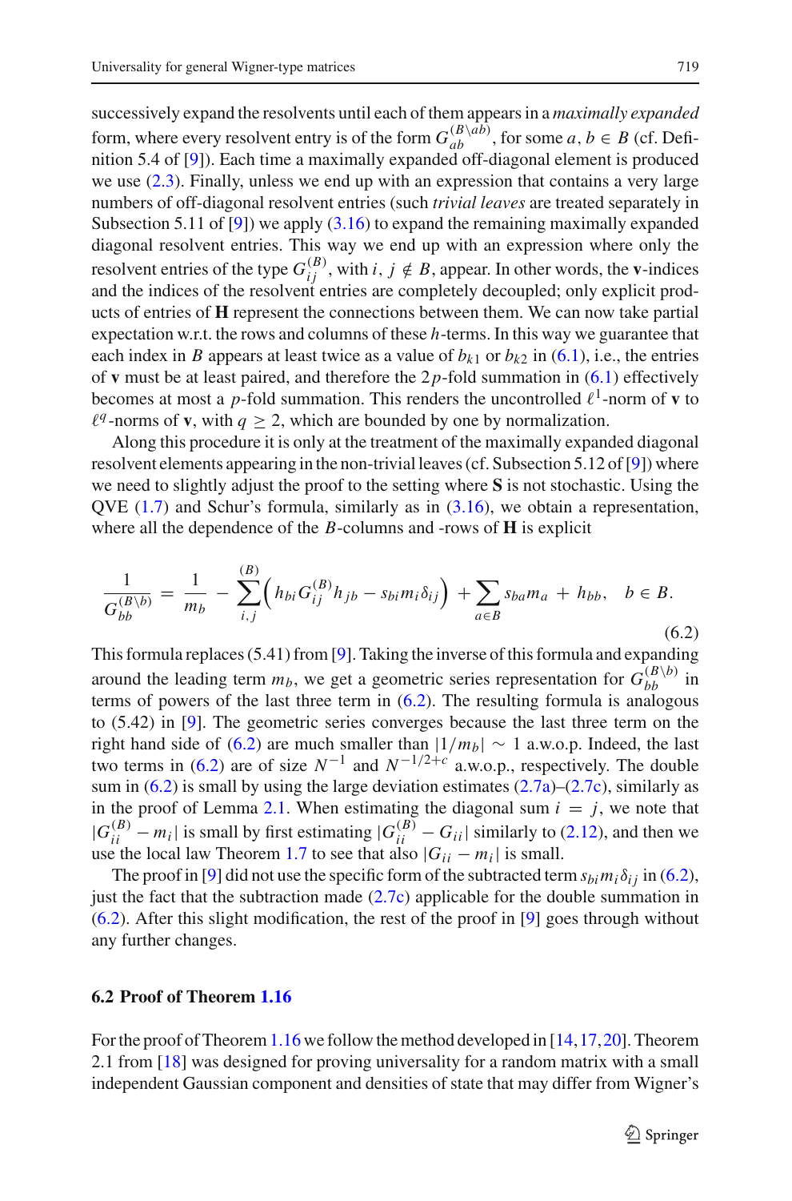successively expand the resolvents until each of them appears in a *maximally expanded* form, where every resolvent entry is of the form $G_{ab}^{(B\setminus ab)}$, for some $a, b \in B$ (cf. Definition 5.4 of [9]). Each time a maximally expanded off-diagonal element is produced we use (2.3). Finally, unless we end up with an expression that contains a very large numbers of off-diagonal resolvent entries (such *trivial leaves* are treated separately in Subsection 5.11 of [9]) we apply (3.16) to expand the remaining maximally expanded diagonal resolvent entries. This way we end up with an expression where only the resolvent entries of the type $G_{ij}^{(B)}$, with $i, j \notin B$, appear. In other words, the $\mathbf{v}$-indices and the indices of the resolvent entries are completely decoupled; only explicit products of entries of $\mathbf{H}$ represent the connections between them. We can now take partial expectation w.r.t. the rows and columns of these $h$-terms. In this way we guarantee that each index in $B$ appears at least twice as a value of $b_{k1}$ or $b_{k2}$ in (6.1), i.e., the entries of $\mathbf{v}$ must be at least paired, and therefore the $2p$-fold summation in (6.1) effectively becomes at most a $p$-fold summation. This renders the uncontrolled $\ell^1$-norm of $\mathbf{v}$ to $\ell^q$-norms of $\mathbf{v}$, with $q \geq 2$, which are bounded by one by normalization.

Along this procedure it is only at the treatment of the maximally expanded diagonal resolvent elements appearing in the non-trivial leaves (cf. Subsection 5.12 of [9]) where we need to slightly adjust the proof to the setting where $\mathbf{S}$ is not stochastic. Using the QVE (1.7) and Schur's formula, similarly as in (3.16), we obtain a representation, where all the dependence of the $B$-columns and -rows of $\mathbf{H}$ is explicit

$$
\frac{1}{G_{bb}^{(B\setminus b)}} = \frac{1}{m_b} - \sum_{i,j}^{(B)} \Big( h_{bi} G_{ij}^{(B)} h_{jb} - s_{bi} m_i \delta_{ij} \Big) + \sum_{a \in B} s_{ba} m_a + h_{bb}, \quad b \in B. \tag{6.2}
$$

This formula replaces (5.41) from [9]. Taking the inverse of this formula and expanding around the leading term $m_b$, we get a geometric series representation for $G_{bb}^{(B\setminus b)}$ in terms of powers of the last three term in (6.2). The resulting formula is analogous to (5.42) in [9]. The geometric series converges because the last three term on the right hand side of (6.2) are much smaller than $|1/m_b| \sim 1$ a.w.o.p. Indeed, the last two terms in (6.2) are of size $N^{-1}$ and $N^{-1/2+c}$ a.w.o.p., respectively. The double sum in (6.2) is small by using the large deviation estimates (2.7a)–(2.7c), similarly as in the proof of Lemma 2.1. When estimating the diagonal sum $i = j$, we note that $|G_{ii}^{(B)} - m_i|$ is small by first estimating $|G_{ii}^{(B)} - G_{ii}|$ similarly to (2.12), and then we use the local law Theorem 1.7 to see that also $|G_{ii} - m_i|$ is small.

The proof in [9] did not use the specific form of the subtracted term $s_{bi} m_i \delta_{ij}$ in (6.2), just the fact that the subtraction made (2.7c) applicable for the double summation in (6.2). After this slight modification, the rest of the proof in [9] goes through without any further changes.

### 6.2 Proof of Theorem 1.16

For the proof of Theorem 1.16 we follow the method developed in [14,17,20]. Theorem 2.1 from [18] was designed for proving universality for a random matrix with a small independent Gaussian component and densities of state that may differ from Wigner's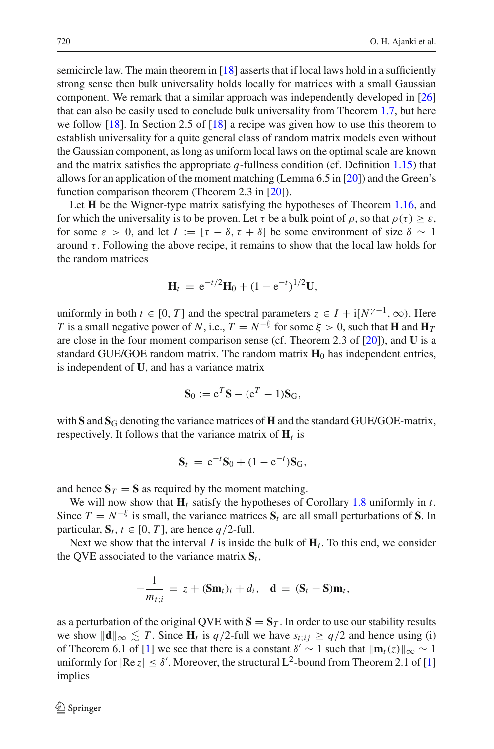semicircle law. The main theorem in [18] asserts that if local laws hold in a sufficiently strong sense then bulk universality holds locally for matrices with a small Gaussian component. We remark that a similar approach was independently developed in [26] that can also be easily used to conclude bulk universality from Theorem 1.7, but here we follow [18]. In Section 2.5 of [18] a recipe was given how to use this theorem to establish universality for a quite general class of random matrix models even without the Gaussian component, as long as uniform local laws on the optimal scale are known and the matrix satisfies the appropriate $q$-fullness condition (cf. Definition 1.15) that allows for an application of the moment matching (Lemma 6.5 in [20]) and the Green's function comparison theorem (Theorem 2.3 in [20]).

Let $\mathbf{H}$ be the Wigner-type matrix satisfying the hypotheses of Theorem 1.16, and for which the universality is to be proven. Let $\tau$ be a bulk point of $\rho$, so that $\rho(\tau) \geq \varepsilon$, for some $\varepsilon > 0$, and let $I := [\tau - \delta, \tau + \delta]$ be some environment of size $\delta \sim 1$ around $\tau$. Following the above recipe, it remains to show that the local law holds for the random matrices

$$\mathbf{H}_t \;=\; \mathrm{e}^{-t/2}\mathbf{H}_0 + (1 - \mathrm{e}^{-t})^{1/2}\mathbf{U},$$

uniformly in both $t \in [0, T]$ and the spectral parameters $z \in I + \mathrm{i}[N^{\gamma-1}, \infty)$. Here $T$ is a small negative power of $N$, i.e., $T = N^{-\xi}$ for some $\xi > 0$, such that $\mathbf{H}$ and $\mathbf{H}_T$ are close in the four moment comparison sense (cf. Theorem 2.3 of [20]), and $\mathbf{U}$ is a standard GUE/GOE random matrix. The random matrix $\mathbf{H}_0$ has independent entries, is independent of $\mathbf{U}$, and has a variance matrix

$$\mathbf{S}_0 := \mathrm{e}^{T}\mathbf{S} - (\mathrm{e}^{T} - 1)\mathbf{S}_{\mathrm{G}},$$

with $\mathbf{S}$ and $\mathbf{S}_{\mathrm{G}}$ denoting the variance matrices of $\mathbf{H}$ and the standard GUE/GOE-matrix, respectively. It follows that the variance matrix of $\mathbf{H}_t$ is

$$\mathbf{S}_t \;=\; \mathrm{e}^{-t}\mathbf{S}_0 + (1 - \mathrm{e}^{-t})\mathbf{S}_{\mathrm{G}},$$

and hence $\mathbf{S}_T = \mathbf{S}$ as required by the moment matching.

We will now show that $\mathbf{H}_t$ satisfy the hypotheses of Corollary 1.8 uniformly in $t$. Since $T = N^{-\xi}$ is small, the variance matrices $\mathbf{S}_t$ are all small perturbations of $\mathbf{S}$. In particular, $\mathbf{S}_t$, $t \in [0, T]$, are hence $q/2$-full.

Next we show that the interval $I$ is inside the bulk of $\mathbf{H}_t$. To this end, we consider the QVE associated to the variance matrix $\mathbf{S}_t$,

$$-\frac{1}{m_{t;i}} \;=\; z + (\mathbf{S}\mathbf{m}_t)_i + d_i, \quad \mathbf{d} \;=\; (\mathbf{S}_t - \mathbf{S})\mathbf{m}_t,$$

as a perturbation of the original QVE with $\mathbf{S} = \mathbf{S}_T$. In order to use our stability results we show $\|\mathbf{d}\|_\infty \lesssim T$. Since $\mathbf{H}_t$ is $q/2$-full we have $s_{t;ij} \geq q/2$ and hence using (i) of Theorem 6.1 of [1] we see that there is a constant $\delta' \sim 1$ such that $\|\mathbf{m}_t(z)\|_\infty \sim 1$ uniformly for $|\mathrm{Re}\, z| \leq \delta'$. Moreover, the structural $\mathrm{L}^2$-bound from Theorem 2.1 of [1] implies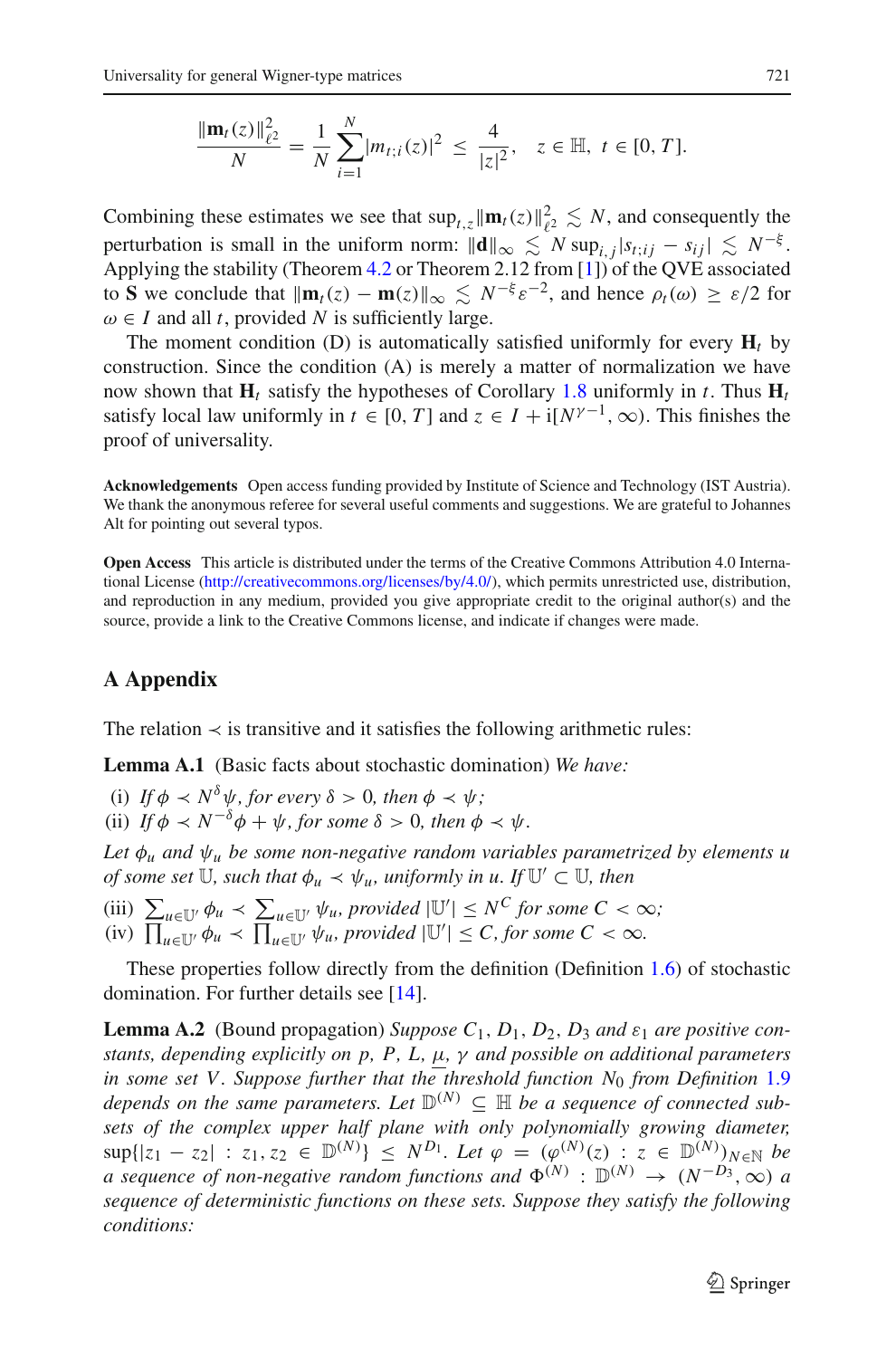$$\frac{\|\mathbf{m}_t(z)\|_{\ell^2}^2}{N} = \frac{1}{N}\sum_{i=1}^{N}|m_{t;i}(z)|^2 \le \frac{4}{|z|^2}, \quad z \in \mathbb{H},\ t \in [0,T].$$

Combining these estimates we see that $\sup_{t,z}\|\mathbf{m}_t(z)\|_{\ell^2}^2 \lesssim N$, and consequently the perturbation is small in the uniform norm: $\|\mathbf{d}\|_\infty \lesssim N \sup_{i,j}|s_{t;ij} - s_{ij}| \lesssim N^{-\xi}$. Applying the stability (Theorem 4.2 or Theorem 2.12 from [1]) of the QVE associated to $\mathbf{S}$ we conclude that $\|\mathbf{m}_t(z) - \mathbf{m}(z)\|_\infty \lesssim N^{-\xi}\varepsilon^{-2}$, and hence $\rho_t(\omega) \ge \varepsilon/2$ for $\omega \in I$ and all $t$, provided $N$ is sufficiently large.

The moment condition (D) is automatically satisfied uniformly for every $\mathbf{H}_t$ by construction. Since the condition (A) is merely a matter of normalization we have now shown that $\mathbf{H}_t$ satisfy the hypotheses of Corollary 1.8 uniformly in $t$. Thus $\mathbf{H}_t$ satisfy local law uniformly in $t \in [0,T]$ and $z \in I + \mathrm{i}[N^{\gamma-1}, \infty)$. This finishes the proof of universality.

**Acknowledgements** Open access funding provided by Institute of Science and Technology (IST Austria). We thank the anonymous referee for several useful comments and suggestions. We are grateful to Johannes Alt for pointing out several typos.

**Open Access** This article is distributed under the terms of the Creative Commons Attribution 4.0 International License (http://creativecommons.org/licenses/by/4.0/), which permits unrestricted use, distribution, and reproduction in any medium, provided you give appropriate credit to the original author(s) and the source, provide a link to the Creative Commons license, and indicate if changes were made.

## A Appendix

The relation $\prec$ is transitive and it satisfies the following arithmetic rules:

**Lemma A.1** (Basic facts about stochastic domination) *We have:*

(i) *If $\phi \prec N^{\delta}\psi$, for every $\delta > 0$, then $\phi \prec \psi$;*
(ii) *If $\phi \prec N^{-\delta}\phi + \psi$, for some $\delta > 0$, then $\phi \prec \psi$.*

*Let $\phi_u$ and $\psi_u$ be some non-negative random variables parametrized by elements $u$ of some set $\mathbb{U}$, such that $\phi_u \prec \psi_u$, uniformly in $u$. If $\mathbb{U}' \subset \mathbb{U}$, then*

(iii) *$\sum_{u\in\mathbb{U}'}\phi_u \prec \sum_{u\in\mathbb{U}'}\psi_u$, provided $|\mathbb{U}'| \le N^C$ for some $C < \infty$;*
(iv) *$\prod_{u\in\mathbb{U}'}\phi_u \prec \prod_{u\in\mathbb{U}'}\psi_u$, provided $|\mathbb{U}'| \le C$, for some $C < \infty$.*

These properties follow directly from the definition (Definition 1.6) of stochastic domination. For further details see [14].

**Lemma A.2** (Bound propagation) *Suppose $C_1$, $D_1$, $D_2$, $D_3$ and $\varepsilon_1$ are positive constants, depending explicitly on $p$, $P$, $L$, $\mu$, $\gamma$ and possible on additional parameters in some set $V$. Suppose further that the threshold function $N_0$ from Definition 1.9 depends on the same parameters. Let $\mathbb{D}^{(N)} \subseteq \mathbb{H}$ be a sequence of connected subsets of the complex upper half plane with only polynomially growing diameter, $\sup\{|z_1 - z_2| : z_1, z_2 \in \mathbb{D}^{(N)}\} \le N^{D_1}$. Let $\varphi = (\varphi^{(N)}(z) : z \in \mathbb{D}^{(N)})_{N\in\mathbb{N}}$ be a sequence of non-negative random functions and $\Phi^{(N)} : \mathbb{D}^{(N)} \to (N^{-D_3}, \infty)$ a sequence of deterministic functions on these sets. Suppose they satisfy the following conditions:*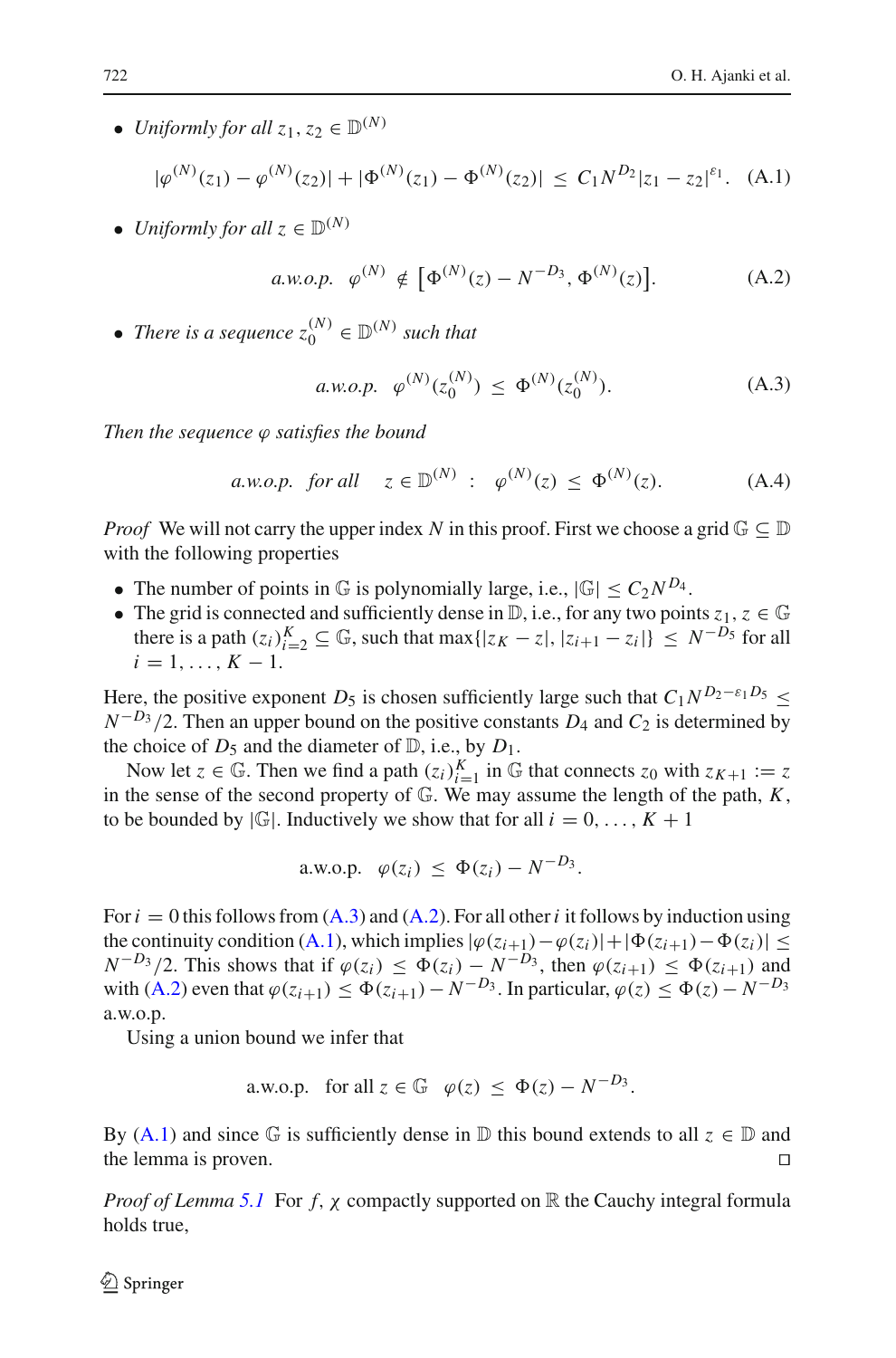- *Uniformly for all* $z_1, z_2 \in \mathbb{D}^{(N)}$

$$|\varphi^{(N)}(z_1) - \varphi^{(N)}(z_2)| + |\Phi^{(N)}(z_1) - \Phi^{(N)}(z_2)| \;\le\; C_1 N^{D_2} |z_1 - z_2|^{\varepsilon_1}. \quad \text{(A.1)}$$

- *Uniformly for all* $z \in \mathbb{D}^{(N)}$

$$\textit{a.w.o.p.} \quad \varphi^{(N)} \;\notin\; \big[\Phi^{(N)}(z) - N^{-D_3}, \, \Phi^{(N)}(z)\big]. \quad \text{(A.2)}$$

- *There is a sequence* $z_0^{(N)} \in \mathbb{D}^{(N)}$ *such that*

$$\textit{a.w.o.p.} \quad \varphi^{(N)}(z_0^{(N)}) \;\le\; \Phi^{(N)}(z_0^{(N)}). \quad \text{(A.3)}$$

*Then the sequence* $\varphi$ *satisfies the bound*

$$\textit{a.w.o.p.} \quad \textit{for all} \quad z \in \mathbb{D}^{(N)} \;:\; \varphi^{(N)}(z) \;\le\; \Phi^{(N)}(z). \quad \text{(A.4)}$$

*Proof* We will not carry the upper index $N$ in this proof. First we choose a grid $\mathbb{G} \subseteq \mathbb{D}$ with the following properties

- The number of points in $\mathbb{G}$ is polynomially large, i.e., $|\mathbb{G}| \le C_2 N^{D_4}$.
- The grid is connected and sufficiently dense in $\mathbb{D}$, i.e., for any two points $z_1, z \in \mathbb{G}$ there is a path $(z_i)_{i=2}^K \subseteq \mathbb{G}$, such that $\max\{|z_K - z|, |z_{i+1} - z_i|\} \le N^{-D_5}$ for all $i = 1, \ldots, K-1$.

Here, the positive exponent $D_5$ is chosen sufficiently large such that $C_1 N^{D_2 - \varepsilon_1 D_5} \le N^{-D_3}/2$. Then an upper bound on the positive constants $D_4$ and $C_2$ is determined by the choice of $D_5$ and the diameter of $\mathbb{D}$, i.e., by $D_1$.

Now let $z \in \mathbb{G}$. Then we find a path $(z_i)_{i=1}^K$ in $\mathbb{G}$ that connects $z_0$ with $z_{K+1} := z$ in the sense of the second property of $\mathbb{G}$. We may assume the length of the path, $K$, to be bounded by $|\mathbb{G}|$. Inductively we show that for all $i = 0, \ldots, K+1$

$$\text{a.w.o.p.} \quad \varphi(z_i) \;\le\; \Phi(z_i) - N^{-D_3}.$$

For $i = 0$ this follows from (A.3) and (A.2). For all other $i$ it follows by induction using the continuity condition (A.1), which implies $|\varphi(z_{i+1}) - \varphi(z_i)| + |\Phi(z_{i+1}) - \Phi(z_i)| \le N^{-D_3}/2$. This shows that if $\varphi(z_i) \le \Phi(z_i) - N^{-D_3}$, then $\varphi(z_{i+1}) \le \Phi(z_{i+1})$ and with (A.2) even that $\varphi(z_{i+1}) \le \Phi(z_{i+1}) - N^{-D_3}$. In particular, $\varphi(z) \le \Phi(z) - N^{-D_3}$ a.w.o.p.

Using a union bound we infer that

$$\text{a.w.o.p.} \quad \text{for all } z \in \mathbb{G} \quad \varphi(z) \;\le\; \Phi(z) - N^{-D_3}.$$

By (A.1) and since $\mathbb{G}$ is sufficiently dense in $\mathbb{D}$ this bound extends to all $z \in \mathbb{D}$ and the lemma is proven. $\square$

*Proof of Lemma 5.1* For $f, \chi$ compactly supported on $\mathbb{R}$ the Cauchy integral formula holds true,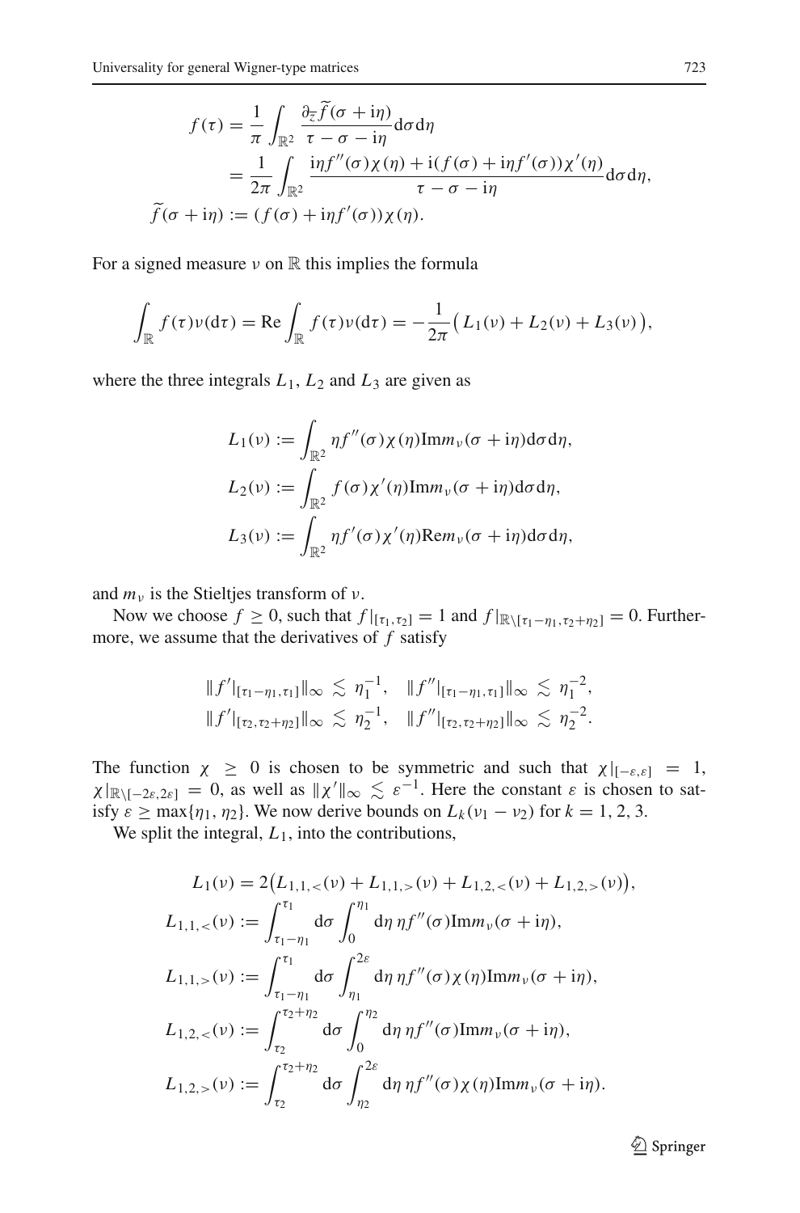$$
\begin{aligned}
f(\tau) &= \frac{1}{\pi} \int_{\mathbb{R}^2} \frac{\partial_{\overline{z}} \widetilde{f}(\sigma + \mathrm{i}\eta)}{\tau - \sigma - \mathrm{i}\eta} \mathrm{d}\sigma \mathrm{d}\eta \\
&= \frac{1}{2\pi} \int_{\mathbb{R}^2} \frac{\mathrm{i}\eta f''(\sigma)\chi(\eta) + \mathrm{i}(f(\sigma) + \mathrm{i}\eta f'(\sigma))\chi'(\eta)}{\tau - \sigma - \mathrm{i}\eta} \mathrm{d}\sigma \mathrm{d}\eta, \\
\widetilde{f}(\sigma + \mathrm{i}\eta) &:= (f(\sigma) + \mathrm{i}\eta f'(\sigma))\chi(\eta).
\end{aligned}
$$

For a signed measure $\nu$ on $\mathbb{R}$ this implies the formula

$$
\int_{\mathbb{R}} f(\tau)\nu(\mathrm{d}\tau) = \mathrm{Re} \int_{\mathbb{R}} f(\tau)\nu(\mathrm{d}\tau) = -\frac{1}{2\pi}\big( L_1(\nu) + L_2(\nu) + L_3(\nu) \big),
$$

where the three integrals $L_1$, $L_2$ and $L_3$ are given as

$$
\begin{aligned}
L_1(\nu) &:= \int_{\mathbb{R}^2} \eta f''(\sigma)\chi(\eta) \mathrm{Im} m_\nu(\sigma + \mathrm{i}\eta) \mathrm{d}\sigma \mathrm{d}\eta, \\
L_2(\nu) &:= \int_{\mathbb{R}^2} f(\sigma)\chi'(\eta) \mathrm{Im} m_\nu(\sigma + \mathrm{i}\eta) \mathrm{d}\sigma \mathrm{d}\eta, \\
L_3(\nu) &:= \int_{\mathbb{R}^2} \eta f'(\sigma)\chi'(\eta) \mathrm{Re} m_\nu(\sigma + \mathrm{i}\eta) \mathrm{d}\sigma \mathrm{d}\eta,
\end{aligned}
$$

and $m_\nu$ is the Stieltjes transform of $\nu$.

Now we choose $f \geq 0$, such that $f|_{[\tau_1,\tau_2]} = 1$ and $f|_{\mathbb{R}\setminus[\tau_1-\eta_1,\tau_2+\eta_2]} = 0$. Furthermore, we assume that the derivatives of $f$ satisfy

$$
\begin{aligned}
\| f'|_{[\tau_1-\eta_1,\tau_1]}\|_\infty &\lesssim \eta_1^{-1}, \quad \| f''|_{[\tau_1-\eta_1,\tau_1]}\|_\infty \lesssim \eta_1^{-2}, \\
\| f'|_{[\tau_2,\tau_2+\eta_2]}\|_\infty &\lesssim \eta_2^{-1}, \quad \| f''|_{[\tau_2,\tau_2+\eta_2]}\|_\infty \lesssim \eta_2^{-2}.
\end{aligned}
$$

The function $\chi \geq 0$ is chosen to be symmetric and such that $\chi|_{[-\varepsilon,\varepsilon]} = 1$, $\chi|_{\mathbb{R}\setminus[-2\varepsilon,2\varepsilon]} = 0$, as well as $\|\chi'\|_\infty \lesssim \varepsilon^{-1}$. Here the constant $\varepsilon$ is chosen to satisfy $\varepsilon \geq \max\{\eta_1, \eta_2\}$. We now derive bounds on $L_k(\nu_1 - \nu_2)$ for $k = 1, 2, 3$.

We split the integral, $L_1$, into the contributions,

$$
\begin{aligned}
L_1(\nu) &= 2\big( L_{1,1,<}(\nu) + L_{1,1,>}(\nu) + L_{1,2,<}(\nu) + L_{1,2,>}(\nu) \big), \\
L_{1,1,<}(\nu) &:= \int_{\tau_1-\eta_1}^{\tau_1} \mathrm{d}\sigma \int_0^{\eta_1} \mathrm{d}\eta\, \eta f''(\sigma) \mathrm{Im} m_\nu(\sigma + \mathrm{i}\eta), \\
L_{1,1,>}(\nu) &:= \int_{\tau_1-\eta_1}^{\tau_1} \mathrm{d}\sigma \int_{\eta_1}^{2\varepsilon} \mathrm{d}\eta\, \eta f''(\sigma)\chi(\eta) \mathrm{Im} m_\nu(\sigma + \mathrm{i}\eta), \\
L_{1,2,<}(\nu) &:= \int_{\tau_2}^{\tau_2+\eta_2} \mathrm{d}\sigma \int_0^{\eta_2} \mathrm{d}\eta\, \eta f''(\sigma) \mathrm{Im} m_\nu(\sigma + \mathrm{i}\eta), \\
L_{1,2,>}(\nu) &:= \int_{\tau_2}^{\tau_2+\eta_2} \mathrm{d}\sigma \int_{\eta_2}^{2\varepsilon} \mathrm{d}\eta\, \eta f''(\sigma)\chi(\eta) \mathrm{Im} m_\nu(\sigma + \mathrm{i}\eta).
\end{aligned}
$$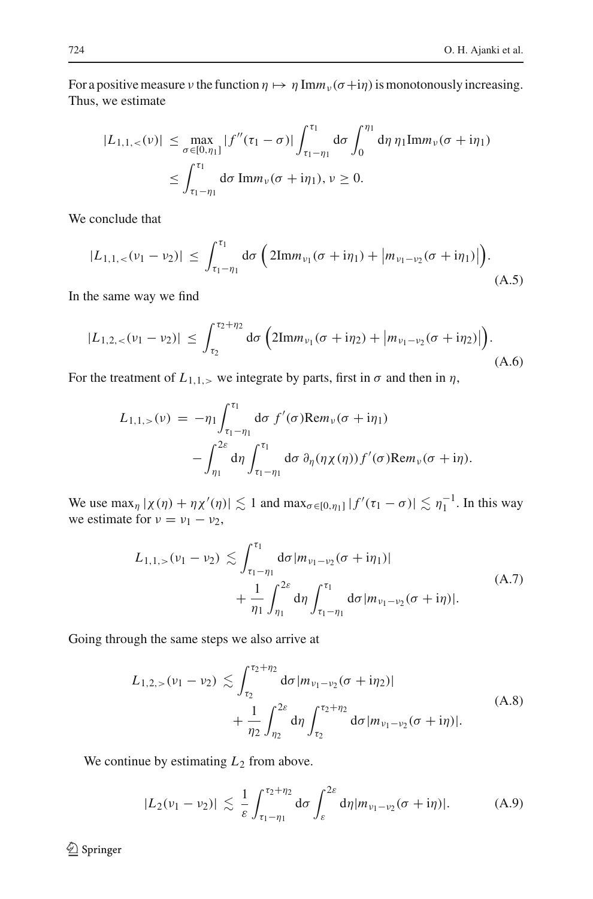For a positive measure $\nu$ the function $\eta \mapsto \eta\, \mathrm{Im} m_\nu(\sigma+\mathrm{i}\eta)$ is monotonously increasing. Thus, we estimate

$$
\begin{aligned}
|L_{1,1,<}(\nu)| &\le \max_{\sigma\in[0,\eta_1]} |f''(\tau_1-\sigma)| \int_{\tau_1-\eta_1}^{\tau_1} \mathrm{d}\sigma \int_0^{\eta_1} \mathrm{d}\eta\, \eta_1 \mathrm{Im} m_\nu(\sigma+\mathrm{i}\eta_1) \\
&\le \int_{\tau_1-\eta_1}^{\tau_1} \mathrm{d}\sigma\, \mathrm{Im} m_\nu(\sigma+\mathrm{i}\eta_1),\ \nu \ge 0.
\end{aligned}
$$

We conclude that

$$
|L_{1,1,<}(\nu_1-\nu_2)| \le \int_{\tau_1-\eta_1}^{\tau_1} \mathrm{d}\sigma \left( 2\mathrm{Im} m_{\nu_1}(\sigma+\mathrm{i}\eta_1) + \left| m_{\nu_1-\nu_2}(\sigma+\mathrm{i}\eta_1)\right|\right). \tag{A.5}
$$

In the same way we find

$$
|L_{1,2,<}(\nu_1-\nu_2)| \le \int_{\tau_2}^{\tau_2+\eta_2} \mathrm{d}\sigma \left( 2\mathrm{Im} m_{\nu_1}(\sigma+\mathrm{i}\eta_2) + \left| m_{\nu_1-\nu_2}(\sigma+\mathrm{i}\eta_2)\right|\right). \tag{A.6}
$$

For the treatment of $L_{1,1,>}$ we integrate by parts, first in $\sigma$ and then in $\eta$,

$$
\begin{aligned}
L_{1,1,>}(\nu) &= -\eta_1 \int_{\tau_1-\eta_1}^{\tau_1} \mathrm{d}\sigma\, f'(\sigma) \mathrm{Re} m_\nu(\sigma+\mathrm{i}\eta_1) \\
&\quad - \int_{\eta_1}^{2\varepsilon} \mathrm{d}\eta \int_{\tau_1-\eta_1}^{\tau_1} \mathrm{d}\sigma\, \partial_\eta(\eta\chi(\eta)) f'(\sigma) \mathrm{Re} m_\nu(\sigma+\mathrm{i}\eta).
\end{aligned}
$$

We use $\max_\eta |\chi(\eta)+\eta\chi'(\eta)| \lesssim 1$ and $\max_{\sigma\in[0,\eta_1]} |f'(\tau_1-\sigma)| \lesssim \eta_1^{-1}$. In this way we estimate for $\nu = \nu_1-\nu_2$,

$$
\begin{aligned}
L_{1,1,>}(\nu_1-\nu_2) &\lesssim \int_{\tau_1-\eta_1}^{\tau_1} \mathrm{d}\sigma |m_{\nu_1-\nu_2}(\sigma+\mathrm{i}\eta_1)| \\
&\quad + \frac{1}{\eta_1} \int_{\eta_1}^{2\varepsilon} \mathrm{d}\eta \int_{\tau_1-\eta_1}^{\tau_1} \mathrm{d}\sigma |m_{\nu_1-\nu_2}(\sigma+\mathrm{i}\eta)|.
\end{aligned} \tag{A.7}
$$

Going through the same steps we also arrive at

$$
\begin{aligned}
L_{1,2,>}(\nu_1-\nu_2) &\lesssim \int_{\tau_2}^{\tau_2+\eta_2} \mathrm{d}\sigma |m_{\nu_1-\nu_2}(\sigma+\mathrm{i}\eta_2)| \\
&\quad + \frac{1}{\eta_2} \int_{\eta_2}^{2\varepsilon} \mathrm{d}\eta \int_{\tau_2}^{\tau_2+\eta_2} \mathrm{d}\sigma |m_{\nu_1-\nu_2}(\sigma+\mathrm{i}\eta)|.
\end{aligned} \tag{A.8}
$$

We continue by estimating $L_2$ from above.

$$
|L_2(\nu_1-\nu_2)| \lesssim \frac{1}{\varepsilon} \int_{\tau_1-\eta_1}^{\tau_2+\eta_2} \mathrm{d}\sigma \int_{\varepsilon}^{2\varepsilon} \mathrm{d}\eta |m_{\nu_1-\nu_2}(\sigma+\mathrm{i}\eta)|. \tag{A.9}
$$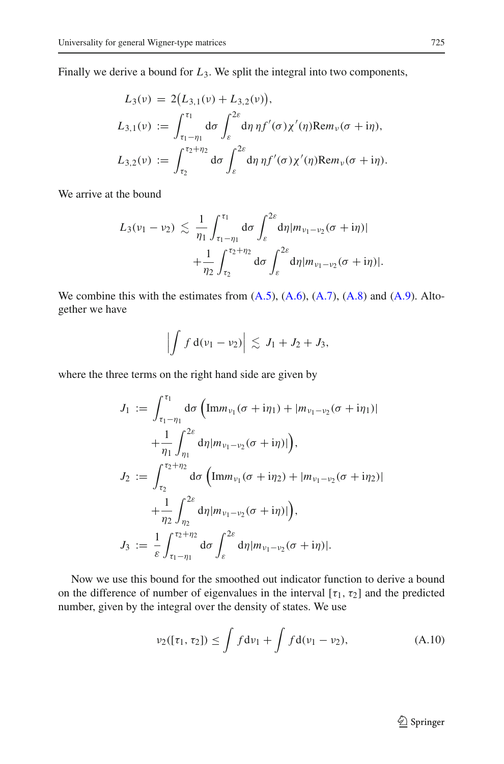Finally we derive a bound for $L_3$. We split the integral into two components,

$$
\begin{aligned}
L_3(\nu) &= 2\big(L_{3,1}(\nu) + L_{3,2}(\nu)\big),\\
L_{3,1}(\nu) &:= \int_{\tau_1-\eta_1}^{\tau_1} \mathrm{d}\sigma \int_{\varepsilon}^{2\varepsilon} \mathrm{d}\eta\, \eta f'(\sigma)\chi'(\eta) \mathrm{Re} m_\nu(\sigma + \mathrm{i}\eta),\\
L_{3,2}(\nu) &:= \int_{\tau_2}^{\tau_2+\eta_2} \mathrm{d}\sigma \int_{\varepsilon}^{2\varepsilon} \mathrm{d}\eta\, \eta f'(\sigma)\chi'(\eta) \mathrm{Re} m_\nu(\sigma + \mathrm{i}\eta).
\end{aligned}
$$

We arrive at the bound

$$
\begin{aligned}
L_3(\nu_1 - \nu_2) \lesssim\ & \frac{1}{\eta_1} \int_{\tau_1-\eta_1}^{\tau_1} \mathrm{d}\sigma \int_{\varepsilon}^{2\varepsilon} \mathrm{d}\eta |m_{\nu_1-\nu_2}(\sigma + \mathrm{i}\eta)|\\
& + \frac{1}{\eta_2} \int_{\tau_2}^{\tau_2+\eta_2} \mathrm{d}\sigma \int_{\varepsilon}^{2\varepsilon} \mathrm{d}\eta |m_{\nu_1-\nu_2}(\sigma + \mathrm{i}\eta)|.
\end{aligned}
$$

We combine this with the estimates from (A.5), (A.6), (A.7), (A.8) and (A.9). Altogether we have

$$
\left| \int f \,\mathrm{d}(\nu_1 - \nu_2) \right| \lesssim J_1 + J_2 + J_3,
$$

where the three terms on the right hand side are given by

$$
\begin{aligned}
J_1 &:= \int_{\tau_1-\eta_1}^{\tau_1} \mathrm{d}\sigma \Big( \mathrm{Im} m_{\nu_1}(\sigma + \mathrm{i}\eta_1) + |m_{\nu_1-\nu_2}(\sigma + \mathrm{i}\eta_1)|\\
&\qquad + \frac{1}{\eta_1} \int_{\eta_1}^{2\varepsilon} \mathrm{d}\eta |m_{\nu_1-\nu_2}(\sigma + \mathrm{i}\eta)| \Big),\\
J_2 &:= \int_{\tau_2}^{\tau_2+\eta_2} \mathrm{d}\sigma \Big( \mathrm{Im} m_{\nu_1}(\sigma + \mathrm{i}\eta_2) + |m_{\nu_1-\nu_2}(\sigma + \mathrm{i}\eta_2)|\\
&\qquad + \frac{1}{\eta_2} \int_{\eta_2}^{2\varepsilon} \mathrm{d}\eta |m_{\nu_1-\nu_2}(\sigma + \mathrm{i}\eta)| \Big),\\
J_3 &:= \frac{1}{\varepsilon} \int_{\tau_1-\eta_1}^{\tau_2+\eta_2} \mathrm{d}\sigma \int_{\varepsilon}^{2\varepsilon} \mathrm{d}\eta |m_{\nu_1-\nu_2}(\sigma + \mathrm{i}\eta)|.
\end{aligned}
$$

Now we use this bound for the smoothed out indicator function to derive a bound on the difference of number of eigenvalues in the interval $[\tau_1, \tau_2]$ and the predicted number, given by the integral over the density of states. We use

$$
\nu_2([\tau_1, \tau_2]) \leq \int f \mathrm{d}\nu_1 + \int f \mathrm{d}(\nu_1 - \nu_2), \tag{A.10}
$$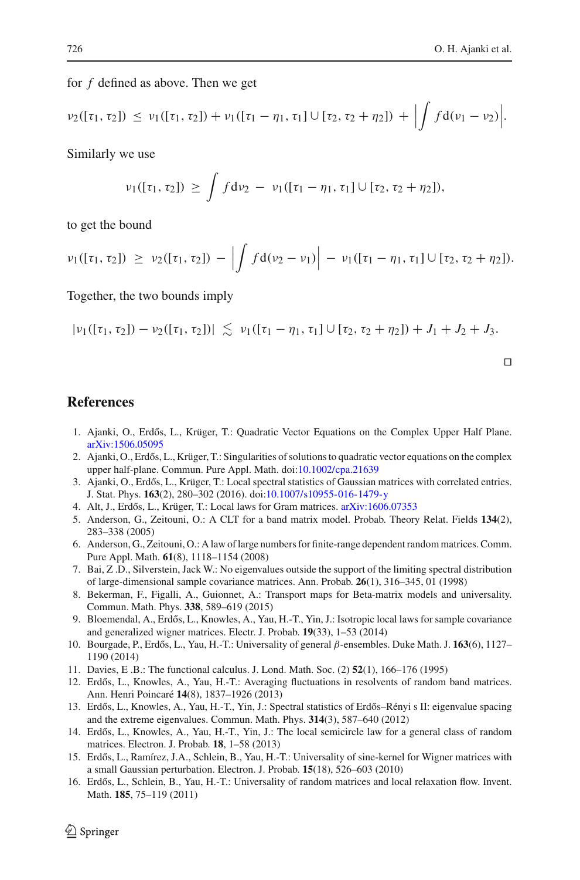for $f$ defined as above. Then we get

$$\nu_2([\tau_1, \tau_2]) \;\leq\; \nu_1([\tau_1, \tau_2]) + \nu_1([\tau_1 - \eta_1, \tau_1] \cup [\tau_2, \tau_2 + \eta_2]) \;+\; \Big|\int f \,\mathrm{d}(\nu_1 - \nu_2)\Big|.$$

Similarly we use

$$\nu_1([\tau_1, \tau_2]) \;\geq\; \int f \mathrm{d}\nu_2 \;-\; \nu_1([\tau_1 - \eta_1, \tau_1] \cup [\tau_2, \tau_2 + \eta_2]),$$

to get the bound

$$\nu_1([\tau_1, \tau_2]) \;\geq\; \nu_2([\tau_1, \tau_2]) \;-\; \Big|\int f \,\mathrm{d}(\nu_2 - \nu_1)\Big| \;-\; \nu_1([\tau_1 - \eta_1, \tau_1] \cup [\tau_2, \tau_2 + \eta_2]).$$

Together, the two bounds imply

$$|\nu_1([\tau_1, \tau_2]) - \nu_2([\tau_1, \tau_2])| \;\lesssim\; \nu_1([\tau_1 - \eta_1, \tau_1] \cup [\tau_2, \tau_2 + \eta_2]) + J_1 + J_2 + J_3.$$

□

## References

1. Ajanki, O., Erdős, L., Krüger, T.: Quadratic Vector Equations on the Complex Upper Half Plane. arXiv:1506.05095
2. Ajanki, O., Erdős, L., Krüger, T.: Singularities of solutions to quadratic vector equations on the complex upper half-plane. Commun. Pure Appl. Math. doi:10.1002/cpa.21639
3. Ajanki, O., Erdős, L., Krüger, T.: Local spectral statistics of Gaussian matrices with correlated entries. J. Stat. Phys. **163**(2), 280–302 (2016). doi:10.1007/s10955-016-1479-y
4. Alt, J., Erdős, L., Krüger, T.: Local laws for Gram matrices. arXiv:1606.07353
5. Anderson, G., Zeitouni, O.: A CLT for a band matrix model. Probab. Theory Relat. Fields **134**(2), 283–338 (2005)
6. Anderson, G., Zeitouni, O.: A law of large numbers for finite-range dependent random matrices. Comm. Pure Appl. Math. **61**(8), 1118–1154 (2008)
7. Bai, Z .D., Silverstein, Jack W.: No eigenvalues outside the support of the limiting spectral distribution of large-dimensional sample covariance matrices. Ann. Probab. **26**(1), 316–345, 01 (1998)
8. Bekerman, F., Figalli, A., Guionnet, A.: Transport maps for Beta-matrix models and universality. Commun. Math. Phys. **338**, 589–619 (2015)
9. Bloemendal, A., Erdős, L., Knowles, A., Yau, H.-T., Yin, J.: Isotropic local laws for sample covariance and generalized wigner matrices. Electr. J. Probab. **19**(33), 1–53 (2014)
10. Bourgade, P., Erdős, L., Yau, H.-T.: Universality of general $\beta$-ensembles. Duke Math. J. **163**(6), 1127–1190 (2014)
11. Davies, E .B.: The functional calculus. J. Lond. Math. Soc. (2) **52**(1), 166–176 (1995)
12. Erdős, L., Knowles, A., Yau, H.-T.: Averaging fluctuations in resolvents of random band matrices. Ann. Henri Poincaré **14**(8), 1837–1926 (2013)
13. Erdős, L., Knowles, A., Yau, H.-T., Yin, J.: Spectral statistics of Erdős–Rényi s II: eigenvalue spacing and the extreme eigenvalues. Commun. Math. Phys. **314**(3), 587–640 (2012)
14. Erdős, L., Knowles, A., Yau, H.-T., Yin, J.: The local semicircle law for a general class of random matrices. Electron. J. Probab. **18**, 1–58 (2013)
15. Erdős, L., Ramírez, J.A., Schlein, B., Yau, H.-T.: Universality of sine-kernel for Wigner matrices with a small Gaussian perturbation. Electron. J. Probab. **15**(18), 526–603 (2010)
16. Erdős, L., Schlein, B., Yau, H.-T.: Universality of random matrices and local relaxation flow. Invent. Math. **185**, 75–119 (2011)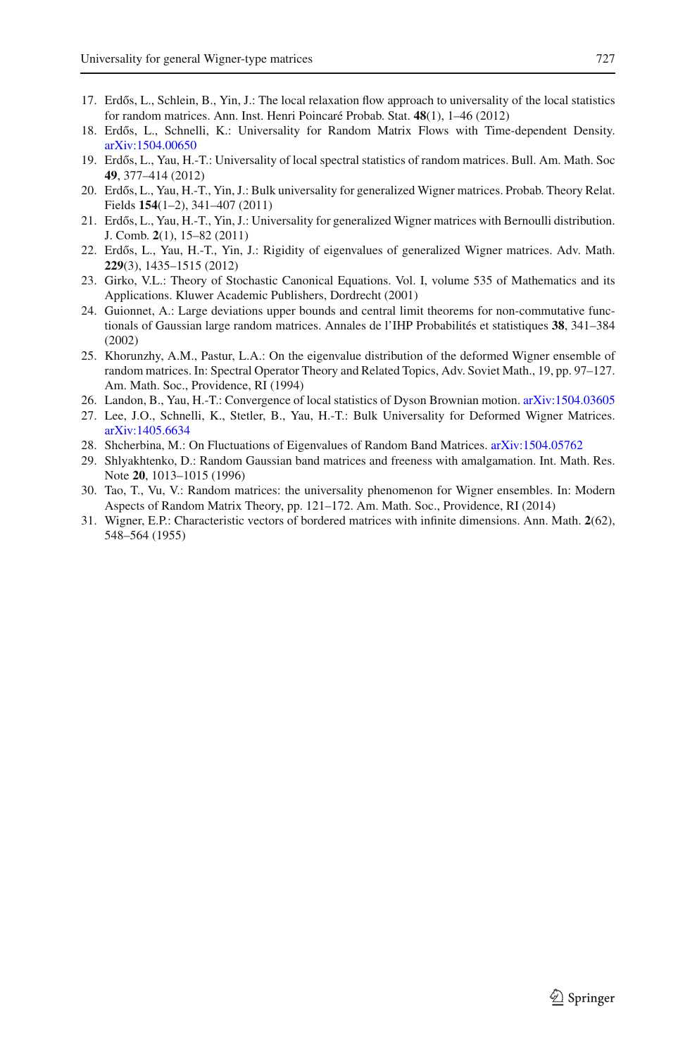17. Erdős, L., Schlein, B., Yin, J.: The local relaxation flow approach to universality of the local statistics for random matrices. Ann. Inst. Henri Poincaré Probab. Stat. **48**(1), 1–46 (2012)
18. Erdős, L., Schnelli, K.: Universality for Random Matrix Flows with Time-dependent Density. arXiv:1504.00650
19. Erdős, L., Yau, H.-T.: Universality of local spectral statistics of random matrices. Bull. Am. Math. Soc **49**, 377–414 (2012)
20. Erdős, L., Yau, H.-T., Yin, J.: Bulk universality for generalized Wigner matrices. Probab. Theory Relat. Fields **154**(1–2), 341–407 (2011)
21. Erdős, L., Yau, H.-T., Yin, J.: Universality for generalized Wigner matrices with Bernoulli distribution. J. Comb. **2**(1), 15–82 (2011)
22. Erdős, L., Yau, H.-T., Yin, J.: Rigidity of eigenvalues of generalized Wigner matrices. Adv. Math. **229**(3), 1435–1515 (2012)
23. Girko, V.L.: Theory of Stochastic Canonical Equations. Vol. I, volume 535 of Mathematics and its Applications. Kluwer Academic Publishers, Dordrecht (2001)
24. Guionnet, A.: Large deviations upper bounds and central limit theorems for non-commutative functionals of Gaussian large random matrices. Annales de l'IHP Probabilités et statistiques **38**, 341–384 (2002)
25. Khorunzhy, A.M., Pastur, L.A.: On the eigenvalue distribution of the deformed Wigner ensemble of random matrices. In: Spectral Operator Theory and Related Topics, Adv. Soviet Math., 19, pp. 97–127. Am. Math. Soc., Providence, RI (1994)
26. Landon, B., Yau, H.-T.: Convergence of local statistics of Dyson Brownian motion. arXiv:1504.03605
27. Lee, J.O., Schnelli, K., Stetler, B., Yau, H.-T.: Bulk Universality for Deformed Wigner Matrices. arXiv:1405.6634
28. Shcherbina, M.: On Fluctuations of Eigenvalues of Random Band Matrices. arXiv:1504.05762
29. Shlyakhtenko, D.: Random Gaussian band matrices and freeness with amalgamation. Int. Math. Res. Note **20**, 1013–1015 (1996)
30. Tao, T., Vu, V.: Random matrices: the universality phenomenon for Wigner ensembles. In: Modern Aspects of Random Matrix Theory, pp. 121–172. Am. Math. Soc., Providence, RI (2014)
31. Wigner, E.P.: Characteristic vectors of bordered matrices with infinite dimensions. Ann. Math. **2**(62), 548–564 (1955)